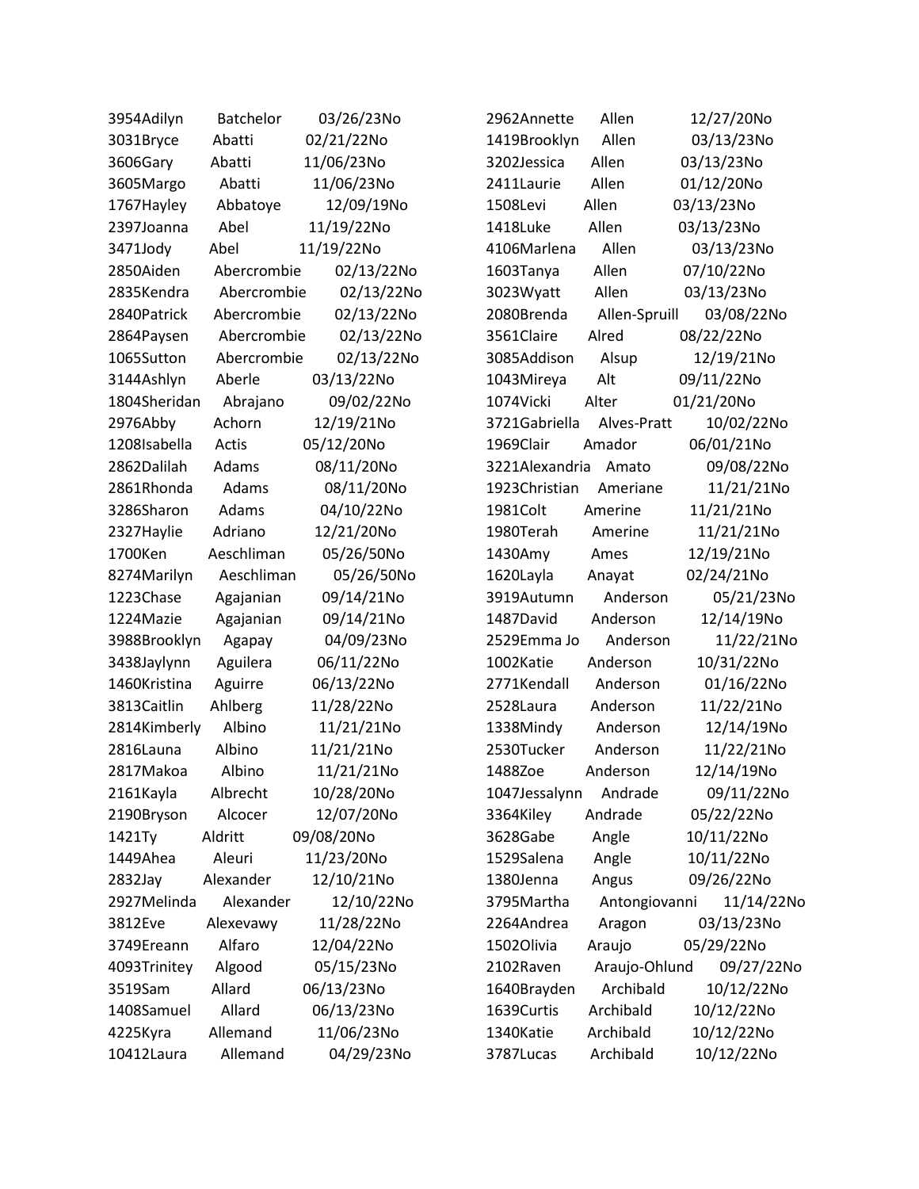| | | | |
|---|---|---|---|
| 3954Adilyn | Batchelor | 03/26/23No | |
| 3031Bryce | Abatti | 02/21/22No | |
| 3606Gary | Abatti | 11/06/23No | |
| 3605Margo | Abatti | 11/06/23No | |
| 1767Hayley | Abbatoye | 12/09/19No | |
| 2397Joanna | Abel | 11/19/22No | |
| 3471Jody | Abel | 11/19/22No | |
| 2850Aiden | Abercrombie | 02/13/22No | |
| 2835Kendra | Abercrombie | 02/13/22No | |
| 2840Patrick | Abercrombie | 02/13/22No | |
| 2864Paysen | Abercrombie | 02/13/22No | |
| 1065Sutton | Abercrombie | 02/13/22No | |
| 3144Ashlyn | Aberle | 03/13/22No | |
| 1804Sheridan | Abrajano | 09/02/22No | |
| 2976Abby | Achorn | 12/19/21No | |
| 1208Isabella | Actis | 05/12/20No | |
| 2862Dalilah | Adams | 08/11/20No | |
| 2861Rhonda | Adams | 08/11/20No | |
| 3286Sharon | Adams | 04/10/22No | |
| 2327Haylie | Adriano | 12/21/20No | |
| 1700Ken | Aeschliman | 05/26/50No | |
| 8274Marilyn | Aeschliman | 05/26/50No | |
| 1223Chase | Agajanian | 09/14/21No | |
| 1224Mazie | Agajanian | 09/14/21No | |
| 3988Brooklyn | Agapay | 04/09/23No | |
| 3438Jaylynn | Aguilera | 06/11/22No | |
| 1460Kristina | Aguirre | 06/13/22No | |
| 3813Caitlin | Ahlberg | 11/28/22No | |
| 2814Kimberly | Albino | 11/21/21No | |
| 2816Launa | Albino | 11/21/21No | |
| 2817Makoa | Albino | 11/21/21No | |
| 2161Kayla | Albrecht | 10/28/20No | |
| 2190Bryson | Alcocer | 12/07/20No | |
| 1421Ty | Aldritt | 09/08/20No | |
| 1449Ahea | Aleuri | 11/23/20No | |
| 2832Jay | Alexander | 12/10/21No | |
| 2927Melinda | Alexander | 12/10/22No | |
| 3812Eve | Alexevawy | 11/28/22No | |
| 3749Ereann | Alfaro | 12/04/22No | |
| 4093Trinitey | Algood | 05/15/23No | |
| 3519Sam | Allard | 06/13/23No | |
| 1408Samuel | Allard | 06/13/23No | |
| 4225Kyra | Allemand | 11/06/23No | |
| 10412Laura | Allemand | 04/29/23No | |
| 2962Annette | Allen | 12/27/20No | |
| 1419Brooklyn | Allen | 03/13/23No | |
| 3202Jessica | Allen | 03/13/23No | |
| 2411Laurie | Allen | 01/12/20No | |
| 1508Levi | Allen | 03/13/23No | |
| 1418Luke | Allen | 03/13/23No | |
| 4106Marlena | Allen | 03/13/23No | |
| 1603Tanya | Allen | 07/10/22No | |
| 3023Wyatt | Allen | 03/13/23No | |
| 2080Brenda | Allen-Spruill | 03/08/22No | |
| 3561Claire | Alred | 08/22/22No | |
| 3085Addison | Alsup | 12/19/21No | |
| 1043Mireya | Alt | 09/11/22No | |
| 1074Vicki | Alter | 01/21/20No | |
| 3721Gabriella | Alves-Pratt | 10/02/22No | |
| 1969Clair | Amador | 06/01/21No | |
| 3221Alexandria | Amato | 09/08/22No | |
| 1923Christian | Ameriane | 11/21/21No | |
| 1981Colt | Amerine | 11/21/21No | |
| 1980Terah | Amerine | 11/21/21No | |
| 1430Amy | Ames | 12/19/21No | |
| 1620Layla | Anayat | 02/24/21No | |
| 3919Autumn | Anderson | 05/21/23No | |
| 1487David | Anderson | 12/14/19No | |
| 2529Emma Jo | Anderson | 11/22/21No | |
| 1002Katie | Anderson | 10/31/22No | |
| 2771Kendall | Anderson | 01/16/22No | |
| 2528Laura | Anderson | 11/22/21No | |
| 1338Mindy | Anderson | 12/14/19No | |
| 2530Tucker | Anderson | 11/22/21No | |
| 1488Zoe | Anderson | 12/14/19No | |
| 1047Jessalynn | Andrade | 09/11/22No | |
| 3364Kiley | Andrade | 05/22/22No | |
| 3628Gabe | Angle | 10/11/22No | |
| 1529Salena | Angle | 10/11/22No | |
| 1380Jenna | Angus | 09/26/22No | |
| 3795Martha | Antongiovanni | 11/14/22No | |
| 2264Andrea | Aragon | 03/13/23No | |
| 1502Olivia | Araujo | 05/29/22No | |
| 2102Raven | Araujo-Ohlund | 09/27/22No | |
| 1640Brayden | Archibald | 10/12/22No | |
| 1639Curtis | Archibald | 10/12/22No | |
| 1340Katie | Archibald | 10/12/22No | |
| 3787Lucas | Archibald | 10/12/22No | |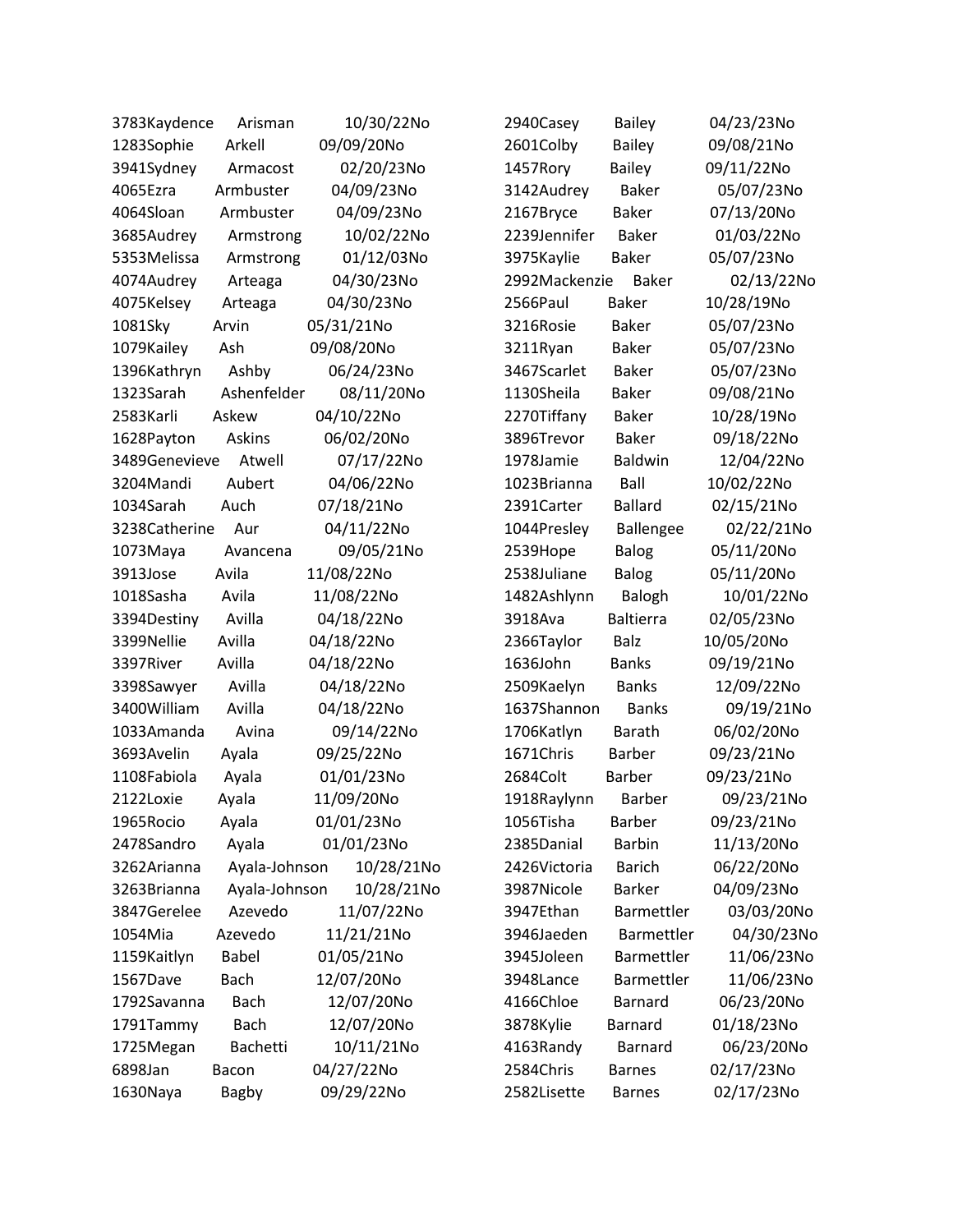3783Kaydence Arisman 10/30/22No
1283Sophie Arkell 09/09/20No
3941Sydney Armacost 02/20/23No
4065Ezra Armbuster 04/09/23No
4064Sloan Armbuster 04/09/23No
3685Audrey Armstrong 10/02/22No
5353Melissa Armstrong 01/12/03No
4074Audrey Arteaga 04/30/23No
4075Kelsey Arteaga 04/30/23No
1081Sky Arvin 05/31/21No
1079Kailey Ash 09/08/20No
1396Kathryn Ashby 06/24/23No
1323Sarah Ashenfelder 08/11/20No
2583Karli Askew 04/10/22No
1628Payton Askins 06/02/20No
3489Genevieve Atwell 07/17/22No
3204Mandi Aubert 04/06/22No
1034Sarah Auch 07/18/21No
3238Catherine Aur 04/11/22No
1073Maya Avancena 09/05/21No
3913Jose Avila 11/08/22No
1018Sasha Avila 11/08/22No
3394Destiny Avilla 04/18/22No
3399Nellie Avilla 04/18/22No
3397River Avilla 04/18/22No
3398Sawyer Avilla 04/18/22No
3400William Avilla 04/18/22No
1033Amanda Avina 09/14/22No
3693Avelin Ayala 09/25/22No
1108Fabiola Ayala 01/01/23No
2122Loxie Ayala 11/09/20No
1965Rocio Ayala 01/01/23No
2478Sandro Ayala 01/01/23No
3262Arianna Ayala-Johnson 10/28/21No
3263Brianna Ayala-Johnson 10/28/21No
3847Gerelee Azevedo 11/07/22No
1054Mia Azevedo 11/21/21No
1159Kaitlyn Babel 01/05/21No
1567Dave Bach 12/07/20No
1792Savanna Bach 12/07/20No
1791Tammy Bach 12/07/20No
1725Megan Bachetti 10/11/21No
6898Jan Bacon 04/27/22No
1630Naya Bagby 09/29/22No
2940Casey Bailey 04/23/23No
2601Colby Bailey 09/08/21No
1457Rory Bailey 09/11/22No
3142Audrey Baker 05/07/23No
2167Bryce Baker 07/13/20No
2239Jennifer Baker 01/03/22No
3975Kaylie Baker 05/07/23No
2992Mackenzie Baker 02/13/22No
2566Paul Baker 10/28/19No
3216Rosie Baker 05/07/23No
3211Ryan Baker 05/07/23No
3467Scarlet Baker 05/07/23No
1130Sheila Baker 09/08/21No
2270Tiffany Baker 10/28/19No
3896Trevor Baker 09/18/22No
1978Jamie Baldwin 12/04/22No
1023Brianna Ball 10/02/22No
2391Carter Ballard 02/15/21No
1044Presley Ballengee 02/22/21No
2539Hope Balog 05/11/20No
2538Juliane Balog 05/11/20No
1482Ashlynn Balogh 10/01/22No
3918Ava Baltierra 02/05/23No
2366Taylor Balz 10/05/20No
1636John Banks 09/19/21No
2509Kaelyn Banks 12/09/22No
1637Shannon Banks 09/19/21No
1706Katlyn Barath 06/02/20No
1671Chris Barber 09/23/21No
2684Colt Barber 09/23/21No
1918Raylynn Barber 09/23/21No
1056Tisha Barber 09/23/21No
2385Danial Barbin 11/13/20No
2426Victoria Barich 06/22/20No
3987Nicole Barker 04/09/23No
3947Ethan Barmettler 03/03/20No
3946Jaeden Barmettler 04/30/23No
3945Joleen Barmettler 11/06/23No
3948Lance Barmettler 11/06/23No
4166Chloe Barnard 06/23/20No
3878Kylie Barnard 01/18/23No
4163Randy Barnard 06/23/20No
2584Chris Barnes 02/17/23No
2582Lisette Barnes 02/17/23No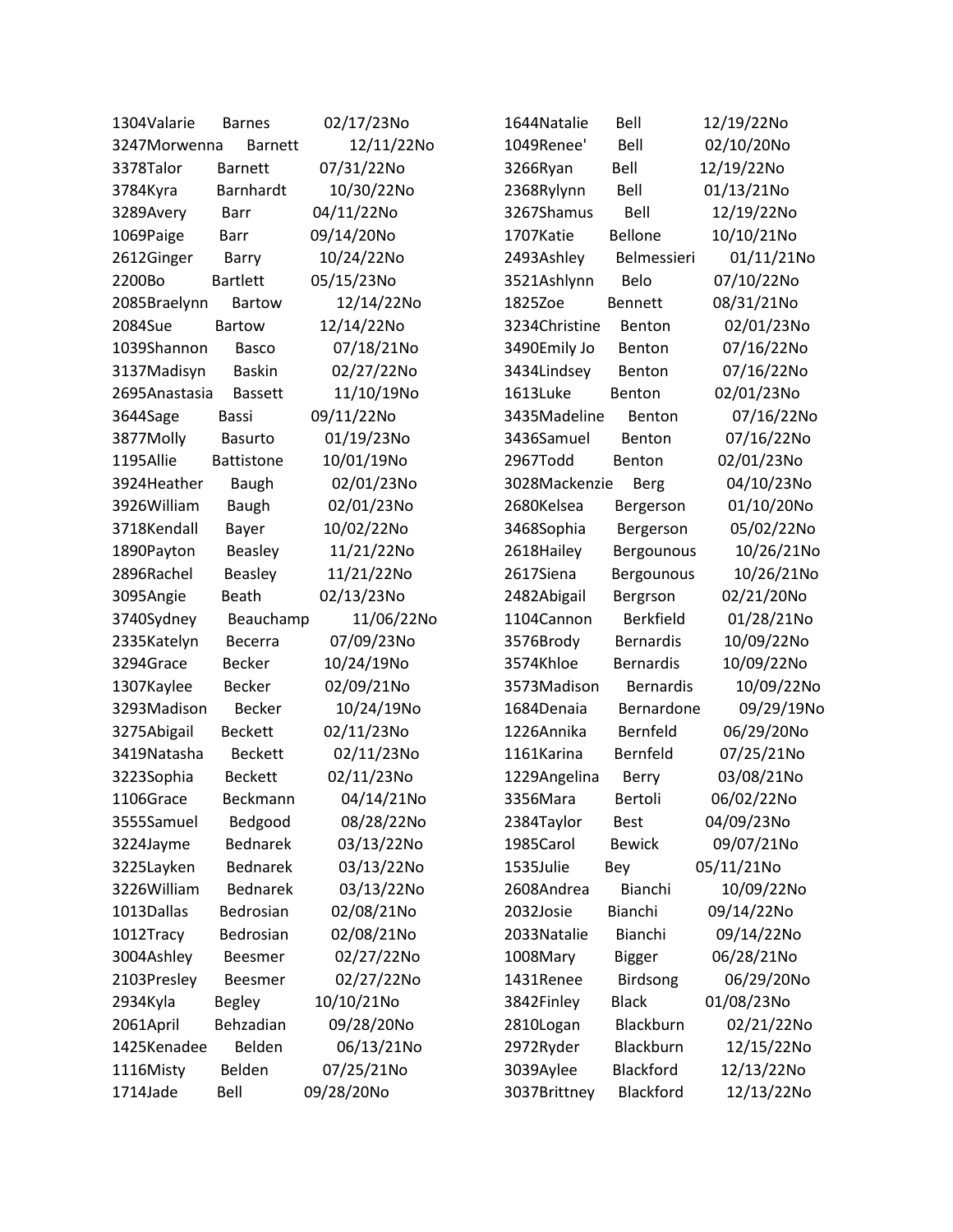1304Valarie Barnes 02/17/23No
3247Morwenna Barnett 12/11/22No
3378Talor Barnett 07/31/22No
3784Kyra Barnhardt 10/30/22No
3289Avery Barr 04/11/22No
1069Paige Barr 09/14/20No
2612Ginger Barry 10/24/22No
2200Bo Bartlett 05/15/23No
2085Braelynn Bartow 12/14/22No
2084Sue Bartow 12/14/22No
1039Shannon Basco 07/18/21No
3137Madisyn Baskin 02/27/22No
2695Anastasia Bassett 11/10/19No
3644Sage Bassi 09/11/22No
3877Molly Basurto 01/19/23No
1195Allie Battistone 10/01/19No
3924Heather Baugh 02/01/23No
3926William Baugh 02/01/23No
3718Kendall Bayer 10/02/22No
1890Payton Beasley 11/21/22No
2896Rachel Beasley 11/21/22No
3095Angie Beath 02/13/23No
3740Sydney Beauchamp 11/06/22No
2335Katelyn Becerra 07/09/23No
3294Grace Becker 10/24/19No
1307Kaylee Becker 02/09/21No
3293Madison Becker 10/24/19No
3275Abigail Beckett 02/11/23No
3419Natasha Beckett 02/11/23No
3223Sophia Beckett 02/11/23No
1106Grace Beckmann 04/14/21No
3555Samuel Bedgood 08/28/22No
3224Jayme Bednarek 03/13/22No
3225Layken Bednarek 03/13/22No
3226William Bednarek 03/13/22No
1013Dallas Bedrosian 02/08/21No
1012Tracy Bedrosian 02/08/21No
3004Ashley Beesmer 02/27/22No
2103Presley Beesmer 02/27/22No
2934Kyla Begley 10/10/21No
2061April Behzadian 09/28/20No
1425Kenadee Belden 06/13/21No
1116Misty Belden 07/25/21No
1714Jade Bell 09/28/20No
1644Natalie Bell 12/19/22No
1049Renee' Bell 02/10/20No
3266Ryan Bell 12/19/22No
2368Rylynn Bell 01/13/21No
3267Shamus Bell 12/19/22No
1707Katie Bellone 10/10/21No
2493Ashley Belmessieri 01/11/21No
3521Ashlynn Belo 07/10/22No
1825Zoe Bennett 08/31/21No
3234Christine Benton 02/01/23No
3490Emily Jo Benton 07/16/22No
3434Lindsey Benton 07/16/22No
1613Luke Benton 02/01/23No
3435Madeline Benton 07/16/22No
3436Samuel Benton 07/16/22No
2967Todd Benton 02/01/23No
3028Mackenzie Berg 04/10/23No
2680Kelsea Bergerson 01/10/20No
3468Sophia Bergerson 05/02/22No
2618Hailey Bergounous 10/26/21No
2617Siena Bergounous 10/26/21No
2482Abigail Bergrson 02/21/20No
1104Cannon Berkfield 01/28/21No
3576Brody Bernardis 10/09/22No
3574Khloe Bernardis 10/09/22No
3573Madison Bernardis 10/09/22No
1684Denaia Bernardone 09/29/19No
1226Annika Bernfeld 06/29/20No
1161Karina Bernfeld 07/25/21No
1229Angelina Berry 03/08/21No
3356Mara Bertoli 06/02/22No
2384Taylor Best 04/09/23No
1985Carol Bewick 09/07/21No
1535Julie Bey 05/11/21No
2608Andrea Bianchi 10/09/22No
2032Josie Bianchi 09/14/22No
2033Natalie Bianchi 09/14/22No
1008Mary Bigger 06/28/21No
1431Renee Birdsong 06/29/20No
3842Finley Black 01/08/23No
2810Logan Blackburn 02/21/22No
2972Ryder Blackburn 12/15/22No
3039Aylee Blackford 12/13/22No
3037Brittney Blackford 12/13/22No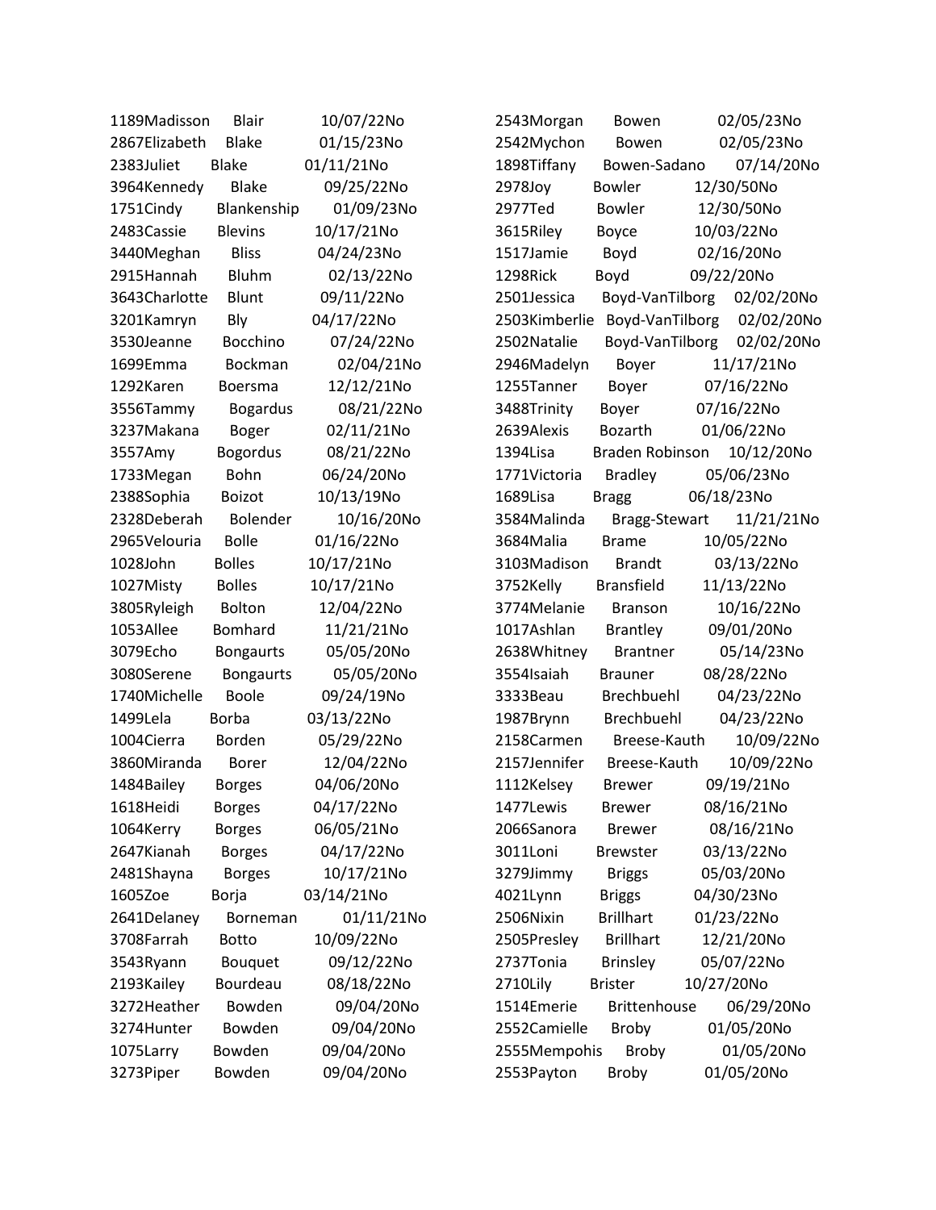| | | | |
|---|---|---|---|
| 1189Madisson | Blair | 10/07/22No | |
| 2867Elizabeth | Blake | 01/15/23No | |
| 2383Juliet | Blake | 01/11/21No | |
| 3964Kennedy | Blake | 09/25/22No | |
| 1751Cindy | Blankenship | 01/09/23No | |
| 2483Cassie | Blevins | 10/17/21No | |
| 3440Meghan | Bliss | 04/24/23No | |
| 2915Hannah | Bluhm | 02/13/22No | |
| 3643Charlotte | Blunt | 09/11/22No | |
| 3201Kamryn | Bly | 04/17/22No | |
| 3530Jeanne | Bocchino | 07/24/22No | |
| 1699Emma | Bockman | 02/04/21No | |
| 1292Karen | Boersma | 12/12/21No | |
| 3556Tammy | Bogardus | 08/21/22No | |
| 3237Makana | Boger | 02/11/21No | |
| 3557Amy | Bogordus | 08/21/22No | |
| 1733Megan | Bohn | 06/24/20No | |
| 2388Sophia | Boizot | 10/13/19No | |
| 2328Deberah | Bolender | 10/16/20No | |
| 2965Velouria | Bolle | 01/16/22No | |
| 1028John | Bolles | 10/17/21No | |
| 1027Misty | Bolles | 10/17/21No | |
| 3805Ryleigh | Bolton | 12/04/22No | |
| 1053Allee | Bomhard | 11/21/21No | |
| 3079Echo | Bongaurts | 05/05/20No | |
| 3080Serene | Bongaurts | 05/05/20No | |
| 1740Michelle | Boole | 09/24/19No | |
| 1499Lela | Borba | 03/13/22No | |
| 1004Cierra | Borden | 05/29/22No | |
| 3860Miranda | Borer | 12/04/22No | |
| 1484Bailey | Borges | 04/06/20No | |
| 1618Heidi | Borges | 04/17/22No | |
| 1064Kerry | Borges | 06/05/21No | |
| 2647Kianah | Borges | 04/17/22No | |
| 2481Shayna | Borges | 10/17/21No | |
| 1605Zoe | Borja | 03/14/21No | |
| 2641Delaney | Borneman | 01/11/21No | |
| 3708Farrah | Botto | 10/09/22No | |
| 3543Ryann | Bouquet | 09/12/22No | |
| 2193Kailey | Bourdeau | 08/18/22No | |
| 3272Heather | Bowden | 09/04/20No | |
| 3274Hunter | Bowden | 09/04/20No | |
| 1075Larry | Bowden | 09/04/20No | |
| 3273Piper | Bowden | 09/04/20No | |
| 2543Morgan | Bowen | 02/05/23No | |
| 2542Mychon | Bowen | 02/05/23No | |
| 1898Tiffany | Bowen-Sadano | 07/14/20No | |
| 2978Joy | Bowler | 12/30/50No | |
| 2977Ted | Bowler | 12/30/50No | |
| 3615Riley | Boyce | 10/03/22No | |
| 1517Jamie | Boyd | 02/16/20No | |
| 1298Rick | Boyd | 09/22/20No | |
| 2501Jessica | Boyd-VanTilborg | 02/02/20No | |
| 2503Kimberlie | Boyd-VanTilborg | 02/02/20No | |
| 2502Natalie | Boyd-VanTilborg | 02/02/20No | |
| 2946Madelyn | Boyer | 11/17/21No | |
| 1255Tanner | Boyer | 07/16/22No | |
| 3488Trinity | Boyer | 07/16/22No | |
| 2639Alexis | Bozarth | 01/06/22No | |
| 1394Lisa | Braden Robinson | 10/12/20No | |
| 1771Victoria | Bradley | 05/06/23No | |
| 1689Lisa | Bragg | 06/18/23No | |
| 3584Malinda | Bragg-Stewart | 11/21/21No | |
| 3684Malia | Brame | 10/05/22No | |
| 3103Madison | Brandt | 03/13/22No | |
| 3752Kelly | Bransfield | 11/13/22No | |
| 3774Melanie | Branson | 10/16/22No | |
| 1017Ashlan | Brantley | 09/01/20No | |
| 2638Whitney | Brantner | 05/14/23No | |
| 3554Isaiah | Brauner | 08/28/22No | |
| 3333Beau | Brechbuehl | 04/23/22No | |
| 1987Brynn | Brechbuehl | 04/23/22No | |
| 2158Carmen | Breese-Kauth | 10/09/22No | |
| 2157Jennifer | Breese-Kauth | 10/09/22No | |
| 1112Kelsey | Brewer | 09/19/21No | |
| 1477Lewis | Brewer | 08/16/21No | |
| 2066Sanora | Brewer | 08/16/21No | |
| 3011Loni | Brewster | 03/13/22No | |
| 3279Jimmy | Briggs | 05/03/20No | |
| 4021Lynn | Briggs | 04/30/23No | |
| 2506Nixin | Brillhart | 01/23/22No | |
| 2505Presley | Brillhart | 12/21/20No | |
| 2737Tonia | Brinsley | 05/07/22No | |
| 2710Lily | Brister | 10/27/20No | |
| 1514Emerie | Brittenhouse | 06/29/20No | |
| 2552Camielle | Broby | 01/05/20No | |
| 2555Mempohis | Broby | 01/05/20No | |
| 2553Payton | Broby | 01/05/20No | |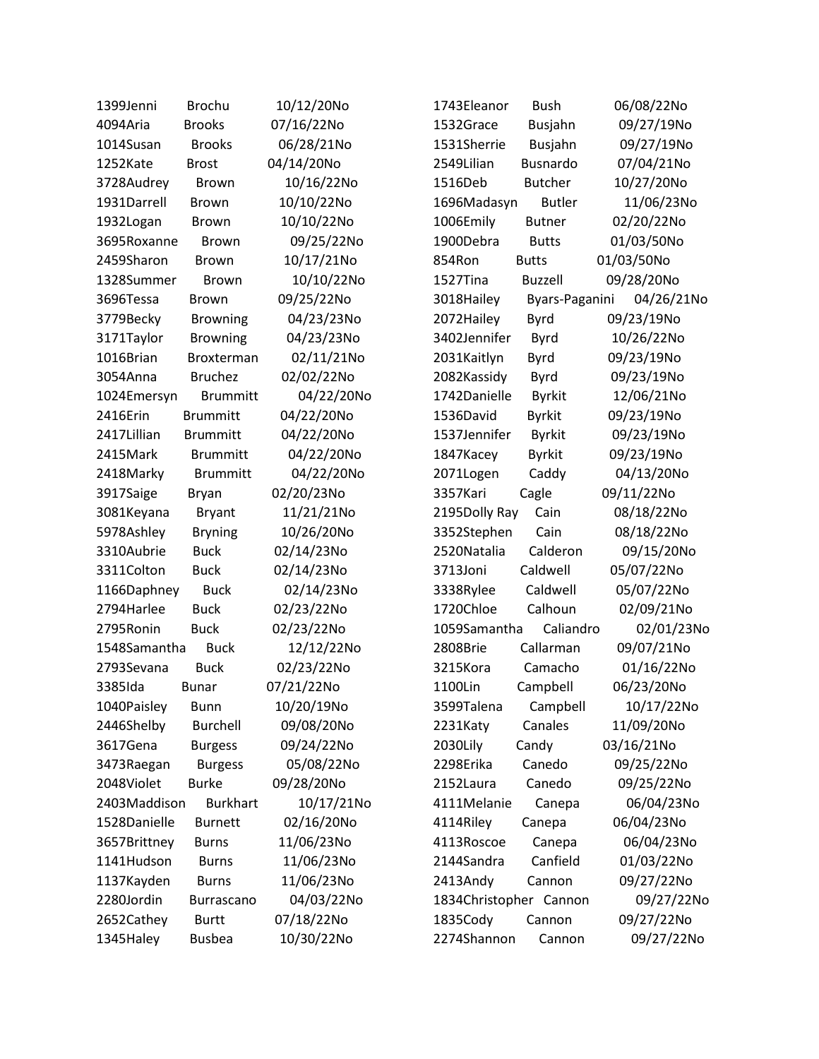1399Jenni Brochu 10/12/20No
4094Aria Brooks 07/16/22No
1014Susan Brooks 06/28/21No
1252Kate Brost 04/14/20No
3728Audrey Brown 10/16/22No
1931Darrell Brown 10/10/22No
1932Logan Brown 10/10/22No
3695Roxanne Brown 09/25/22No
2459Sharon Brown 10/17/21No
1328Summer Brown 10/10/22No
3696Tessa Brown 09/25/22No
3779Becky Browning 04/23/23No
3171Taylor Browning 04/23/23No
1016Brian Broxterman 02/11/21No
3054Anna Bruchez 02/02/22No
1024Emersyn Brummitt 04/22/20No
2416Erin Brummitt 04/22/20No
2417Lillian Brummitt 04/22/20No
2415Mark Brummitt 04/22/20No
2418Marky Brummitt 04/22/20No
3917Saige Bryan 02/20/23No
3081Keyana Bryant 11/21/21No
5978Ashley Bryning 10/26/20No
3310Aubrie Buck 02/14/23No
3311Colton Buck 02/14/23No
1166Daphney Buck 02/14/23No
2794Harlee Buck 02/23/22No
2795Ronin Buck 02/23/22No
1548Samantha Buck 12/12/22No
2793Sevana Buck 02/23/22No
3385Ida Bunar 07/21/22No
1040Paisley Bunn 10/20/19No
2446Shelby Burchell 09/08/20No
3617Gena Burgess 09/24/22No
3473Raegan Burgess 05/08/22No
2048Violet Burke 09/28/20No
2403Maddison Burkhart 10/17/21No
1528Danielle Burnett 02/16/20No
3657Brittney Burns 11/06/23No
1141Hudson Burns 11/06/23No
1137Kayden Burns 11/06/23No
2280Jordin Burrascano 04/03/22No
2652Cathey Burtt 07/18/22No
1345Haley Busbea 10/30/22No
1743Eleanor Bush 06/08/22No
1532Grace Busjahn 09/27/19No
1531Sherrie Busjahn 09/27/19No
2549Lilian Busnardo 07/04/21No
1516Deb Butcher 10/27/20No
1696Madasyn Butler 11/06/23No
1006Emily Butner 02/20/22No
1900Debra Butts 01/03/50No
854Ron Butts 01/03/50No
1527Tina Buzzell 09/28/20No
3018Hailey Byars-Paganini 04/26/21No
2072Hailey Byrd 09/23/19No
3402Jennifer Byrd 10/26/22No
2031Kaitlyn Byrd 09/23/19No
2082Kassidy Byrd 09/23/19No
1742Danielle Byrkit 12/06/21No
1536David Byrkit 09/23/19No
1537Jennifer Byrkit 09/23/19No
1847Kacey Byrkit 09/23/19No
2071Logen Caddy 04/13/20No
3357Kari Cagle 09/11/22No
2195Dolly Ray Cain 08/18/22No
3352Stephen Cain 08/18/22No
2520Natalia Calderon 09/15/20No
3713Joni Caldwell 05/07/22No
3338Rylee Caldwell 05/07/22No
1720Chloe Calhoun 02/09/21No
1059Samantha Caliandro 02/01/23No
2808Brie Callarman 09/07/21No
3215Kora Camacho 01/16/22No
1100Lin Campbell 06/23/20No
3599Talena Campbell 10/17/22No
2231Katy Canales 11/09/20No
2030Lily Candy 03/16/21No
2298Erika Canedo 09/25/22No
2152Laura Canedo 09/25/22No
4111Melanie Canepa 06/04/23No
4114Riley Canepa 06/04/23No
4113Roscoe Canepa 06/04/23No
2144Sandra Canfield 01/03/22No
2413Andy Cannon 09/27/22No
1834Christopher Cannon 09/27/22No
1835Cody Cannon 09/27/22No
2274Shannon Cannon 09/27/22No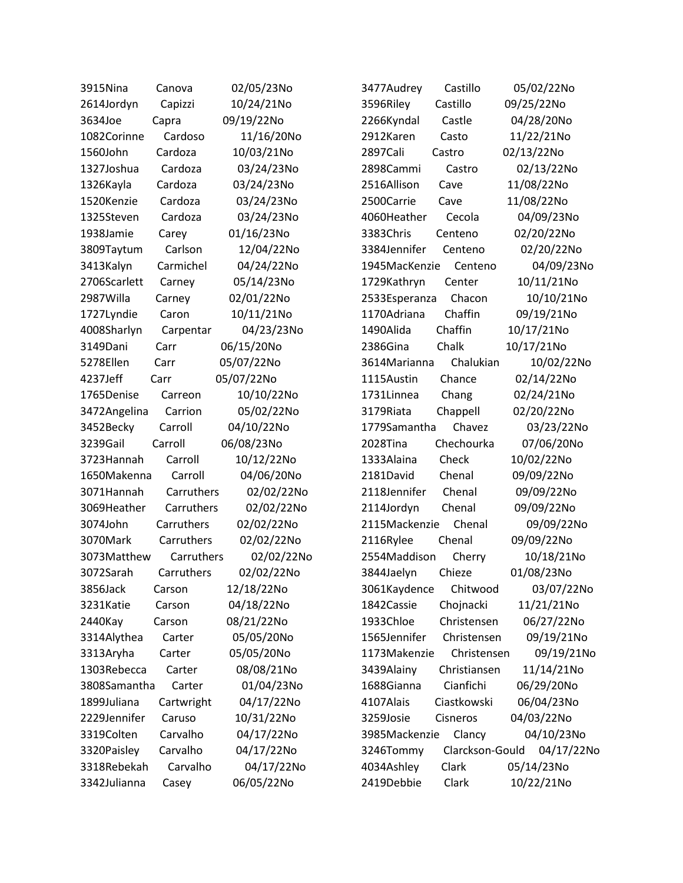3915Nina Canova 02/05/23No
2614Jordyn Capizzi 10/24/21No
3634Joe Capra 09/19/22No
1082Corinne Cardoso 11/16/20No
1560John Cardoza 10/03/21No
1327Joshua Cardoza 03/24/23No
1326Kayla Cardoza 03/24/23No
1520Kenzie Cardoza 03/24/23No
1325Steven Cardoza 03/24/23No
1938Jamie Carey 01/16/23No
3809Taytum Carlson 12/04/22No
3413Kalyn Carmichel 04/24/22No
2706Scarlett Carney 05/14/23No
2987Willa Carney 02/01/22No
1727Lyndie Caron 10/11/21No
4008Sharlyn Carpentar 04/23/23No
3149Dani Carr 06/15/20No
5278Ellen Carr 05/07/22No
4237Jeff Carr 05/07/22No
1765Denise Carreon 10/10/22No
3472Angelina Carrion 05/02/22No
3452Becky Carroll 04/10/22No
3239Gail Carroll 06/08/23No
3723Hannah Carroll 10/12/22No
1650Makenna Carroll 04/06/20No
3071Hannah Carruthers 02/02/22No
3069Heather Carruthers 02/02/22No
3074John Carruthers 02/02/22No
3070Mark Carruthers 02/02/22No
3073Matthew Carruthers 02/02/22No
3072Sarah Carruthers 02/02/22No
3856Jack Carson 12/18/22No
3231Katie Carson 04/18/22No
2440Kay Carson 08/21/22No
3314Alythea Carter 05/05/20No
3313Aryha Carter 05/05/20No
1303Rebecca Carter 08/08/21No
3808Samantha Carter 01/04/23No
1899Juliana Cartwright 04/17/22No
2229Jennifer Caruso 10/31/22No
3319Colten Carvalho 04/17/22No
3320Paisley Carvalho 04/17/22No
3318Rebekah Carvalho 04/17/22No
3342Julianna Casey 06/05/22No
3477Audrey Castillo 05/02/22No
3596Riley Castillo 09/25/22No
2266Kyndal Castle 04/28/20No
2912Karen Casto 11/22/21No
2897Cali Castro 02/13/22No
2898Cammi Castro 02/13/22No
2516Allison Cave 11/08/22No
2500Carrie Cave 11/08/22No
4060Heather Cecola 04/09/23No
3383Chris Centeno 02/20/22No
3384Jennifer Centeno 02/20/22No
1945MacKenzie Centeno 04/09/23No
1729Kathryn Center 10/11/21No
2533Esperanza Chacon 10/10/21No
1170Adriana Chaffin 09/19/21No
1490Alida Chaffin 10/17/21No
2386Gina Chalk 10/17/21No
3614Marianna Chalukian 10/02/22No
1115Austin Chance 02/14/22No
1731Linnea Chang 02/24/21No
3179Riata Chappell 02/20/22No
1779Samantha Chavez 03/23/22No
2028Tina Chechourka 07/06/20No
1333Alaina Check 10/02/22No
2181David Chenal 09/09/22No
2118Jennifer Chenal 09/09/22No
2114Jordyn Chenal 09/09/22No
2115Mackenzie Chenal 09/09/22No
2116Rylee Chenal 09/09/22No
2554Maddison Cherry 10/18/21No
3844Jaelyn Chieze 01/08/23No
3061Kaydence Chitwood 03/07/22No
1842Cassie Chojnacki 11/21/21No
1933Chloe Christensen 06/27/22No
1565Jennifer Christensen 09/19/21No
1173Makenzie Christensen 09/19/21No
3439Alainy Christiansen 11/14/21No
1688Gianna Cianfichi 06/29/20No
4107Alais Ciastkowski 06/04/23No
3259Josie Cisneros 04/03/22No
3985Mackenzie Clancy 04/10/23No
3246Tommy Clarckson-Gould 04/17/22No
4034Ashley Clark 05/14/23No
2419Debbie Clark 10/22/21No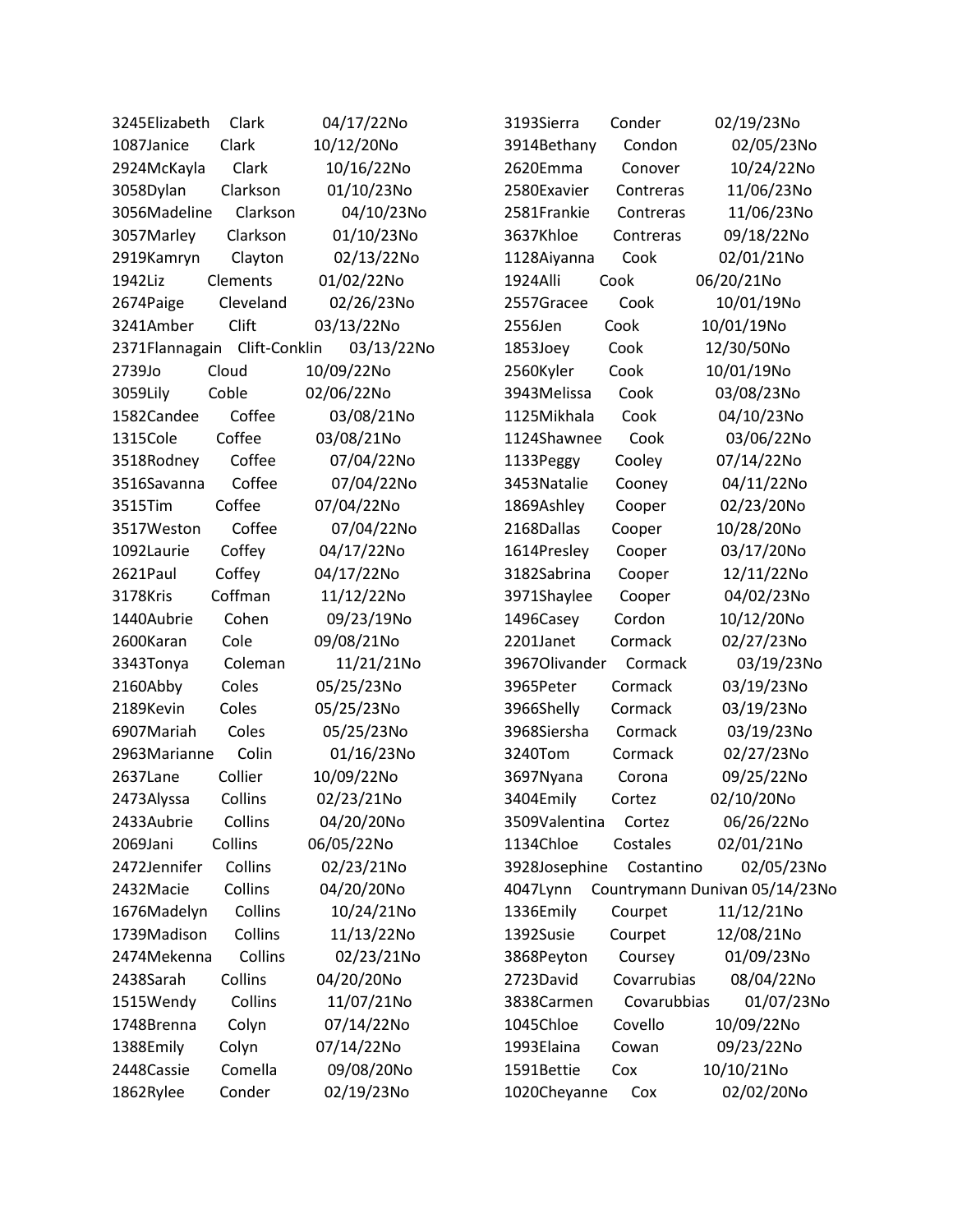3245Elizabeth Clark 04/17/22No
1087Janice Clark 10/12/20No
2924McKayla Clark 10/16/22No
3058Dylan Clarkson 01/10/23No
3056Madeline Clarkson 04/10/23No
3057Marley Clarkson 01/10/23No
2919Kamryn Clayton 02/13/22No
1942Liz Clements 01/02/22No
2674Paige Cleveland 02/26/23No
3241Amber Clift 03/13/22No
2371Flannagain Clift-Conklin 03/13/22No
2739Jo Cloud 10/09/22No
3059Lily Coble 02/06/22No
1582Candee Coffee 03/08/21No
1315Cole Coffee 03/08/21No
3518Rodney Coffee 07/04/22No
3516Savanna Coffee 07/04/22No
3515Tim Coffee 07/04/22No
3517Weston Coffee 07/04/22No
1092Laurie Coffey 04/17/22No
2621Paul Coffey 04/17/22No
3178Kris Coffman 11/12/22No
1440Aubrie Cohen 09/23/19No
2600Karan Cole 09/08/21No
3343Tonya Coleman 11/21/21No
2160Abby Coles 05/25/23No
2189Kevin Coles 05/25/23No
6907Mariah Coles 05/25/23No
2963Marianne Colin 01/16/23No
2637Lane Collier 10/09/22No
2473Alyssa Collins 02/23/21No
2433Aubrie Collins 04/20/20No
2069Jani Collins 06/05/22No
2472Jennifer Collins 02/23/21No
2432Macie Collins 04/20/20No
1676Madelyn Collins 10/24/21No
1739Madison Collins 11/13/22No
2474Mekenna Collins 02/23/21No
2438Sarah Collins 04/20/20No
1515Wendy Collins 11/07/21No
1748Brenna Colyn 07/14/22No
1388Emily Colyn 07/14/22No
2448Cassie Comella 09/08/20No
1862Rylee Conder 02/19/23No
3193Sierra Conder 02/19/23No
3914Bethany Condon 02/05/23No
2620Emma Conover 10/24/22No
2580Exavier Contreras 11/06/23No
2581Frankie Contreras 11/06/23No
3637Khloe Contreras 09/18/22No
1128Aiyanna Cook 02/01/21No
1924Alli Cook 06/20/21No
2557Gracee Cook 10/01/19No
2556Jen Cook 10/01/19No
1853Joey Cook 12/30/50No
2560Kyler Cook 10/01/19No
3943Melissa Cook 03/08/23No
1125Mikhala Cook 04/10/23No
1124Shawnee Cook 03/06/22No
1133Peggy Cooley 07/14/22No
3453Natalie Cooney 04/11/22No
1869Ashley Cooper 02/23/20No
2168Dallas Cooper 10/28/20No
1614Presley Cooper 03/17/20No
3182Sabrina Cooper 12/11/22No
3971Shaylee Cooper 04/02/23No
1496Casey Cordon 10/12/20No
2201Janet Cormack 02/27/23No
3967Olivander Cormack 03/19/23No
3965Peter Cormack 03/19/23No
3966Shelly Cormack 03/19/23No
3968Siersha Cormack 03/19/23No
3240Tom Cormack 02/27/23No
3697Nyana Corona 09/25/22No
3404Emily Cortez 02/10/20No
3509Valentina Cortez 06/26/22No
1134Chloe Costales 02/01/21No
3928Josephine Costantino 02/05/23No
4047Lynn Countrymann Dunivan 05/14/23No
1336Emily Courpet 11/12/21No
1392Susie Courpet 12/08/21No
3868Peyton Coursey 01/09/23No
2723David Covarrubias 08/04/22No
3838Carmen Covarubbias 01/07/23No
1045Chloe Covello 10/09/22No
1993Elaina Cowan 09/23/22No
1591Bettie Cox 10/10/21No
1020Cheyanne Cox 02/02/20No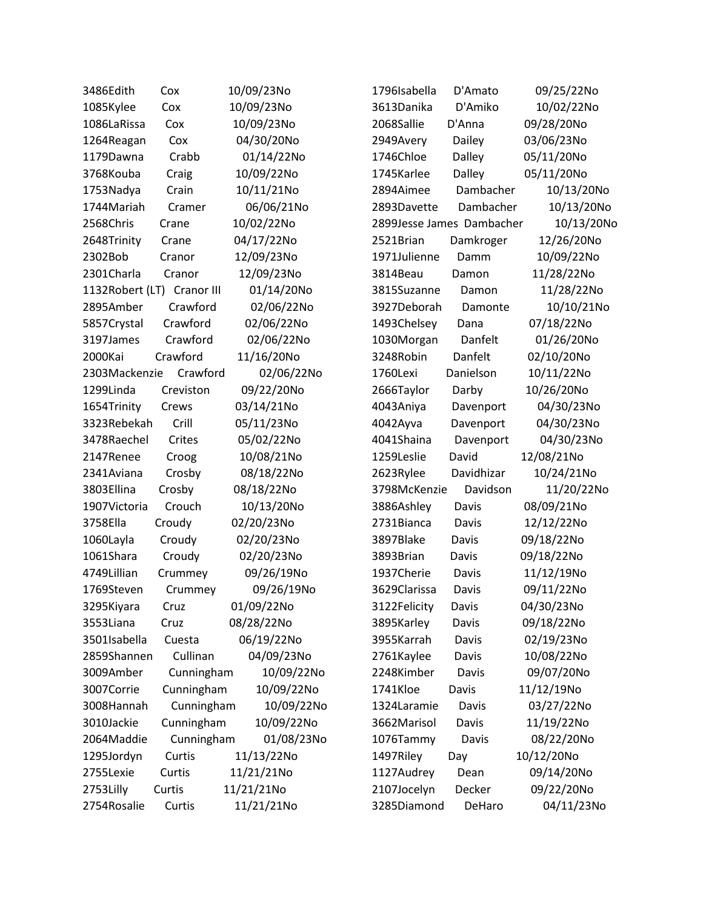| ID | First Name | Last Name | Date | Status |
|---|---|---|---|---|
| 3486 | Edith | Cox | 10/09/23 | No |
| 1085 | Kylee | Cox | 10/09/23 | No |
| 1086 | LaRissa | Cox | 10/09/23 | No |
| 1264 | Reagan | Cox | 04/30/20 | No |
| 1179 | Dawna | Crabb | 01/14/22 | No |
| 3768 | Kouba | Craig | 10/09/22 | No |
| 1753 | Nadya | Crain | 10/11/21 | No |
| 1744 | Mariah | Cramer | 06/06/21 | No |
| 2568 | Chris | Crane | 10/02/22 | No |
| 2648 | Trinity | Crane | 04/17/22 | No |
| 2302 | Bob | Cranor | 12/09/23 | No |
| 2301 | Charla | Cranor | 12/09/23 | No |
| 1132 | Robert (LT) | Cranor III | 01/14/20 | No |
| 2895 | Amber | Crawford | 02/06/22 | No |
| 5857 | Crystal | Crawford | 02/06/22 | No |
| 3197 | James | Crawford | 02/06/22 | No |
| 2000 | Kai | Crawford | 11/16/20 | No |
| 2303 | Mackenzie | Crawford | 02/06/22 | No |
| 1299 | Linda | Creviston | 09/22/20 | No |
| 1654 | Trinity | Crews | 03/14/21 | No |
| 3323 | Rebekah | Crill | 05/11/23 | No |
| 3478 | Raechel | Crites | 05/02/22 | No |
| 2147 | Renee | Croog | 10/08/21 | No |
| 2341 | Aviana | Crosby | 08/18/22 | No |
| 3803 | Ellina | Crosby | 08/18/22 | No |
| 1907 | Victoria | Crouch | 10/13/20 | No |
| 3758 | Ella | Croudy | 02/20/23 | No |
| 1060 | Layla | Croudy | 02/20/23 | No |
| 1061 | Shara | Croudy | 02/20/23 | No |
| 4749 | Lillian | Crummey | 09/26/19 | No |
| 1769 | Steven | Crummey | 09/26/19 | No |
| 3295 | Kiyara | Cruz | 01/09/22 | No |
| 3553 | Liana | Cruz | 08/28/22 | No |
| 3501 | Isabella | Cuesta | 06/19/22 | No |
| 2859 | Shannen | Cullinan | 04/09/23 | No |
| 3009 | Amber | Cunningham | 10/09/22 | No |
| 3007 | Corrie | Cunningham | 10/09/22 | No |
| 3008 | Hannah | Cunningham | 10/09/22 | No |
| 3010 | Jackie | Cunningham | 10/09/22 | No |
| 2064 | Maddie | Cunningham | 01/08/23 | No |
| 1295 | Jordyn | Curtis | 11/13/22 | No |
| 2755 | Lexie | Curtis | 11/21/21 | No |
| 2753 | Lilly | Curtis | 11/21/21 | No |
| 2754 | Rosalie | Curtis | 11/21/21 | No |
| 1796 | Isabella | D'Amato | 09/25/22 | No |
| 3613 | Danika | D'Amiko | 10/02/22 | No |
| 2068 | Sallie | D'Anna | 09/28/20 | No |
| 2949 | Avery | Dailey | 03/06/23 | No |
| 1746 | Chloe | Dalley | 05/11/20 | No |
| 1745 | Karlee | Dalley | 05/11/20 | No |
| 2894 | Aimee | Dambacher | 10/13/20 | No |
| 2893 | Davette | Dambacher | 10/13/20 | No |
| 2899 | Jesse James | Dambacher | 10/13/20 | No |
| 2521 | Brian | Damkroger | 12/26/20 | No |
| 1971 | Julienne | Damm | 10/09/22 | No |
| 3814 | Beau | Damon | 11/28/22 | No |
| 3815 | Suzanne | Damon | 11/28/22 | No |
| 3927 | Deborah | Damonte | 10/10/21 | No |
| 1493 | Chelsey | Dana | 07/18/22 | No |
| 1030 | Morgan | Danfelt | 01/26/20 | No |
| 3248 | Robin | Danfelt | 02/10/20 | No |
| 1760 | Lexi | Danielson | 10/11/22 | No |
| 2666 | Taylor | Darby | 10/26/20 | No |
| 4043 | Aniya | Davenport | 04/30/23 | No |
| 4042 | Ayva | Davenport | 04/30/23 | No |
| 4041 | Shaina | Davenport | 04/30/23 | No |
| 1259 | Leslie | David | 12/08/21 | No |
| 2623 | Rylee | Davidhizar | 10/24/21 | No |
| 3798 | McKenzie | Davidson | 11/20/22 | No |
| 3886 | Ashley | Davis | 08/09/21 | No |
| 2731 | Bianca | Davis | 12/12/22 | No |
| 3897 | Blake | Davis | 09/18/22 | No |
| 3893 | Brian | Davis | 09/18/22 | No |
| 1937 | Cherie | Davis | 11/12/19 | No |
| 3629 | Clarissa | Davis | 09/11/22 | No |
| 3122 | Felicity | Davis | 04/30/23 | No |
| 3895 | Karley | Davis | 09/18/22 | No |
| 3955 | Karrah | Davis | 02/19/23 | No |
| 2761 | Kaylee | Davis | 10/08/22 | No |
| 2248 | Kimber | Davis | 09/07/20 | No |
| 1741 | Kloe | Davis | 11/12/19 | No |
| 1324 | Laramie | Davis | 03/27/22 | No |
| 3662 | Marisol | Davis | 11/19/22 | No |
| 1076 | Tammy | Davis | 08/22/20 | No |
| 1497 | Riley | Day | 10/12/20 | No |
| 1127 | Audrey | Dean | 09/14/20 | No |
| 2107 | Jocelyn | Decker | 09/22/20 | No |
| 3285 | Diamond | DeHaro | 04/11/23 | No |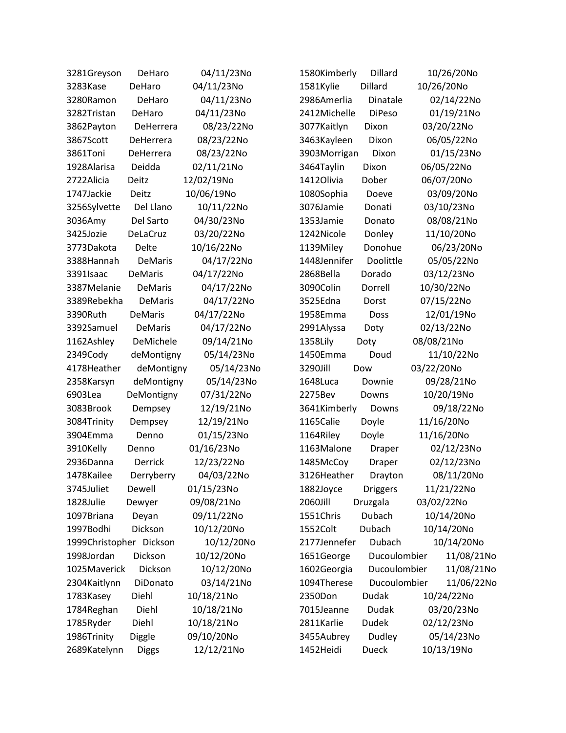3281Greyson DeHaro 04/11/23No
3283Kase DeHaro 04/11/23No
3280Ramon DeHaro 04/11/23No
3282Tristan DeHaro 04/11/23No
3862Payton DeHerrera 08/23/22No
3867Scott DeHerrera 08/23/22No
3861Toni DeHerrera 08/23/22No
1928Alarisa Deidda 02/11/21No
2722Alicia Deitz 12/02/19No
1747Jackie Deitz 10/06/19No
3256Sylvette Del Llano 10/11/22No
3036Amy Del Sarto 04/30/23No
3425Jozie DeLaCruz 03/20/22No
3773Dakota Delte 10/16/22No
3388Hannah DeMaris 04/17/22No
3391Isaac DeMaris 04/17/22No
3387Melanie DeMaris 04/17/22No
3389Rebekha DeMaris 04/17/22No
3390Ruth DeMaris 04/17/22No
3392Samuel DeMaris 04/17/22No
1162Ashley DeMichele 09/14/21No
2349Cody deMontigny 05/14/23No
4178Heather deMontigny 05/14/23No
2358Karsyn deMontigny 05/14/23No
6903Lea DeMontigny 07/31/22No
3083Brook Dempsey 12/19/21No
3084Trinity Dempsey 12/19/21No
3904Emma Denno 01/15/23No
3910Kelly Denno 01/16/23No
2936Danna Derrick 12/23/22No
1478Kailee Derryberry 04/03/22No
3745Juliet Dewell 01/15/23No
1828Julie Dewyer 09/08/21No
1097Briana Deyan 09/11/22No
1997Bodhi Dickson 10/12/20No
1999Christopher Dickson 10/12/20No
1998Jordan Dickson 10/12/20No
1025Maverick Dickson 10/12/20No
2304Kaitlynn DiDonato 03/14/21No
1783Kasey Diehl 10/18/21No
1784Reghan Diehl 10/18/21No
1785Ryder Diehl 10/18/21No
1986Trinity Diggle 09/10/20No
2689Katelynn Diggs 12/12/21No
1580Kimberly Dillard 10/26/20No
1581Kylie Dillard 10/26/20No
2986Amerlia Dinatale 02/14/22No
2412Michelle DiPeso 01/19/21No
3077Kaitlyn Dixon 03/20/22No
3463Kayleen Dixon 06/05/22No
3903Morrigan Dixon 01/15/23No
3464Taylin Dixon 06/05/22No
1412Olivia Dober 06/07/20No
1080Sophia Doeve 03/09/20No
3076Jamie Donati 03/10/23No
1353Jamie Donato 08/08/21No
1242Nicole Donley 11/10/20No
1139Miley Donohue 06/23/20No
1448Jennifer Doolittle 05/05/22No
2868Bella Dorado 03/12/23No
3090Colin Dorrell 10/30/22No
3525Edna Dorst 07/15/22No
1958Emma Doss 12/01/19No
2991Alyssa Doty 02/13/22No
1358Lily Doty 08/08/21No
1450Emma Doud 11/10/22No
3290Jill Dow 03/22/20No
1648Luca Downie 09/28/21No
2275Bev Downs 10/20/19No
3641Kimberly Downs 09/18/22No
1165Calie Doyle 11/16/20No
1164Riley Doyle 11/16/20No
1163Malone Draper 02/12/23No
1485McCoy Draper 02/12/23No
3126Heather Drayton 08/11/20No
1882Joyce Driggers 11/21/22No
2060Jill Druzgala 03/02/22No
1551Chris Dubach 10/14/20No
1552Colt Dubach 10/14/20No
2177Jennefer Dubach 10/14/20No
1651George Ducoulombier 11/08/21No
1602Georgia Ducoulombier 11/08/21No
1094Therese Ducoulombier 11/06/22No
2350Don Dudak 10/24/22No
7015Jeanne Dudak 03/20/23No
2811Karlie Dudek 02/12/23No
3455Aubrey Dudley 05/14/23No
1452Heidi Dueck 10/13/19No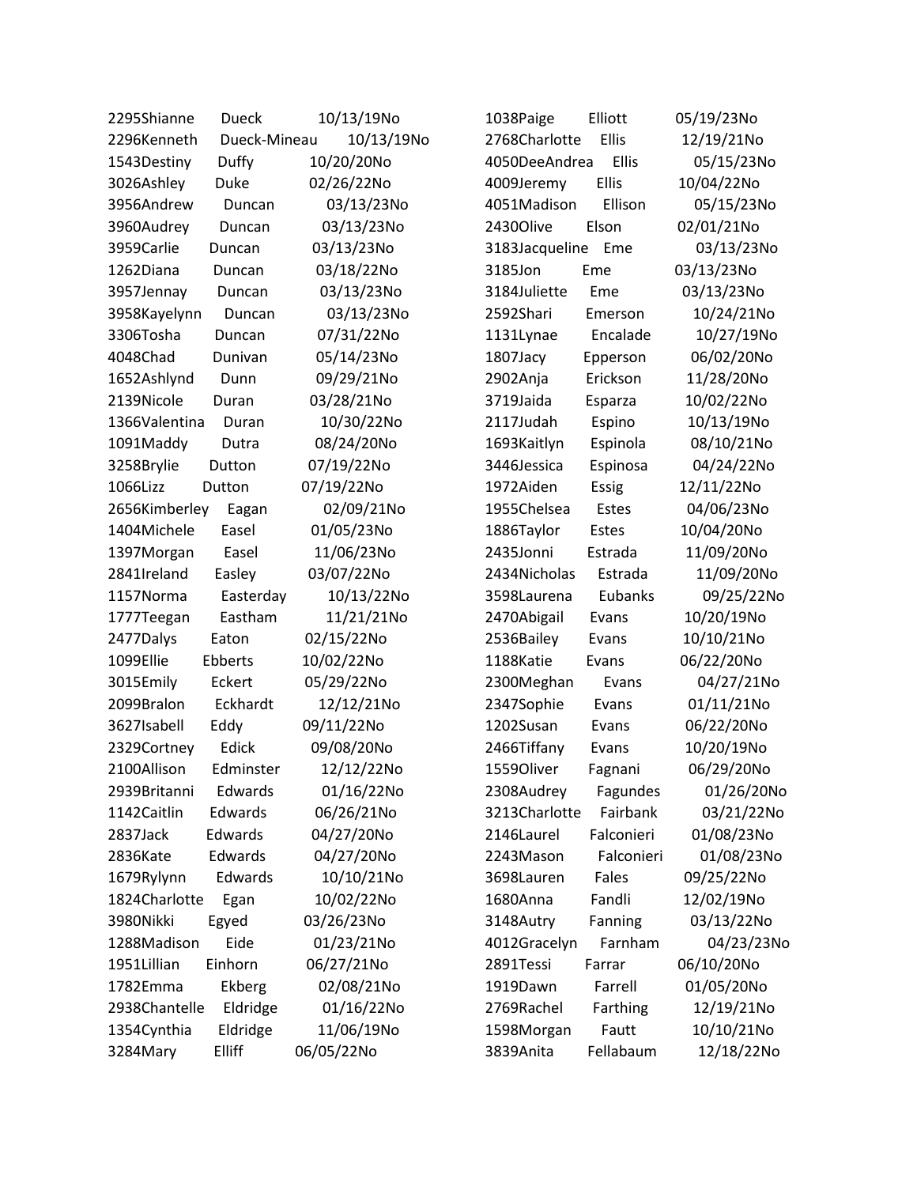2295Shianne Dueck 10/13/19No
2296Kenneth Dueck-Mineau 10/13/19No
1543Destiny Duffy 10/20/20No
3026Ashley Duke 02/26/22No
3956Andrew Duncan 03/13/23No
3960Audrey Duncan 03/13/23No
3959Carlie Duncan 03/13/23No
1262Diana Duncan 03/18/22No
3957Jennay Duncan 03/13/23No
3958Kayelynn Duncan 03/13/23No
3306Tosha Duncan 07/31/22No
4048Chad Dunivan 05/14/23No
1652Ashlynd Dunn 09/29/21No
2139Nicole Duran 03/28/21No
1366Valentina Duran 10/30/22No
1091Maddy Dutra 08/24/20No
3258Brylie Dutton 07/19/22No
1066Lizz Dutton 07/19/22No
2656Kimberley Eagan 02/09/21No
1404Michele Easel 01/05/23No
1397Morgan Easel 11/06/23No
2841Ireland Easley 03/07/22No
1157Norma Easterday 10/13/22No
1777Teegan Eastham 11/21/21No
2477Dalys Eaton 02/15/22No
1099Ellie Ebberts 10/02/22No
3015Emily Eckert 05/29/22No
2099Bralon Eckhardt 12/12/21No
3627Isabell Eddy 09/11/22No
2329Cortney Edick 09/08/20No
2100Allison Edminster 12/12/22No
2939Britanni Edwards 01/16/22No
1142Caitlin Edwards 06/26/21No
2837Jack Edwards 04/27/20No
2836Kate Edwards 04/27/20No
1679Rylynn Edwards 10/10/21No
1824Charlotte Egan 10/02/22No
3980Nikki Egyed 03/26/23No
1288Madison Eide 01/23/21No
1951Lillian Einhorn 06/27/21No
1782Emma Ekberg 02/08/21No
2938Chantelle Eldridge 01/16/22No
1354Cynthia Eldridge 11/06/19No
3284Mary Elliff 06/05/22No
1038Paige Elliott 05/19/23No
2768Charlotte Ellis 12/19/21No
4050DeeAndrea Ellis 05/15/23No
4009Jeremy Ellis 10/04/22No
4051Madison Ellison 05/15/23No
2430Olive Elson 02/01/21No
3183Jacqueline Eme 03/13/23No
3185Jon Eme 03/13/23No
3184Juliette Eme 03/13/23No
2592Shari Emerson 10/24/21No
1131Lynae Encalade 10/27/19No
1807Jacy Epperson 06/02/20No
2902Anja Erickson 11/28/20No
3719Jaida Esparza 10/02/22No
2117Judah Espino 10/13/19No
1693Kaitlyn Espinola 08/10/21No
3446Jessica Espinosa 04/24/22No
1972Aiden Essig 12/11/22No
1955Chelsea Estes 04/06/23No
1886Taylor Estes 10/04/20No
2435Jonni Estrada 11/09/20No
2434Nicholas Estrada 11/09/20No
3598Laurena Eubanks 09/25/22No
2470Abigail Evans 10/20/19No
2536Bailey Evans 10/10/21No
1188Katie Evans 06/22/20No
2300Meghan Evans 04/27/21No
2347Sophie Evans 01/11/21No
1202Susan Evans 06/22/20No
2466Tiffany Evans 10/20/19No
1559Oliver Fagnani 06/29/20No
2308Audrey Fagundes 01/26/20No
3213Charlotte Fairbank 03/21/22No
2146Laurel Falconieri 01/08/23No
2243Mason Falconieri 01/08/23No
3698Lauren Fales 09/25/22No
1680Anna Fandli 12/02/19No
3148Autry Fanning 03/13/22No
4012Gracelyn Farnham 04/23/23No
2891Tessi Farrar 06/10/20No
1919Dawn Farrell 01/05/20No
2769Rachel Farthing 12/19/21No
1598Morgan Fautt 10/10/21No
3839Anita Fellabaum 12/18/22No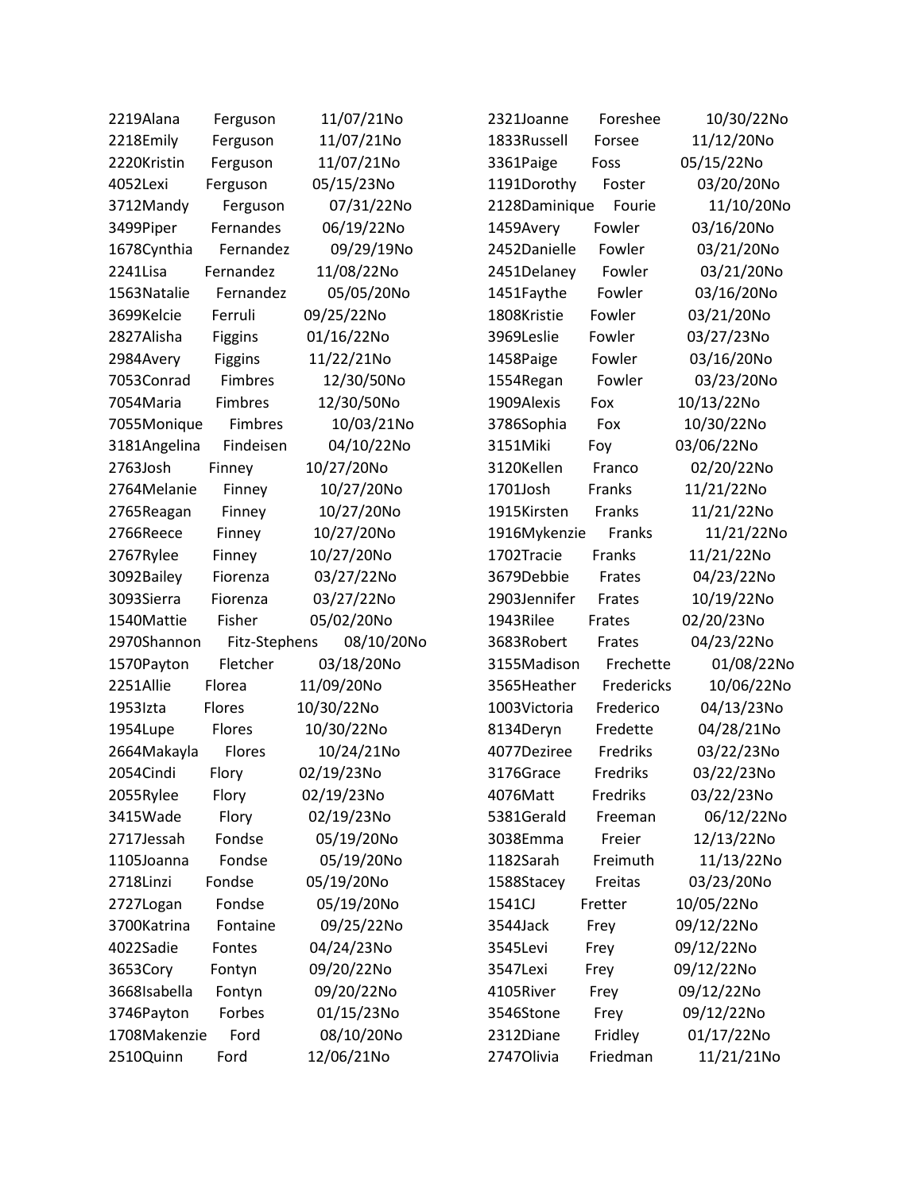2219Alana Ferguson 11/07/21No
2218Emily Ferguson 11/07/21No
2220Kristin Ferguson 11/07/21No
4052Lexi Ferguson 05/15/23No
3712Mandy Ferguson 07/31/22No
3499Piper Fernandes 06/19/22No
1678Cynthia Fernandez 09/29/19No
2241Lisa Fernandez 11/08/22No
1563Natalie Fernandez 05/05/20No
3699Kelcie Ferruli 09/25/22No
2827Alisha Figgins 01/16/22No
2984Avery Figgins 11/22/21No
7053Conrad Fimbres 12/30/50No
7054Maria Fimbres 12/30/50No
7055Monique Fimbres 10/03/21No
3181Angelina Findeisen 04/10/22No
2763Josh Finney 10/27/20No
2764Melanie Finney 10/27/20No
2765Reagan Finney 10/27/20No
2766Reece Finney 10/27/20No
2767Rylee Finney 10/27/20No
3092Bailey Fiorenza 03/27/22No
3093Sierra Fiorenza 03/27/22No
1540Mattie Fisher 05/02/20No
2970Shannon Fitz-Stephens 08/10/20No
1570Payton Fletcher 03/18/20No
2251Allie Florea 11/09/20No
1953Izta Flores 10/30/22No
1954Lupe Flores 10/30/22No
2664Makayla Flores 10/24/21No
2054Cindi Flory 02/19/23No
2055Rylee Flory 02/19/23No
3415Wade Flory 02/19/23No
2717Jessah Fondse 05/19/20No
1105Joanna Fondse 05/19/20No
2718Linzi Fondse 05/19/20No
2727Logan Fondse 05/19/20No
3700Katrina Fontaine 09/25/22No
4022Sadie Fontes 04/24/23No
3653Cory Fontyn 09/20/22No
3668Isabella Fontyn 09/20/22No
3746Payton Forbes 01/15/23No
1708Makenzie Ford 08/10/20No
2510Quinn Ford 12/06/21No
2321Joanne Foreshee 10/30/22No
1833Russell Forsee 11/12/20No
3361Paige Foss 05/15/22No
1191Dorothy Foster 03/20/20No
2128Daminique Fourie 11/10/20No
1459Avery Fowler 03/16/20No
2452Danielle Fowler 03/21/20No
2451Delaney Fowler 03/21/20No
1451Faythe Fowler 03/16/20No
1808Kristie Fowler 03/21/20No
3969Leslie Fowler 03/27/23No
1458Paige Fowler 03/16/20No
1554Regan Fowler 03/23/20No
1909Alexis Fox 10/13/22No
3786Sophia Fox 10/30/22No
3151Miki Foy 03/06/22No
3120Kellen Franco 02/20/22No
1701Josh Franks 11/21/22No
1915Kirsten Franks 11/21/22No
1916Mykenzie Franks 11/21/22No
1702Tracie Franks 11/21/22No
3679Debbie Frates 04/23/22No
2903Jennifer Frates 10/19/22No
1943Rilee Frates 02/20/23No
3683Robert Frates 04/23/22No
3155Madison Frechette 01/08/22No
3565Heather Fredericks 10/06/22No
1003Victoria Frederico 04/13/23No
8134Deryn Fredette 04/28/21No
4077Deziree Fredriks 03/22/23No
3176Grace Fredriks 03/22/23No
4076Matt Fredriks 03/22/23No
5381Gerald Freeman 06/12/22No
3038Emma Freier 12/13/22No
1182Sarah Freimuth 11/13/22No
1588Stacey Freitas 03/23/20No
1541CJ Fretter 10/05/22No
3544Jack Frey 09/12/22No
3545Levi Frey 09/12/22No
3547Lexi Frey 09/12/22No
4105River Frey 09/12/22No
3546Stone Frey 09/12/22No
2312Diane Fridley 01/17/22No
2747Olivia Friedman 11/21/21No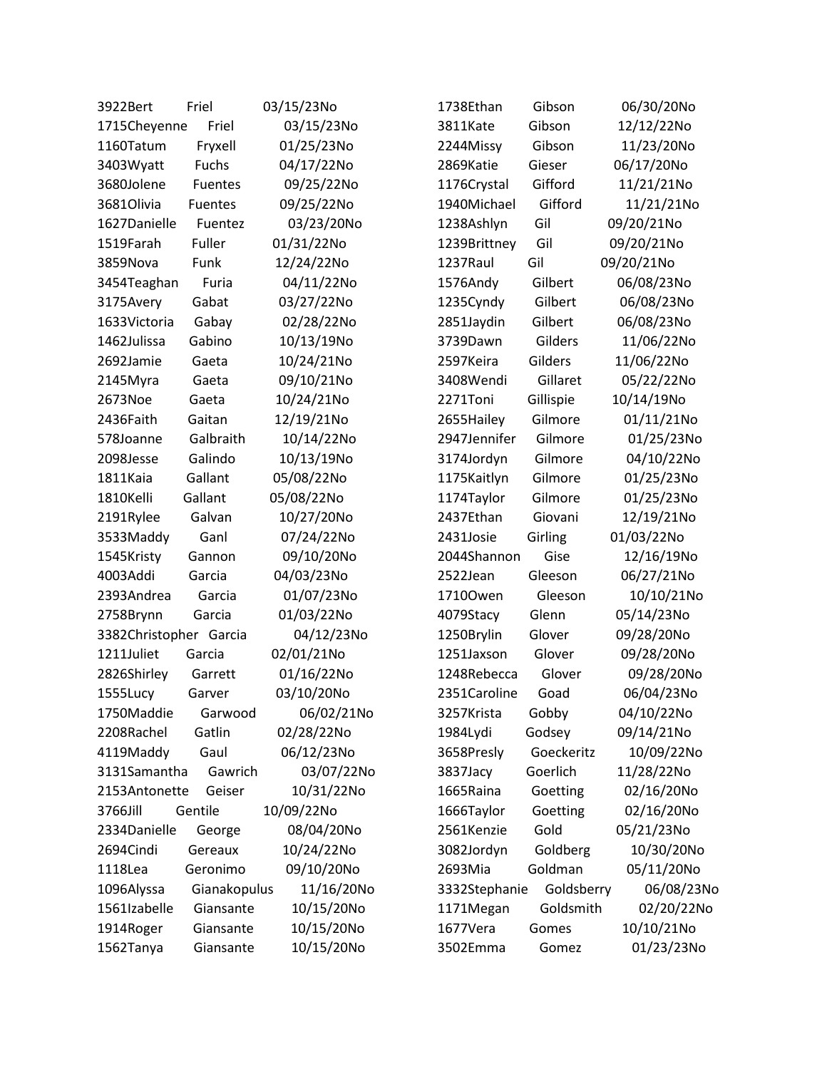3922Bert Friel 03/15/23No
1715Cheyenne Friel 03/15/23No
1160Tatum Fryxell 01/25/23No
3403Wyatt Fuchs 04/17/22No
3680Jolene Fuentes 09/25/22No
3681Olivia Fuentes 09/25/22No
1627Danielle Fuentez 03/23/20No
1519Farah Fuller 01/31/22No
3859Nova Funk 12/24/22No
3454Teaghan Furia 04/11/22No
3175Avery Gabat 03/27/22No
1633Victoria Gabay 02/28/22No
1462Julissa Gabino 10/13/19No
2692Jamie Gaeta 10/24/21No
2145Myra Gaeta 09/10/21No
2673Noe Gaeta 10/24/21No
2436Faith Gaitan 12/19/21No
578Joanne Galbraith 10/14/22No
2098Jesse Galindo 10/13/19No
1811Kaia Gallant 05/08/22No
1810Kelli Gallant 05/08/22No
2191Rylee Galvan 10/27/20No
3533Maddy Ganl 07/24/22No
1545Kristy Gannon 09/10/20No
4003Addi Garcia 04/03/23No
2393Andrea Garcia 01/07/23No
2758Brynn Garcia 01/03/22No
3382Christopher Garcia 04/12/23No
1211Juliet Garcia 02/01/21No
2826Shirley Garrett 01/16/22No
1555Lucy Garver 03/10/20No
1750Maddie Garwood 06/02/21No
2208Rachel Gatlin 02/28/22No
4119Maddy Gaul 06/12/23No
3131Samantha Gawrich 03/07/22No
2153Antonette Geiser 10/31/22No
3766Jill Gentile 10/09/22No
2334Danielle George 08/04/20No
2694Cindi Gereaux 10/24/22No
1118Lea Geronimo 09/10/20No
1096Alyssa Gianakopulus 11/16/20No
1561Izabelle Giansante 10/15/20No
1914Roger Giansante 10/15/20No
1562Tanya Giansante 10/15/20No
1738Ethan Gibson 06/30/20No
3811Kate Gibson 12/12/22No
2244Missy Gibson 11/23/20No
2869Katie Gieser 06/17/20No
1176Crystal Gifford 11/21/21No
1940Michael Gifford 11/21/21No
1238Ashlyn Gil 09/20/21No
1239Brittney Gil 09/20/21No
1237Raul Gil 09/20/21No
1576Andy Gilbert 06/08/23No
1235Cyndy Gilbert 06/08/23No
2851Jaydin Gilbert 06/08/23No
3739Dawn Gilders 11/06/22No
2597Keira Gilders 11/06/22No
3408Wendi Gillaret 05/22/22No
2271Toni Gillispie 10/14/19No
2655Hailey Gilmore 01/11/21No
2947Jennifer Gilmore 01/25/23No
3174Jordyn Gilmore 04/10/22No
1175Kaitlyn Gilmore 01/25/23No
1174Taylor Gilmore 01/25/23No
2437Ethan Giovani 12/19/21No
2431Josie Girling 01/03/22No
2044Shannon Gise 12/16/19No
2522Jean Gleeson 06/27/21No
1710Owen Gleeson 10/10/21No
4079Stacy Glenn 05/14/23No
1250Brylin Glover 09/28/20No
1251Jaxson Glover 09/28/20No
1248Rebecca Glover 09/28/20No
2351Caroline Goad 06/04/23No
3257Krista Gobby 04/10/22No
1984Lydi Godsey 09/14/21No
3658Presly Goeckeritz 10/09/22No
3837Jacy Goerlich 11/28/22No
1665Raina Goetting 02/16/20No
1666Taylor Goetting 02/16/20No
2561Kenzie Gold 05/21/23No
3082Jordyn Goldberg 10/30/20No
2693Mia Goldman 05/11/20No
3332Stephanie Goldsberry 06/08/23No
1171Megan Goldsmith 02/20/22No
1677Vera Gomes 10/10/21No
3502Emma Gomez 01/23/23No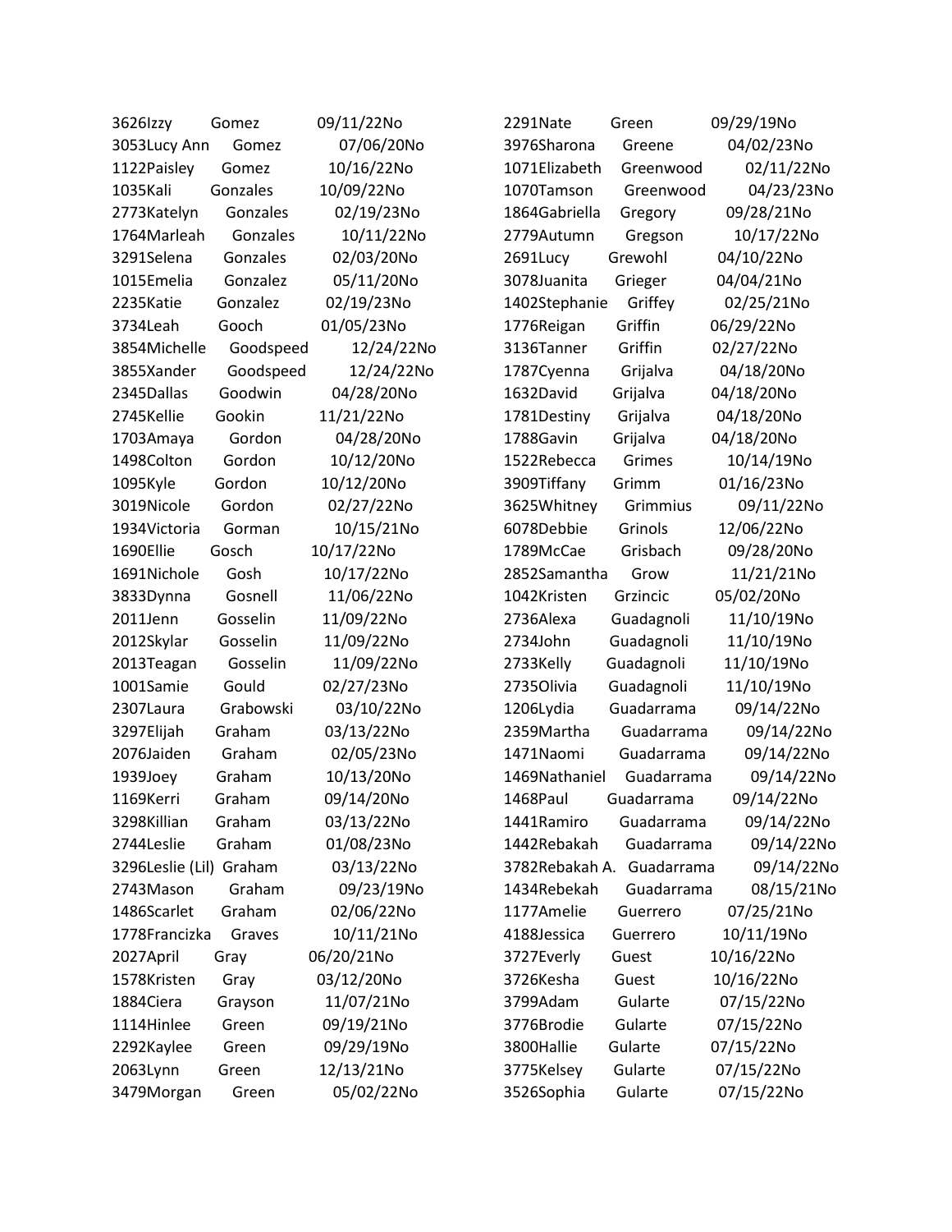3626Izzy Gomez 09/11/22No
3053Lucy Ann Gomez 07/06/20No
1122Paisley Gomez 10/16/22No
1035Kali Gonzales 10/09/22No
2773Katelyn Gonzales 02/19/23No
1764Marleah Gonzales 10/11/22No
3291Selena Gonzales 02/03/20No
1015Emelia Gonzalez 05/11/20No
2235Katie Gonzalez 02/19/23No
3734Leah Gooch 01/05/23No
3854Michelle Goodspeed 12/24/22No
3855Xander Goodspeed 12/24/22No
2345Dallas Goodwin 04/28/20No
2745Kellie Gookin 11/21/22No
1703Amaya Gordon 04/28/20No
1498Colton Gordon 10/12/20No
1095Kyle Gordon 10/12/20No
3019Nicole Gordon 02/27/22No
1934Victoria Gorman 10/15/21No
1690Ellie Gosch 10/17/22No
1691Nichole Gosh 10/17/22No
3833Dynna Gosnell 11/06/22No
2011Jenn Gosselin 11/09/22No
2012Skylar Gosselin 11/09/22No
2013Teagan Gosselin 11/09/22No
1001Samie Gould 02/27/23No
2307Laura Grabowski 03/10/22No
3297Elijah Graham 03/13/22No
2076Jaiden Graham 02/05/23No
1939Joey Graham 10/13/20No
1169Kerri Graham 09/14/20No
3298Killian Graham 03/13/22No
2744Leslie Graham 01/08/23No
3296Leslie (Lil) Graham 03/13/22No
2743Mason Graham 09/23/19No
1486Scarlet Graham 02/06/22No
1778Francizka Graves 10/11/21No
2027April Gray 06/20/21No
1578Kristen Gray 03/12/20No
1884Ciera Grayson 11/07/21No
1114Hinlee Green 09/19/21No
2292Kaylee Green 09/29/19No
2063Lynn Green 12/13/21No
3479Morgan Green 05/02/22No
2291Nate Green 09/29/19No
3976Sharona Greene 04/02/23No
1071Elizabeth Greenwood 02/11/22No
1070Tamson Greenwood 04/23/23No
1864Gabriella Gregory 09/28/21No
2779Autumn Gregson 10/17/22No
2691Lucy Grewohl 04/10/22No
3078Juanita Grieger 04/04/21No
1402Stephanie Griffey 02/25/21No
1776Reigan Griffin 06/29/22No
3136Tanner Griffin 02/27/22No
1787Cyenna Grijalva 04/18/20No
1632David Grijalva 04/18/20No
1781Destiny Grijalva 04/18/20No
1788Gavin Grijalva 04/18/20No
1522Rebecca Grimes 10/14/19No
3909Tiffany Grimm 01/16/23No
3625Whitney Grimmius 09/11/22No
6078Debbie Grinols 12/06/22No
1789McCae Grisbach 09/28/20No
2852Samantha Grow 11/21/21No
1042Kristen Grzincic 05/02/20No
2736Alexa Guadagnoli 11/10/19No
2734John Guadagnoli 11/10/19No
2733Kelly Guadagnoli 11/10/19No
2735Olivia Guadagnoli 11/10/19No
1206Lydia Guadarrama 09/14/22No
2359Martha Guadarrama 09/14/22No
1471Naomi Guadarrama 09/14/22No
1469Nathaniel Guadarrama 09/14/22No
1468Paul Guadarrama 09/14/22No
1441Ramiro Guadarrama 09/14/22No
1442Rebakah Guadarrama 09/14/22No
3782Rebakah A. Guadarrama 09/14/22No
1434Rebekah Guadarrama 08/15/21No
1177Amelie Guerrero 07/25/21No
4188Jessica Guerrero 10/11/19No
3727Everly Guest 10/16/22No
3726Kesha Guest 10/16/22No
3799Adam Gularte 07/15/22No
3776Brodie Gularte 07/15/22No
3800Hallie Gularte 07/15/22No
3775Kelsey Gularte 07/15/22No
3526Sophia Gularte 07/15/22No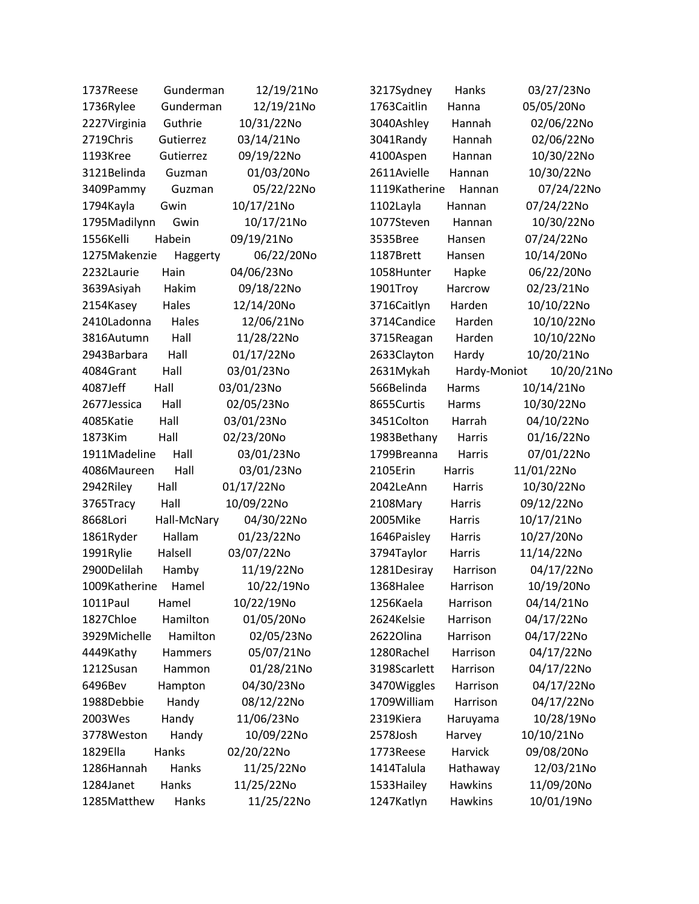1737Reese Gunderman 12/19/21No
1736Rylee Gunderman 12/19/21No
2227Virginia Guthrie 10/31/22No
2719Chris Gutierrez 03/14/21No
1193Kree Gutierrez 09/19/22No
3121Belinda Guzman 01/03/20No
3409Pammy Guzman 05/22/22No
1794Kayla Gwin 10/17/21No
1795Madilynn Gwin 10/17/21No
1556Kelli Habein 09/19/21No
1275Makenzie Haggerty 06/22/20No
2232Laurie Hain 04/06/23No
3639Asiyah Hakim 09/18/22No
2154Kasey Hales 12/14/20No
2410Ladonna Hales 12/06/21No
3816Autumn Hall 11/28/22No
2943Barbara Hall 01/17/22No
4084Grant Hall 03/01/23No
4087Jeff Hall 03/01/23No
2677Jessica Hall 02/05/23No
4085Katie Hall 03/01/23No
1873Kim Hall 02/23/20No
1911Madeline Hall 03/01/23No
4086Maureen Hall 03/01/23No
2942Riley Hall 01/17/22No
3765Tracy Hall 10/09/22No
8668Lori Hall-McNary 04/30/22No
1861Ryder Hallam 01/23/22No
1991Rylie Halsell 03/07/22No
2900Delilah Hamby 11/19/22No
1009Katherine Hamel 10/22/19No
1011Paul Hamel 10/22/19No
1827Chloe Hamilton 01/05/20No
3929Michelle Hamilton 02/05/23No
4449Kathy Hammers 05/07/21No
1212Susan Hammon 01/28/21No
6496Bev Hampton 04/30/23No
1988Debbie Handy 08/12/22No
2003Wes Handy 11/06/23No
3778Weston Handy 10/09/22No
1829Ella Hanks 02/20/22No
1286Hannah Hanks 11/25/22No
1284Janet Hanks 11/25/22No
1285Matthew Hanks 11/25/22No
3217Sydney Hanks 03/27/23No
1763Caitlin Hanna 05/05/20No
3040Ashley Hannah 02/06/22No
3041Randy Hannah 02/06/22No
4100Aspen Hannan 10/30/22No
2611Avielle Hannan 10/30/22No
1119Katherine Hannan 07/24/22No
1102Layla Hannan 07/24/22No
1077Steven Hannan 10/30/22No
3535Bree Hansen 07/24/22No
1187Brett Hansen 10/14/20No
1058Hunter Hapke 06/22/20No
1901Troy Harcrow 02/23/21No
3716Caitlyn Harden 10/10/22No
3714Candice Harden 10/10/22No
3715Reagan Harden 10/10/22No
2633Clayton Hardy 10/20/21No
2631Mykah Hardy-Moniot 10/20/21No
566Belinda Harms 10/14/21No
8655Curtis Harms 10/30/22No
3451Colton Harrah 04/10/22No
1983Bethany Harris 01/16/22No
1799Breanna Harris 07/01/22No
2105Erin Harris 11/01/22No
2042LeAnn Harris 10/30/22No
2108Mary Harris 09/12/22No
2005Mike Harris 10/17/21No
1646Paisley Harris 10/27/20No
3794Taylor Harris 11/14/22No
1281Desiray Harrison 04/17/22No
1368Halee Harrison 10/19/20No
1256Kaela Harrison 04/14/21No
2624Kelsie Harrison 04/17/22No
2622Olina Harrison 04/17/22No
1280Rachel Harrison 04/17/22No
3198Scarlett Harrison 04/17/22No
3470Wiggles Harrison 04/17/22No
1709William Harrison 04/17/22No
2319Kiera Haruyama 10/28/19No
2578Josh Harvey 10/10/21No
1773Reese Harvick 09/08/20No
1414Talula Hathaway 12/03/21No
1533Hailey Hawkins 11/09/20No
1247Katlyn Hawkins 10/01/19No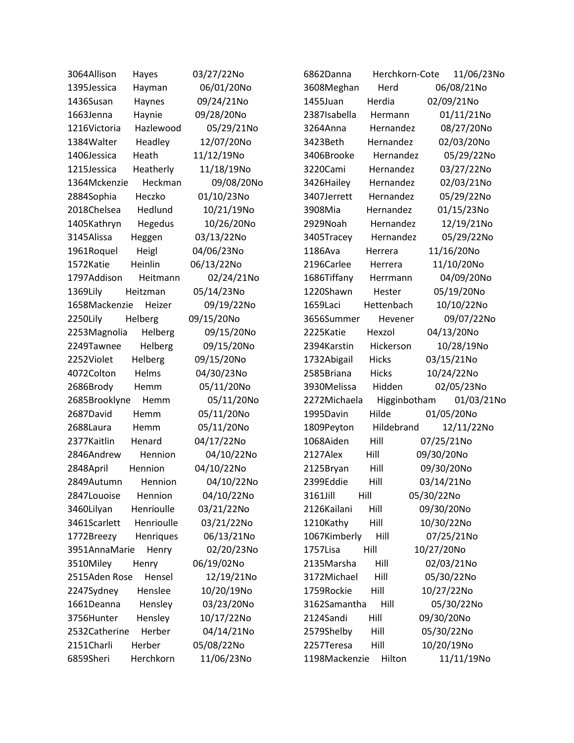3064Allison Hayes 03/27/22No
1395Jessica Hayman 06/01/20No
1436Susan Haynes 09/24/21No
1663Jenna Haynie 09/28/20No
1216Victoria Hazlewood 05/29/21No
1384Walter Headley 12/07/20No
1406Jessica Heath 11/12/19No
1215Jessica Heatherly 11/18/19No
1364Mckenzie Heckman 09/08/20No
2884Sophia Heczko 01/10/23No
2018Chelsea Hedlund 10/21/19No
1405Kathryn Hegedus 10/26/20No
3145Alissa Heggen 03/13/22No
1961Roquel Heigl 04/06/23No
1572Katie Heinlin 06/13/22No
1797Addison Heitmann 02/24/21No
1369Lily Heitzman 05/14/23No
1658Mackenzie Heizer 09/19/22No
2250Lily Helberg 09/15/20No
2253Magnolia Helberg 09/15/20No
2249Tawnee Helberg 09/15/20No
2252Violet Helberg 09/15/20No
4072Colton Helms 04/30/23No
2686Brody Hemm 05/11/20No
2685Brooklyne Hemm 05/11/20No
2687David Hemm 05/11/20No
2688Laura Hemm 05/11/20No
2377Kaitlin Henard 04/17/22No
2846Andrew Hennion 04/10/22No
2848April Hennion 04/10/22No
2849Autumn Hennion 04/10/22No
2847Louoise Hennion 04/10/22No
3460Lilyan Henrioulle 03/21/22No
3461Scarlett Henrioulle 03/21/22No
1772Breezy Henriques 06/13/21No
3951AnnaMarie Henry 02/20/23No
3510Miley Henry 06/19/02No
2515Aden Rose Hensel 12/19/21No
2247Sydney Henslee 10/20/19No
1661Deanna Hensley 03/23/20No
3756Hunter Hensley 10/17/22No
2532Catherine Herber 04/14/21No
2151Charli Herber 05/08/22No
6859Sheri Herchkorn 11/06/23No
6862Danna Herchkorn-Cote 11/06/23No
3608Meghan Herd 06/08/21No
1455Juan Herdia 02/09/21No
2387Isabella Hermann 01/11/21No
3264Anna Hernandez 08/27/20No
3423Beth Hernandez 02/03/20No
3406Brooke Hernandez 05/29/22No
3220Cami Hernandez 03/27/22No
3426Hailey Hernandez 02/03/21No
3407Jerrett Hernandez 05/29/22No
3908Mia Hernandez 01/15/23No
2929Noah Hernandez 12/19/21No
3405Tracey Hernandez 05/29/22No
1186Ava Herrera 11/16/20No
2196Carlee Herrera 11/10/20No
1686Tiffany Herrmann 04/09/20No
1220Shawn Hester 05/19/20No
1659Laci Hettenbach 10/10/22No
3656Summer Hevener 09/07/22No
2225Katie Hexzol 04/13/20No
2394Karstin Hickerson 10/28/19No
1732Abigail Hicks 03/15/21No
2585Briana Hicks 10/24/22No
3930Melissa Hidden 02/05/23No
2272Michaela Higginbotham 01/03/21No
1995Davin Hilde 01/05/20No
1809Peyton Hildebrand 12/11/22No
1068Aiden Hill 07/25/21No
2127Alex Hill 09/30/20No
2125Bryan Hill 09/30/20No
2399Eddie Hill 03/14/21No
3161Jill Hill 05/30/22No
2126Kailani Hill 09/30/20No
1210Kathy Hill 10/30/22No
1067Kimberly Hill 07/25/21No
1757Lisa Hill 10/27/20No
2135Marsha Hill 02/03/21No
3172Michael Hill 05/30/22No
1759Rockie Hill 10/27/22No
3162Samantha Hill 05/30/22No
2124Sandi Hill 09/30/20No
2579Shelby Hill 05/30/22No
2257Teresa Hill 10/20/19No
1198Mackenzie Hilton 11/11/19No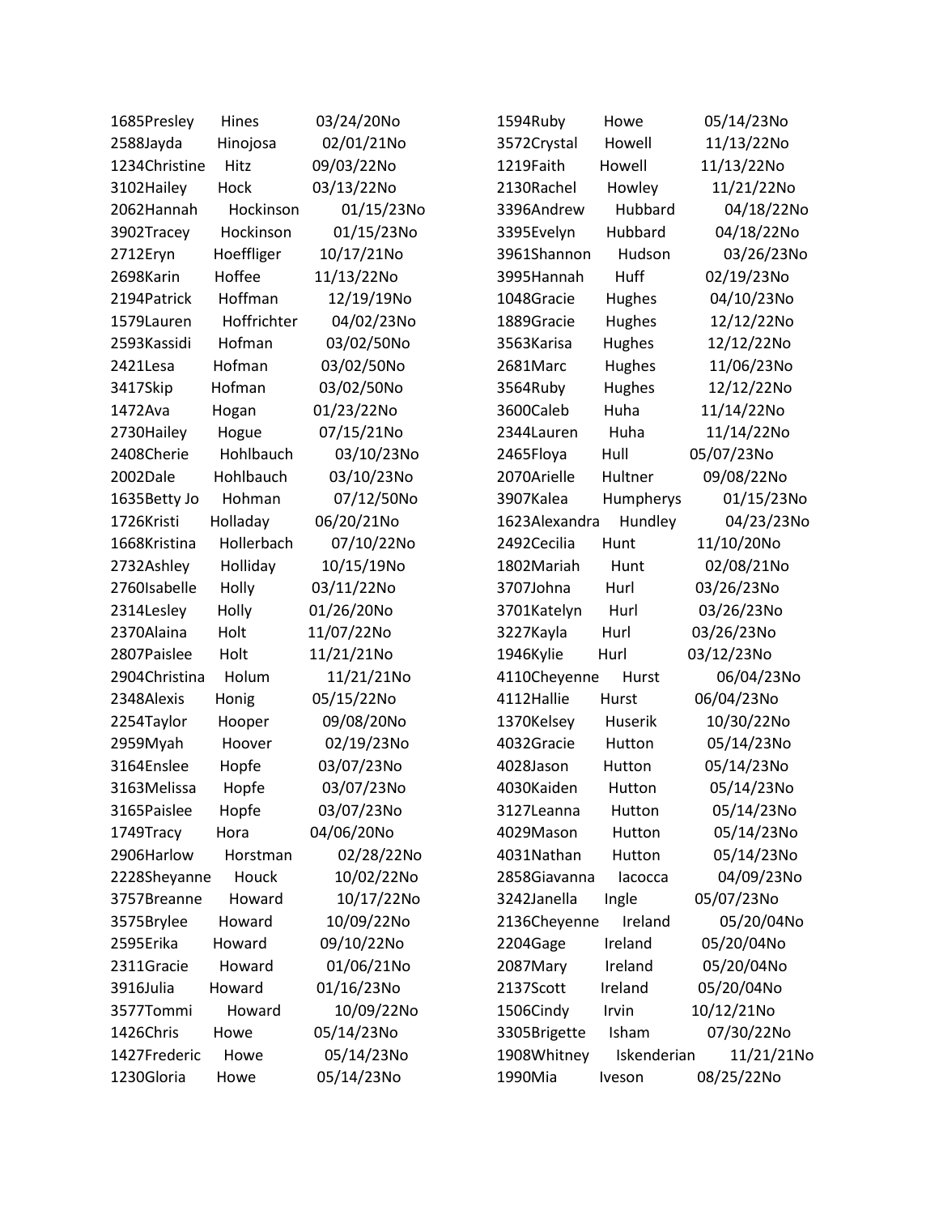1685Presley Hines 03/24/20No
2588Jayda Hinojosa 02/01/21No
1234Christine Hitz 09/03/22No
3102Hailey Hock 03/13/22No
2062Hannah Hockinson 01/15/23No
3902Tracey Hockinson 01/15/23No
2712Eryn Hoeffliger 10/17/21No
2698Karin Hoffee 11/13/22No
2194Patrick Hoffman 12/19/19No
1579Lauren Hoffrichter 04/02/23No
2593Kassidi Hofman 03/02/50No
2421Lesa Hofman 03/02/50No
3417Skip Hofman 03/02/50No
1472Ava Hogan 01/23/22No
2730Hailey Hogue 07/15/21No
2408Cherie Hohlbauch 03/10/23No
2002Dale Hohlbauch 03/10/23No
1635Betty Jo Hohman 07/12/50No
1726Kristi Holladay 06/20/21No
1668Kristina Hollerbach 07/10/22No
2732Ashley Holliday 10/15/19No
2760Isabelle Holly 03/11/22No
2314Lesley Holly 01/26/20No
2370Alaina Holt 11/07/22No
2807Paislee Holt 11/21/21No
2904Christina Holum 11/21/21No
2348Alexis Honig 05/15/22No
2254Taylor Hooper 09/08/20No
2959Myah Hoover 02/19/23No
3164Enslee Hopfe 03/07/23No
3163Melissa Hopfe 03/07/23No
3165Paislee Hopfe 03/07/23No
1749Tracy Hora 04/06/20No
2906Harlow Horstman 02/28/22No
2228Sheyanne Houck 10/02/22No
3757Breanne Howard 10/17/22No
3575Brylee Howard 10/09/22No
2595Erika Howard 09/10/22No
2311Gracie Howard 01/06/21No
3916Julia Howard 01/16/23No
3577Tommi Howard 10/09/22No
1426Chris Howe 05/14/23No
1427Frederic Howe 05/14/23No
1230Gloria Howe 05/14/23No
1594Ruby Howe 05/14/23No
3572Crystal Howell 11/13/22No
1219Faith Howell 11/13/22No
2130Rachel Howley 11/21/22No
3396Andrew Hubbard 04/18/22No
3395Evelyn Hubbard 04/18/22No
3961Shannon Hudson 03/26/23No
3995Hannah Huff 02/19/23No
1048Gracie Hughes 04/10/23No
1889Gracie Hughes 12/12/22No
3563Karisa Hughes 12/12/22No
2681Marc Hughes 11/06/23No
3564Ruby Hughes 12/12/22No
3600Caleb Huha 11/14/22No
2344Lauren Huha 11/14/22No
2465Floya Hull 05/07/23No
2070Arielle Hultner 09/08/22No
3907Kalea Humpherys 01/15/23No
1623Alexandra Hundley 04/23/23No
2492Cecilia Hunt 11/10/20No
1802Mariah Hunt 02/08/21No
3707Johna Hurl 03/26/23No
3701Katelyn Hurl 03/26/23No
3227Kayla Hurl 03/26/23No
1946Kylie Hurl 03/12/23No
4110Cheyenne Hurst 06/04/23No
4112Hallie Hurst 06/04/23No
1370Kelsey Huserik 10/30/22No
4032Gracie Hutton 05/14/23No
4028Jason Hutton 05/14/23No
4030Kaiden Hutton 05/14/23No
3127Leanna Hutton 05/14/23No
4029Mason Hutton 05/14/23No
4031Nathan Hutton 05/14/23No
2858Giavanna Iacocca 04/09/23No
3242Janella Ingle 05/07/23No
2136Cheyenne Ireland 05/20/04No
2204Gage Ireland 05/20/04No
2087Mary Ireland 05/20/04No
2137Scott Ireland 05/20/04No
1506Cindy Irvin 10/12/21No
3305Brigette Isham 07/30/22No
1908Whitney Iskenderian 11/21/21No
1990Mia Iveson 08/25/22No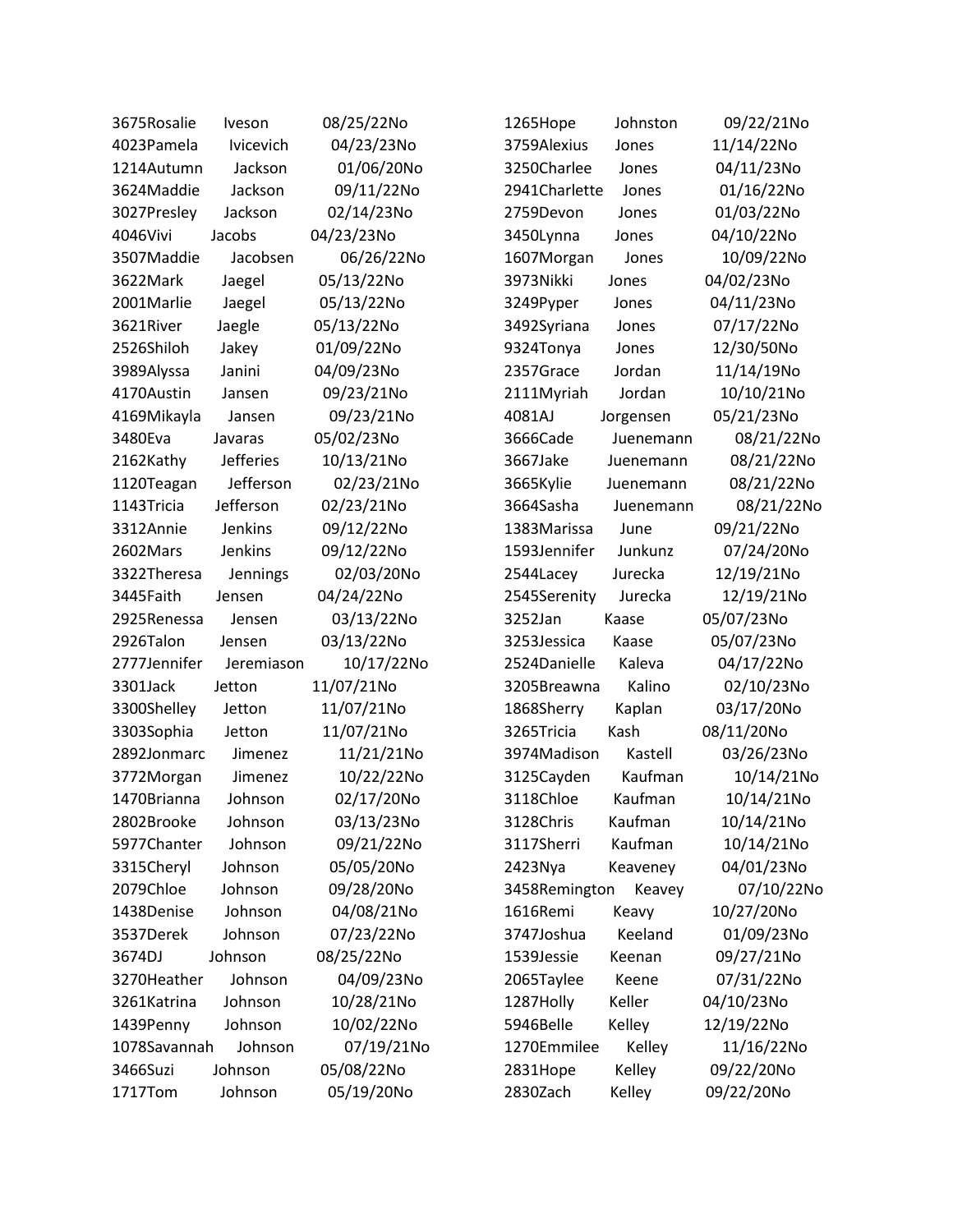3675Rosalie Iveson 08/25/22No
4023Pamela Ivicevich 04/23/23No
1214Autumn Jackson 01/06/20No
3624Maddie Jackson 09/11/22No
3027Presley Jackson 02/14/23No
4046Vivi Jacobs 04/23/23No
3507Maddie Jacobsen 06/26/22No
3622Mark Jaegel 05/13/22No
2001Marlie Jaegel 05/13/22No
3621River Jaegle 05/13/22No
2526Shiloh Jakey 01/09/22No
3989Alyssa Janini 04/09/23No
4170Austin Jansen 09/23/21No
4169Mikayla Jansen 09/23/21No
3480Eva Javaras 05/02/23No
2162Kathy Jefferies 10/13/21No
1120Teagan Jefferson 02/23/21No
1143Tricia Jefferson 02/23/21No
3312Annie Jenkins 09/12/22No
2602Mars Jenkins 09/12/22No
3322Theresa Jennings 02/03/20No
3445Faith Jensen 04/24/22No
2925Renessa Jensen 03/13/22No
2926Talon Jensen 03/13/22No
2777Jennifer Jeremiason 10/17/22No
3301Jack Jetton 11/07/21No
3300Shelley Jetton 11/07/21No
3303Sophia Jetton 11/07/21No
2892Jonmarc Jimenez 11/21/21No
3772Morgan Jimenez 10/22/22No
1470Brianna Johnson 02/17/20No
2802Brooke Johnson 03/13/23No
5977Chanter Johnson 09/21/22No
3315Cheryl Johnson 05/05/20No
2079Chloe Johnson 09/28/20No
1438Denise Johnson 04/08/21No
3537Derek Johnson 07/23/22No
3674DJ Johnson 08/25/22No
3270Heather Johnson 04/09/23No
3261Katrina Johnson 10/28/21No
1439Penny Johnson 10/02/22No
1078Savannah Johnson 07/19/21No
3466Suzi Johnson 05/08/22No
1717Tom Johnson 05/19/20No
1265Hope Johnston 09/22/21No
3759Alexius Jones 11/14/22No
3250Charlee Jones 04/11/23No
2941Charlette Jones 01/16/22No
2759Devon Jones 01/03/22No
3450Lynna Jones 04/10/22No
1607Morgan Jones 10/09/22No
3973Nikki Jones 04/02/23No
3249Pyper Jones 04/11/23No
3492Syriana Jones 07/17/22No
9324Tonya Jones 12/30/50No
2357Grace Jordan 11/14/19No
2111Myriah Jordan 10/10/21No
4081AJ Jorgensen 05/21/23No
3666Cade Juenemann 08/21/22No
3667Jake Juenemann 08/21/22No
3665Kylie Juenemann 08/21/22No
3664Sasha Juenemann 08/21/22No
1383Marissa June 09/21/22No
1593Jennifer Junkunz 07/24/20No
2544Lacey Jurecka 12/19/21No
2545Serenity Jurecka 12/19/21No
3252Jan Kaase 05/07/23No
3253Jessica Kaase 05/07/23No
2524Danielle Kaleva 04/17/22No
3205Breawna Kalino 02/10/23No
1868Sherry Kaplan 03/17/20No
3265Tricia Kash 08/11/20No
3974Madison Kastell 03/26/23No
3125Cayden Kaufman 10/14/21No
3118Chloe Kaufman 10/14/21No
3128Chris Kaufman 10/14/21No
3117Sherri Kaufman 10/14/21No
2423Nya Keaveney 04/01/23No
3458Remington Keavey 07/10/22No
1616Remi Keavy 10/27/20No
3747Joshua Keeland 01/09/23No
1539Jessie Keenan 09/27/21No
2065Taylee Keene 07/31/22No
1287Holly Keller 04/10/23No
5946Belle Kelley 12/19/22No
1270Emmilee Kelley 11/16/22No
2831Hope Kelley 09/22/20No
2830Zach Kelley 09/22/20No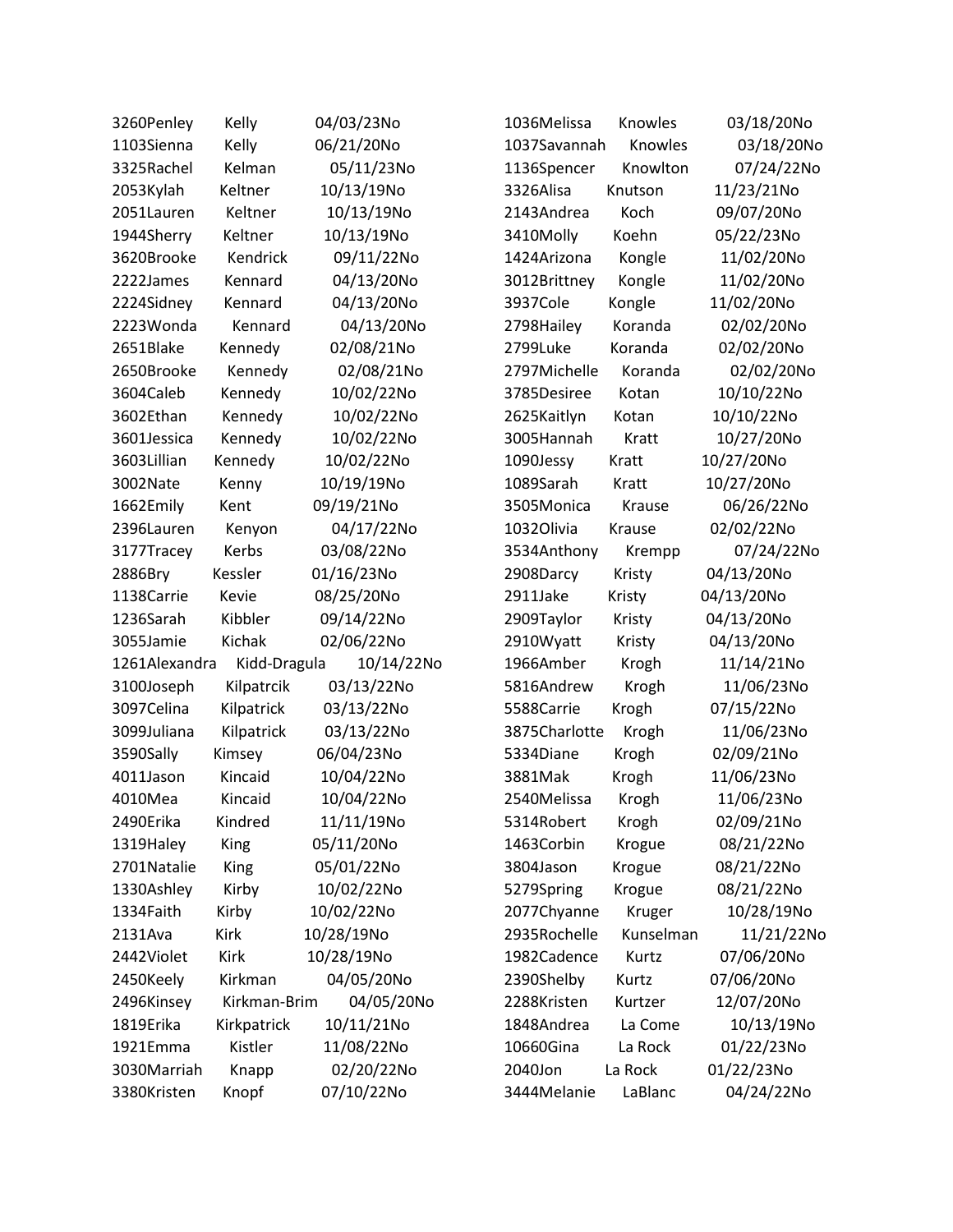3260Penley Kelly 04/03/23No
1103Sienna Kelly 06/21/20No
3325Rachel Kelman 05/11/23No
2053Kylah Keltner 10/13/19No
2051Lauren Keltner 10/13/19No
1944Sherry Keltner 10/13/19No
3620Brooke Kendrick 09/11/22No
2222James Kennard 04/13/20No
2224Sidney Kennard 04/13/20No
2223Wonda Kennard 04/13/20No
2651Blake Kennedy 02/08/21No
2650Brooke Kennedy 02/08/21No
3604Caleb Kennedy 10/02/22No
3602Ethan Kennedy 10/02/22No
3601Jessica Kennedy 10/02/22No
3603Lillian Kennedy 10/02/22No
3002Nate Kenny 10/19/19No
1662Emily Kent 09/19/21No
2396Lauren Kenyon 04/17/22No
3177Tracey Kerbs 03/08/22No
2886Bry Kessler 01/16/23No
1138Carrie Kevie 08/25/20No
1236Sarah Kibbler 09/14/22No
3055Jamie Kichak 02/06/22No
1261Alexandra Kidd-Dragula 10/14/22No
3100Joseph Kilpatrcik 03/13/22No
3097Celina Kilpatrick 03/13/22No
3099Juliana Kilpatrick 03/13/22No
3590Sally Kimsey 06/04/23No
4011Jason Kincaid 10/04/22No
4010Mea Kincaid 10/04/22No
2490Erika Kindred 11/11/19No
1319Haley King 05/11/20No
2701Natalie King 05/01/22No
1330Ashley Kirby 10/02/22No
1334Faith Kirby 10/02/22No
2131Ava Kirk 10/28/19No
2442Violet Kirk 10/28/19No
2450Keely Kirkman 04/05/20No
2496Kinsey Kirkman-Brim 04/05/20No
1819Erika Kirkpatrick 10/11/21No
1921Emma Kistler 11/08/22No
3030Marriah Knapp 02/20/22No
3380Kristen Knopf 07/10/22No
1036Melissa Knowles 03/18/20No
1037Savannah Knowles 03/18/20No
1136Spencer Knowlton 07/24/22No
3326Alisa Knutson 11/23/21No
2143Andrea Koch 09/07/20No
3410Molly Koehn 05/22/23No
1424Arizona Kongle 11/02/20No
3012Brittney Kongle 11/02/20No
3937Cole Kongle 11/02/20No
2798Hailey Koranda 02/02/20No
2799Luke Koranda 02/02/20No
2797Michelle Koranda 02/02/20No
3785Desiree Kotan 10/10/22No
2625Kaitlyn Kotan 10/10/22No
3005Hannah Kratt 10/27/20No
1090Jessy Kratt 10/27/20No
1089Sarah Kratt 10/27/20No
3505Monica Krause 06/26/22No
1032Olivia Krause 02/02/22No
3534Anthony Krempp 07/24/22No
2908Darcy Kristy 04/13/20No
2911Jake Kristy 04/13/20No
2909Taylor Kristy 04/13/20No
2910Wyatt Kristy 04/13/20No
1966Amber Krogh 11/14/21No
5816Andrew Krogh 11/06/23No
5588Carrie Krogh 07/15/22No
3875Charlotte Krogh 11/06/23No
5334Diane Krogh 02/09/21No
3881Mak Krogh 11/06/23No
2540Melissa Krogh 11/06/23No
5314Robert Krogh 02/09/21No
1463Corbin Krogue 08/21/22No
3804Jason Krogue 08/21/22No
5279Spring Krogue 08/21/22No
2077Chyanne Kruger 10/28/19No
2935Rochelle Kunselman 11/21/22No
1982Cadence Kurtz 07/06/20No
2390Shelby Kurtz 07/06/20No
2288Kristen Kurtzer 12/07/20No
1848Andrea La Come 10/13/19No
10660Gina La Rock 01/22/23No
2040Jon La Rock 01/22/23No
3444Melanie LaBlanc 04/24/22No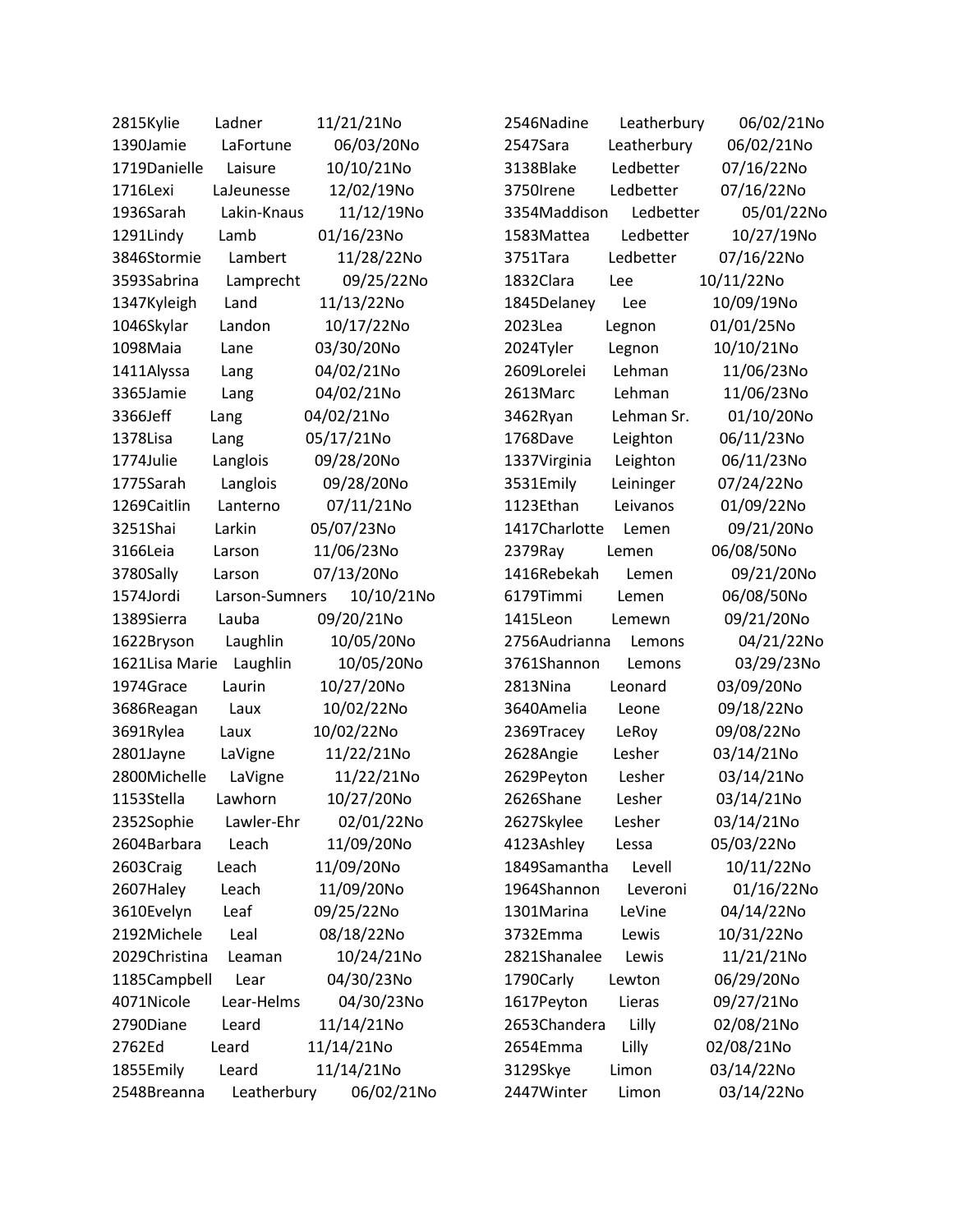| | | | | |
|---|---|---|---|---|
| 2815 | Kylie | Ladner | 11/21/21 | No |
| 1390 | Jamie | LaFortune | 06/03/20 | No |
| 1719 | Danielle | Laisure | 10/10/21 | No |
| 1716 | Lexi | LaJeunesse | 12/02/19 | No |
| 1936 | Sarah | Lakin-Knaus | 11/12/19 | No |
| 1291 | Lindy | Lamb | 01/16/23 | No |
| 3846 | Stormie | Lambert | 11/28/22 | No |
| 3593 | Sabrina | Lamprecht | 09/25/22 | No |
| 1347 | Kyleigh | Land | 11/13/22 | No |
| 1046 | Skylar | Landon | 10/17/22 | No |
| 1098 | Maia | Lane | 03/30/20 | No |
| 1411 | Alyssa | Lang | 04/02/21 | No |
| 3365 | Jamie | Lang | 04/02/21 | No |
| 3366 | Jeff | Lang | 04/02/21 | No |
| 1378 | Lisa | Lang | 05/17/21 | No |
| 1774 | Julie | Langlois | 09/28/20 | No |
| 1775 | Sarah | Langlois | 09/28/20 | No |
| 1269 | Caitlin | Lanterno | 07/11/21 | No |
| 3251 | Shai | Larkin | 05/07/23 | No |
| 3166 | Leia | Larson | 11/06/23 | No |
| 3780 | Sally | Larson | 07/13/20 | No |
| 1574 | Jordi | Larson-Sumners | 10/10/21 | No |
| 1389 | Sierra | Lauba | 09/20/21 | No |
| 1622 | Bryson | Laughlin | 10/05/20 | No |
| 1621 | Lisa Marie | Laughlin | 10/05/20 | No |
| 1974 | Grace | Laurin | 10/27/20 | No |
| 3686 | Reagan | Laux | 10/02/22 | No |
| 3691 | Rylea | Laux | 10/02/22 | No |
| 2801 | Jayne | LaVigne | 11/22/21 | No |
| 2800 | Michelle | LaVigne | 11/22/21 | No |
| 1153 | Stella | Lawhorn | 10/27/20 | No |
| 2352 | Sophie | Lawler-Ehr | 02/01/22 | No |
| 2604 | Barbara | Leach | 11/09/20 | No |
| 2603 | Craig | Leach | 11/09/20 | No |
| 2607 | Haley | Leach | 11/09/20 | No |
| 3610 | Evelyn | Leaf | 09/25/22 | No |
| 2192 | Michele | Leal | 08/18/22 | No |
| 2029 | Christina | Leaman | 10/24/21 | No |
| 1185 | Campbell | Lear | 04/30/23 | No |
| 4071 | Nicole | Lear-Helms | 04/30/23 | No |
| 2790 | Diane | Leard | 11/14/21 | No |
| 2762 | Ed | Leard | 11/14/21 | No |
| 1855 | Emily | Leard | 11/14/21 | No |
| 2548 | Breanna | Leatherbury | 06/02/21 | No |
| 2546 | Nadine | Leatherbury | 06/02/21 | No |
| 2547 | Sara | Leatherbury | 06/02/21 | No |
| 3138 | Blake | Ledbetter | 07/16/22 | No |
| 3750 | Irene | Ledbetter | 07/16/22 | No |
| 3354 | Maddison | Ledbetter | 05/01/22 | No |
| 1583 | Mattea | Ledbetter | 10/27/19 | No |
| 3751 | Tara | Ledbetter | 07/16/22 | No |
| 1832 | Clara | Lee | 10/11/22 | No |
| 1845 | Delaney | Lee | 10/09/19 | No |
| 2023 | Lea | Legnon | 01/01/25 | No |
| 2024 | Tyler | Legnon | 10/10/21 | No |
| 2609 | Lorelei | Lehman | 11/06/23 | No |
| 2613 | Marc | Lehman | 11/06/23 | No |
| 3462 | Ryan | Lehman Sr. | 01/10/20 | No |
| 1768 | Dave | Leighton | 06/11/23 | No |
| 1337 | Virginia | Leighton | 06/11/23 | No |
| 3531 | Emily | Leininger | 07/24/22 | No |
| 1123 | Ethan | Leivanos | 01/09/22 | No |
| 1417 | Charlotte | Lemen | 09/21/20 | No |
| 2379 | Ray | Lemen | 06/08/50 | No |
| 1416 | Rebekah | Lemen | 09/21/20 | No |
| 6179 | Timmi | Lemen | 06/08/50 | No |
| 1415 | Leon | Lemewn | 09/21/20 | No |
| 2756 | Audrianna | Lemons | 04/21/22 | No |
| 3761 | Shannon | Lemons | 03/29/23 | No |
| 2813 | Nina | Leonard | 03/09/20 | No |
| 3640 | Amelia | Leone | 09/18/22 | No |
| 2369 | Tracey | LeRoy | 09/08/22 | No |
| 2628 | Angie | Lesher | 03/14/21 | No |
| 2629 | Peyton | Lesher | 03/14/21 | No |
| 2626 | Shane | Lesher | 03/14/21 | No |
| 2627 | Skylee | Lesher | 03/14/21 | No |
| 4123 | Ashley | Lessa | 05/03/22 | No |
| 1849 | Samantha | Levell | 10/11/22 | No |
| 1964 | Shannon | Leveroni | 01/16/22 | No |
| 1301 | Marina | LeVine | 04/14/22 | No |
| 3732 | Emma | Lewis | 10/31/22 | No |
| 2821 | Shanalee | Lewis | 11/21/21 | No |
| 1790 | Carly | Lewton | 06/29/20 | No |
| 1617 | Peyton | Lieras | 09/27/21 | No |
| 2653 | Chandera | Lilly | 02/08/21 | No |
| 2654 | Emma | Lilly | 02/08/21 | No |
| 3129 | Skye | Limon | 03/14/22 | No |
| 2447 | Winter | Limon | 03/14/22 | No |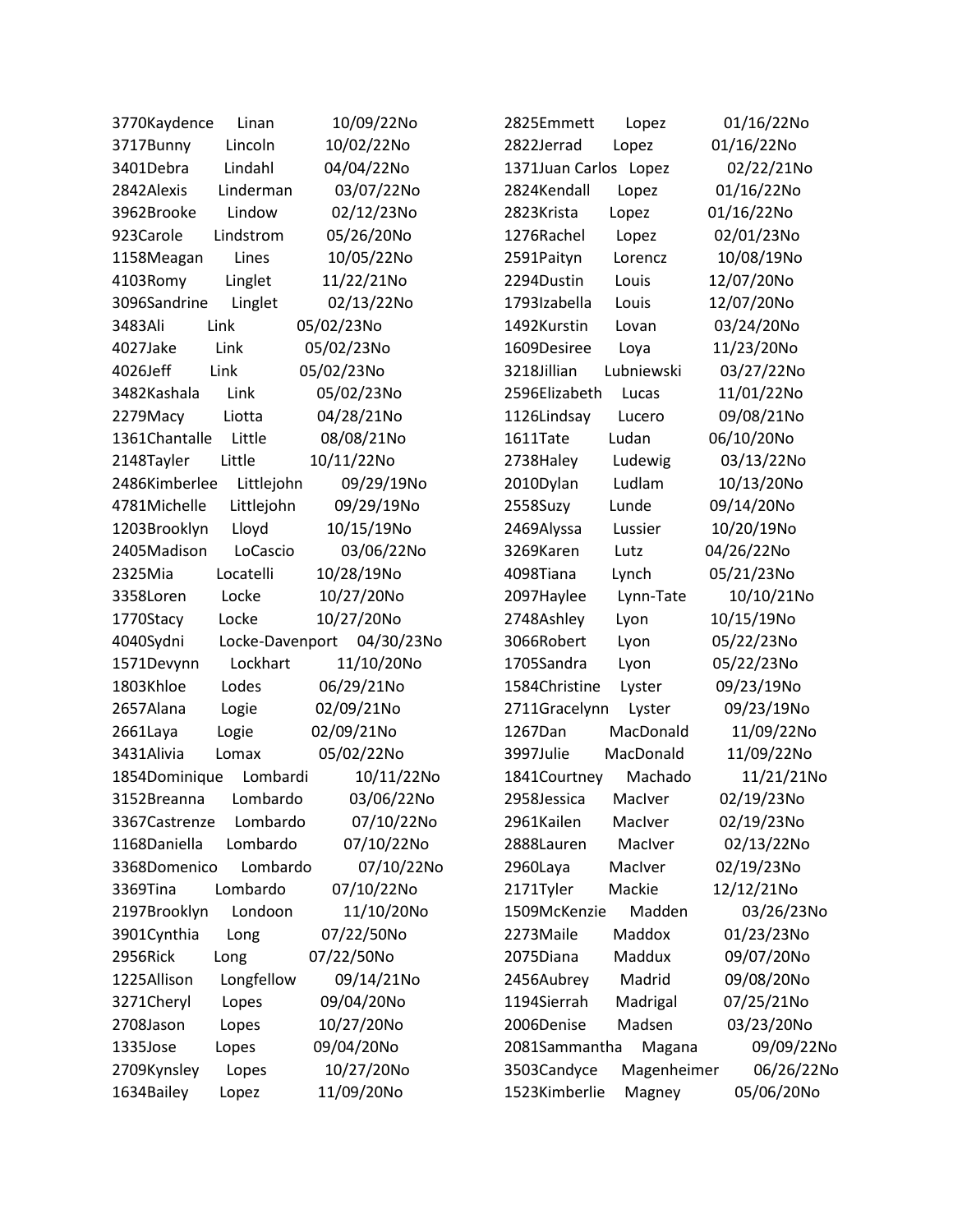| | | | |
|---|---|---|---|
| 3770Kaydence | Linan | 10/09/22No | |
| 3717Bunny | Lincoln | 10/02/22No | |
| 3401Debra | Lindahl | 04/04/22No | |
| 2842Alexis | Linderman | 03/07/22No | |
| 3962Brooke | Lindow | 02/12/23No | |
| 923Carole | Lindstrom | 05/26/20No | |
| 1158Meagan | Lines | 10/05/22No | |
| 4103Romy | Linglet | 11/22/21No | |
| 3096Sandrine | Linglet | 02/13/22No | |
| 3483Ali | Link | 05/02/23No | |
| 4027Jake | Link | 05/02/23No | |
| 4026Jeff | Link | 05/02/23No | |
| 3482Kashala | Link | 05/02/23No | |
| 2279Macy | Liotta | 04/28/21No | |
| 1361Chantalle | Little | 08/08/21No | |
| 2148Tayler | Little | 10/11/22No | |
| 2486Kimberlee | Littlejohn | 09/29/19No | |
| 4781Michelle | Littlejohn | 09/29/19No | |
| 1203Brooklyn | Lloyd | 10/15/19No | |
| 2405Madison | LoCascio | 03/06/22No | |
| 2325Mia | Locatelli | 10/28/19No | |
| 3358Loren | Locke | 10/27/20No | |
| 1770Stacy | Locke | 10/27/20No | |
| 4040Sydni | Locke-Davenport | 04/30/23No | |
| 1571Devynn | Lockhart | 11/10/20No | |
| 1803Khloe | Lodes | 06/29/21No | |
| 2657Alana | Logie | 02/09/21No | |
| 2661Laya | Logie | 02/09/21No | |
| 3431Alivia | Lomax | 05/02/22No | |
| 1854Dominique | Lombardi | 10/11/22No | |
| 3152Breanna | Lombardo | 03/06/22No | |
| 3367Castrenze | Lombardo | 07/10/22No | |
| 1168Daniella | Lombardo | 07/10/22No | |
| 3368Domenico | Lombardo | 07/10/22No | |
| 3369Tina | Lombardo | 07/10/22No | |
| 2197Brooklyn | Londoon | 11/10/20No | |
| 3901Cynthia | Long | 07/22/50No | |
| 2956Rick | Long | 07/22/50No | |
| 1225Allison | Longfellow | 09/14/21No | |
| 3271Cheryl | Lopes | 09/04/20No | |
| 2708Jason | Lopes | 10/27/20No | |
| 1335Jose | Lopes | 09/04/20No | |
| 2709Kynsley | Lopes | 10/27/20No | |
| 1634Bailey | Lopez | 11/09/20No | |
| 2825Emmett | Lopez | 01/16/22No | |
| 2822Jerrad | Lopez | 01/16/22No | |
| 1371Juan Carlos | Lopez | 02/22/21No | |
| 2824Kendall | Lopez | 01/16/22No | |
| 2823Krista | Lopez | 01/16/22No | |
| 1276Rachel | Lopez | 02/01/23No | |
| 2591Paityn | Lorencz | 10/08/19No | |
| 2294Dustin | Louis | 12/07/20No | |
| 1793Izabella | Louis | 12/07/20No | |
| 1492Kurstin | Lovan | 03/24/20No | |
| 1609Desiree | Loya | 11/23/20No | |
| 3218Jillian | Lubniewski | 03/27/22No | |
| 2596Elizabeth | Lucas | 11/01/22No | |
| 1126Lindsay | Lucero | 09/08/21No | |
| 1611Tate | Ludan | 06/10/20No | |
| 2738Haley | Ludewig | 03/13/22No | |
| 2010Dylan | Ludlam | 10/13/20No | |
| 2558Suzy | Lunde | 09/14/20No | |
| 2469Alyssa | Lussier | 10/20/19No | |
| 3269Karen | Lutz | 04/26/22No | |
| 4098Tiana | Lynch | 05/21/23No | |
| 2097Haylee | Lynn-Tate | 10/10/21No | |
| 2748Ashley | Lyon | 10/15/19No | |
| 3066Robert | Lyon | 05/22/23No | |
| 1705Sandra | Lyon | 05/22/23No | |
| 1584Christine | Lyster | 09/23/19No | |
| 2711Gracelynn | Lyster | 09/23/19No | |
| 1267Dan | MacDonald | 11/09/22No | |
| 3997Julie | MacDonald | 11/09/22No | |
| 1841Courtney | Machado | 11/21/21No | |
| 2958Jessica | MacIver | 02/19/23No | |
| 2961Kailen | MacIver | 02/19/23No | |
| 2888Lauren | MacIver | 02/13/22No | |
| 2960Laya | MacIver | 02/19/23No | |
| 2171Tyler | Mackie | 12/12/21No | |
| 1509McKenzie | Madden | 03/26/23No | |
| 2273Maile | Maddox | 01/23/23No | |
| 2075Diana | Maddux | 09/07/20No | |
| 2456Aubrey | Madrid | 09/08/20No | |
| 1194Sierrah | Madrigal | 07/25/21No | |
| 2006Denise | Madsen | 03/23/20No | |
| 2081Sammantha | Magana | 09/09/22No | |
| 3503Candyce | Magenheimer | 06/26/22No | |
| 1523Kimberlie | Magney | 05/06/20No | |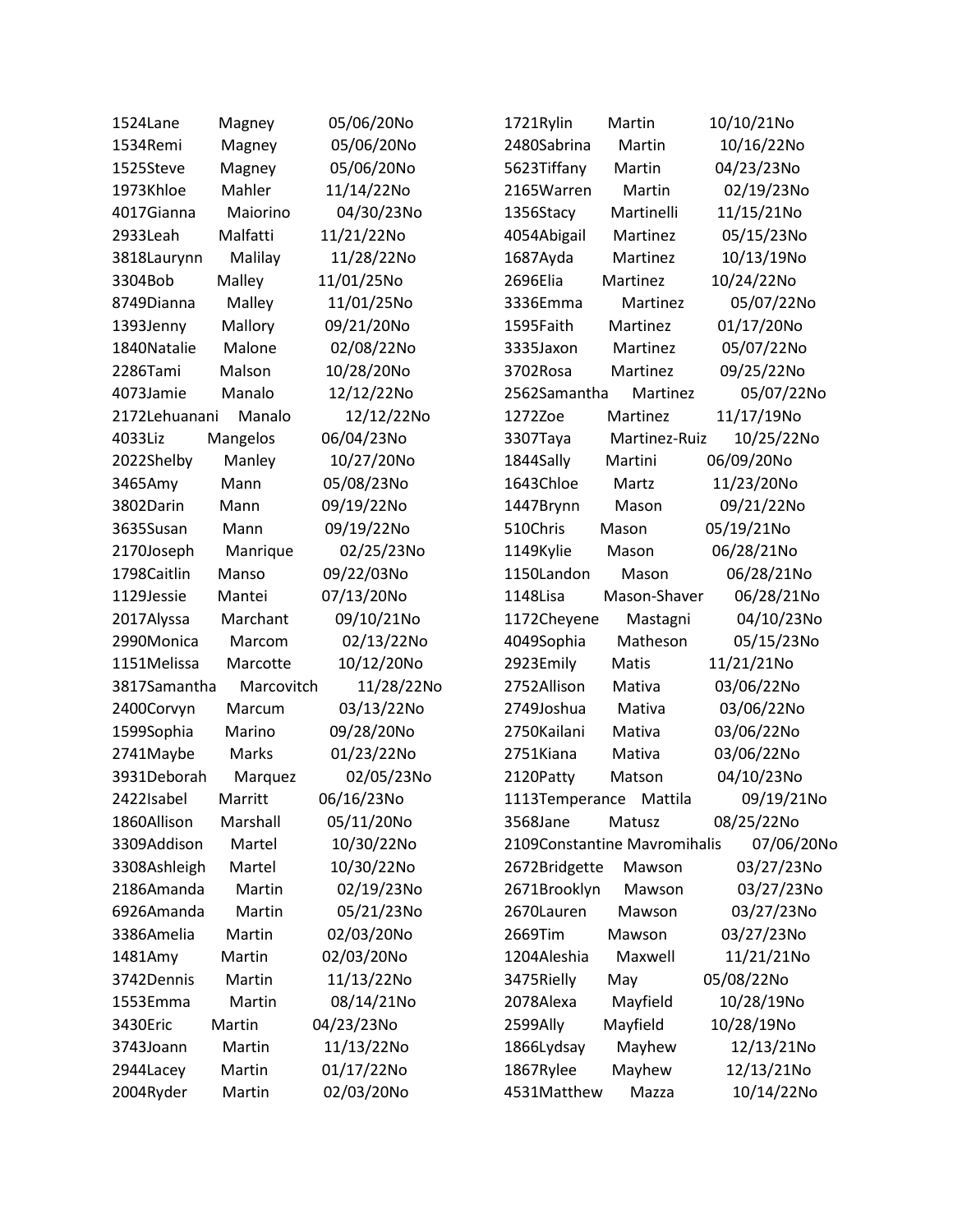1524Lane Magney 05/06/20No
1534Remi Magney 05/06/20No
1525Steve Magney 05/06/20No
1973Khloe Mahler 11/14/22No
4017Gianna Maiorino 04/30/23No
2933Leah Malfatti 11/21/22No
3818Laurynn Malilay 11/28/22No
3304Bob Malley 11/01/25No
8749Dianna Malley 11/01/25No
1393Jenny Mallory 09/21/20No
1840Natalie Malone 02/08/22No
2286Tami Malson 10/28/20No
4073Jamie Manalo 12/12/22No
2172Lehuanani Manalo 12/12/22No
4033Liz Mangelos 06/04/23No
2022Shelby Manley 10/27/20No
3465Amy Mann 05/08/23No
3802Darin Mann 09/19/22No
3635Susan Mann 09/19/22No
2170Joseph Manrique 02/25/23No
1798Caitlin Manso 09/22/03No
1129Jessie Mantei 07/13/20No
2017Alyssa Marchant 09/10/21No
2990Monica Marcom 02/13/22No
1151Melissa Marcotte 10/12/20No
3817Samantha Marcovitch 11/28/22No
2400Corvyn Marcum 03/13/22No
1599Sophia Marino 09/28/20No
2741Maybe Marks 01/23/22No
3931Deborah Marquez 02/05/23No
2422Isabel Marritt 06/16/23No
1860Allison Marshall 05/11/20No
3309Addison Martel 10/30/22No
3308Ashleigh Martel 10/30/22No
2186Amanda Martin 02/19/23No
6926Amanda Martin 05/21/23No
3386Amelia Martin 02/03/20No
1481Amy Martin 02/03/20No
3742Dennis Martin 11/13/22No
1553Emma Martin 08/14/21No
3430Eric Martin 04/23/23No
3743Joann Martin 11/13/22No
2944Lacey Martin 01/17/22No
2004Ryder Martin 02/03/20No
1721Rylin Martin 10/10/21No
2480Sabrina Martin 10/16/22No
5623Tiffany Martin 04/23/23No
2165Warren Martin 02/19/23No
1356Stacy Martinelli 11/15/21No
4054Abigail Martinez 05/15/23No
1687Ayda Martinez 10/13/19No
2696Elia Martinez 10/24/22No
3336Emma Martinez 05/07/22No
1595Faith Martinez 01/17/20No
3335Jaxon Martinez 05/07/22No
3702Rosa Martinez 09/25/22No
2562Samantha Martinez 05/07/22No
1272Zoe Martinez 11/17/19No
3307Taya Martinez-Ruiz 10/25/22No
1844Sally Martini 06/09/20No
1643Chloe Martz 11/23/20No
1447Brynn Mason 09/21/22No
510Chris Mason 05/19/21No
1149Kylie Mason 06/28/21No
1150Landon Mason 06/28/21No
1148Lisa Mason-Shaver 06/28/21No
1172Cheyene Mastagni 04/10/23No
4049Sophia Matheson 05/15/23No
2923Emily Matis 11/21/21No
2752Allison Mativa 03/06/22No
2749Joshua Mativa 03/06/22No
2750Kailani Mativa 03/06/22No
2751Kiana Mativa 03/06/22No
2120Patty Matson 04/10/23No
1113Temperance Mattila 09/19/21No
3568Jane Matusz 08/25/22No
2109Constantine Mavromihalis 07/06/20No
2672Bridgette Mawson 03/27/23No
2671Brooklyn Mawson 03/27/23No
2670Lauren Mawson 03/27/23No
2669Tim Mawson 03/27/23No
1204Aleshia Maxwell 11/21/21No
3475Rielly May 05/08/22No
2078Alexa Mayfield 10/28/19No
2599Ally Mayfield 10/28/19No
1866Lydsay Mayhew 12/13/21No
1867Rylee Mayhew 12/13/21No
4531Matthew Mazza 10/14/22No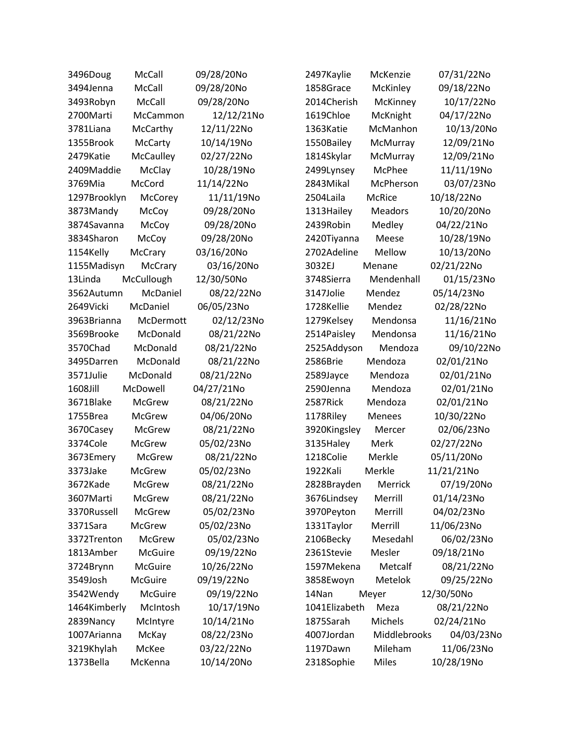3496Doug McCall 09/28/20No
3494Jenna McCall 09/28/20No
3493Robyn McCall 09/28/20No
2700Marti McCammon 12/12/21No
3781Liana McCarthy 12/11/22No
1355Brook McCarty 10/14/19No
2479Katie McCaulley 02/27/22No
2409Maddie McClay 10/28/19No
3769Mia McCord 11/14/22No
1297Brooklyn McCorey 11/11/19No
3873Mandy McCoy 09/28/20No
3874Savanna McCoy 09/28/20No
3834Sharon McCoy 09/28/20No
1154Kelly McCrary 03/16/20No
1155Madisyn McCrary 03/16/20No
13Linda McCullough 12/30/50No
3562Autumn McDaniel 08/22/22No
2649Vicki McDaniel 06/05/23No
3963Brianna McDermott 02/12/23No
3569Brooke McDonald 08/21/22No
3570Chad McDonald 08/21/22No
3495Darren McDonald 08/21/22No
3571Julie McDonald 08/21/22No
1608Jill McDowell 04/27/21No
3671Blake McGrew 08/21/22No
1755Brea McGrew 04/06/20No
3670Casey McGrew 08/21/22No
3374Cole McGrew 05/02/23No
3673Emery McGrew 08/21/22No
3373Jake McGrew 05/02/23No
3672Kade McGrew 08/21/22No
3607Marti McGrew 08/21/22No
3370Russell McGrew 05/02/23No
3371Sara McGrew 05/02/23No
3372Trenton McGrew 05/02/23No
1813Amber McGuire 09/19/22No
3724Brynn McGuire 10/26/22No
3549Josh McGuire 09/19/22No
3542Wendy McGuire 09/19/22No
1464Kimberly McIntosh 10/17/19No
2839Nancy McIntyre 10/14/21No
1007Arianna McKay 08/22/23No
3219Khylah McKee 03/22/22No
1373Bella McKenna 10/14/20No
2497Kaylie McKenzie 07/31/22No
1858Grace McKinley 09/18/22No
2014Cherish McKinney 10/17/22No
1619Chloe McKnight 04/17/22No
1363Katie McManhon 10/13/20No
1550Bailey McMurray 12/09/21No
1814Skylar McMurray 12/09/21No
2499Lynsey McPhee 11/11/19No
2843Mikal McPherson 03/07/23No
2504Laila McRice 10/18/22No
1313Hailey Meadors 10/20/20No
2439Robin Medley 04/22/21No
2420Tiyanna Meese 10/28/19No
2702Adeline Mellow 10/13/20No
3032EJ Menane 02/21/22No
3748Sierra Mendenhall 01/15/23No
3147Jolie Mendez 05/14/23No
1728Kellie Mendez 02/28/22No
1279Kelsey Mendonsa 11/16/21No
2514Paisley Mendonsa 11/16/21No
2525Addyson Mendoza 09/10/22No
2586Brie Mendoza 02/01/21No
2589Jayce Mendoza 02/01/21No
2590Jenna Mendoza 02/01/21No
2587Rick Mendoza 02/01/21No
1178Riley Menees 10/30/22No
3920Kingsley Mercer 02/06/23No
3135Haley Merk 02/27/22No
1218Colie Merkle 05/11/20No
1922Kali Merkle 11/21/21No
2828Brayden Merrick 07/19/20No
3676Lindsey Merrill 01/14/23No
3970Peyton Merrill 04/02/23No
1331Taylor Merrill 11/06/23No
2106Becky Mesedahl 06/02/23No
2361Stevie Mesler 09/18/21No
1597Mekena Metcalf 08/21/22No
3858Ewoyn Metelok 09/25/22No
14Nan Meyer 12/30/50No
1041Elizabeth Meza 08/21/22No
1875Sarah Michels 02/24/21No
4007Jordan Middlebrooks 04/03/23No
1197Dawn Mileham 11/06/23No
2318Sophie Miles 10/28/19No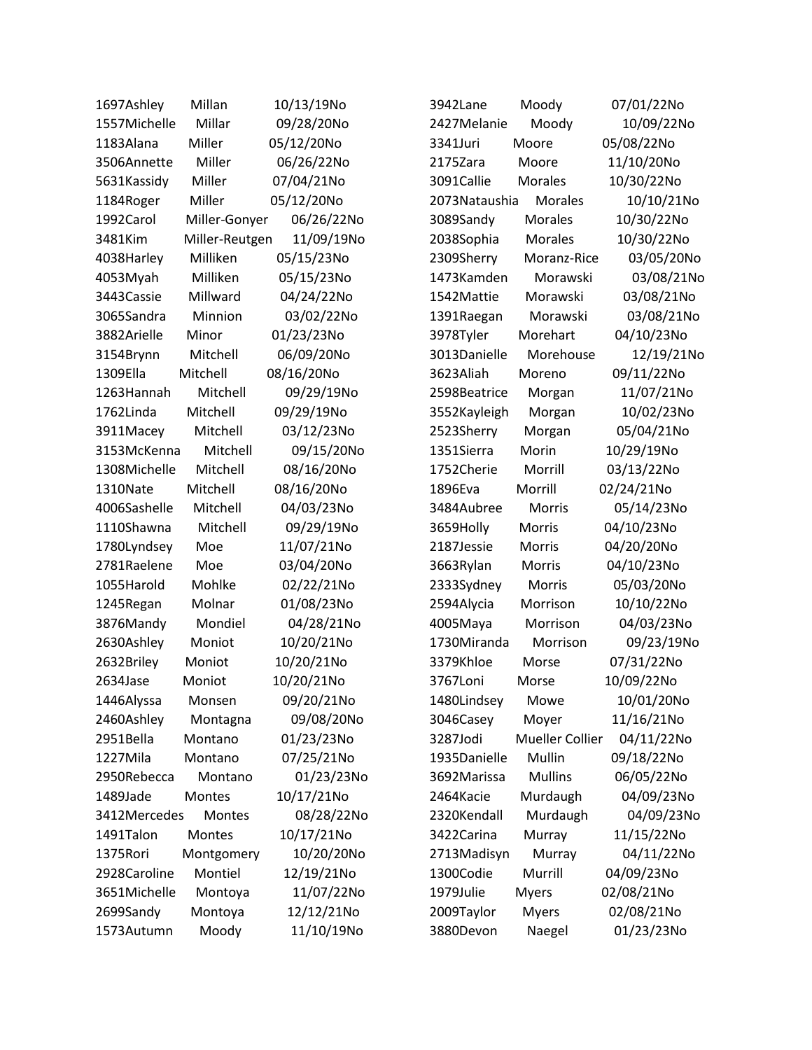1697Ashley Millan 10/13/19No
1557Michelle Millar 09/28/20No
1183Alana Miller 05/12/20No
3506Annette Miller 06/26/22No
5631Kassidy Miller 07/04/21No
1184Roger Miller 05/12/20No
1992Carol Miller-Gonyer 06/26/22No
3481Kim Miller-Reutgen 11/09/19No
4038Harley Milliken 05/15/23No
4053Myah Milliken 05/15/23No
3443Cassie Millward 04/24/22No
3065Sandra Minnion 03/02/22No
3882Arielle Minor 01/23/23No
3154Brynn Mitchell 06/09/20No
1309Ella Mitchell 08/16/20No
1263Hannah Mitchell 09/29/19No
1762Linda Mitchell 09/29/19No
3911Macey Mitchell 03/12/23No
3153McKenna Mitchell 09/15/20No
1308Michelle Mitchell 08/16/20No
1310Nate Mitchell 08/16/20No
4006Sashelle Mitchell 04/03/23No
1110Shawna Mitchell 09/29/19No
1780Lyndsey Moe 11/07/21No
2781Raelene Moe 03/04/20No
1055Harold Mohlke 02/22/21No
1245Regan Molnar 01/08/23No
3876Mandy Mondiel 04/28/21No
2630Ashley Moniot 10/20/21No
2632Briley Moniot 10/20/21No
2634Jase Moniot 10/20/21No
1446Alyssa Monsen 09/20/21No
2460Ashley Montagna 09/08/20No
2951Bella Montano 01/23/23No
1227Mila Montano 07/25/21No
2950Rebecca Montano 01/23/23No
1489Jade Montes 10/17/21No
3412Mercedes Montes 08/28/22No
1491Talon Montes 10/17/21No
1375Rori Montgomery 10/20/20No
2928Caroline Montiel 12/19/21No
3651Michelle Montoya 11/07/22No
2699Sandy Montoya 12/12/21No
1573Autumn Moody 11/10/19No
3942Lane Moody 07/01/22No
2427Melanie Moody 10/09/22No
3341Juri Moore 05/08/22No
2175Zara Moore 11/10/20No
3091Callie Morales 10/30/22No
2073Nataushia Morales 10/10/21No
3089Sandy Morales 10/30/22No
2038Sophia Morales 10/30/22No
2309Sherry Moranz-Rice 03/05/20No
1473Kamden Morawski 03/08/21No
1542Mattie Morawski 03/08/21No
1391Raegan Morawski 03/08/21No
3978Tyler Morehart 04/10/23No
3013Danielle Morehouse 12/19/21No
3623Aliah Moreno 09/11/22No
2598Beatrice Morgan 11/07/21No
3552Kayleigh Morgan 10/02/23No
2523Sherry Morgan 05/04/21No
1351Sierra Morin 10/29/19No
1752Cherie Morrill 03/13/22No
1896Eva Morrill 02/24/21No
3484Aubree Morris 05/14/23No
3659Holly Morris 04/10/23No
2187Jessie Morris 04/20/20No
3663Rylan Morris 04/10/23No
2333Sydney Morris 05/03/20No
2594Alycia Morrison 10/10/22No
4005Maya Morrison 04/03/23No
1730Miranda Morrison 09/23/19No
3379Khloe Morse 07/31/22No
3767Loni Morse 10/09/22No
1480Lindsey Mowe 10/01/20No
3046Casey Moyer 11/16/21No
3287Jodi Mueller Collier 04/11/22No
1935Danielle Mullin 09/18/22No
3692Marissa Mullins 06/05/22No
2464Kacie Murdaugh 04/09/23No
2320Kendall Murdaugh 04/09/23No
3422Carina Murray 11/15/22No
2713Madisyn Murray 04/11/22No
1300Codie Murrill 04/09/23No
1979Julie Myers 02/08/21No
2009Taylor Myers 02/08/21No
3880Devon Naegel 01/23/23No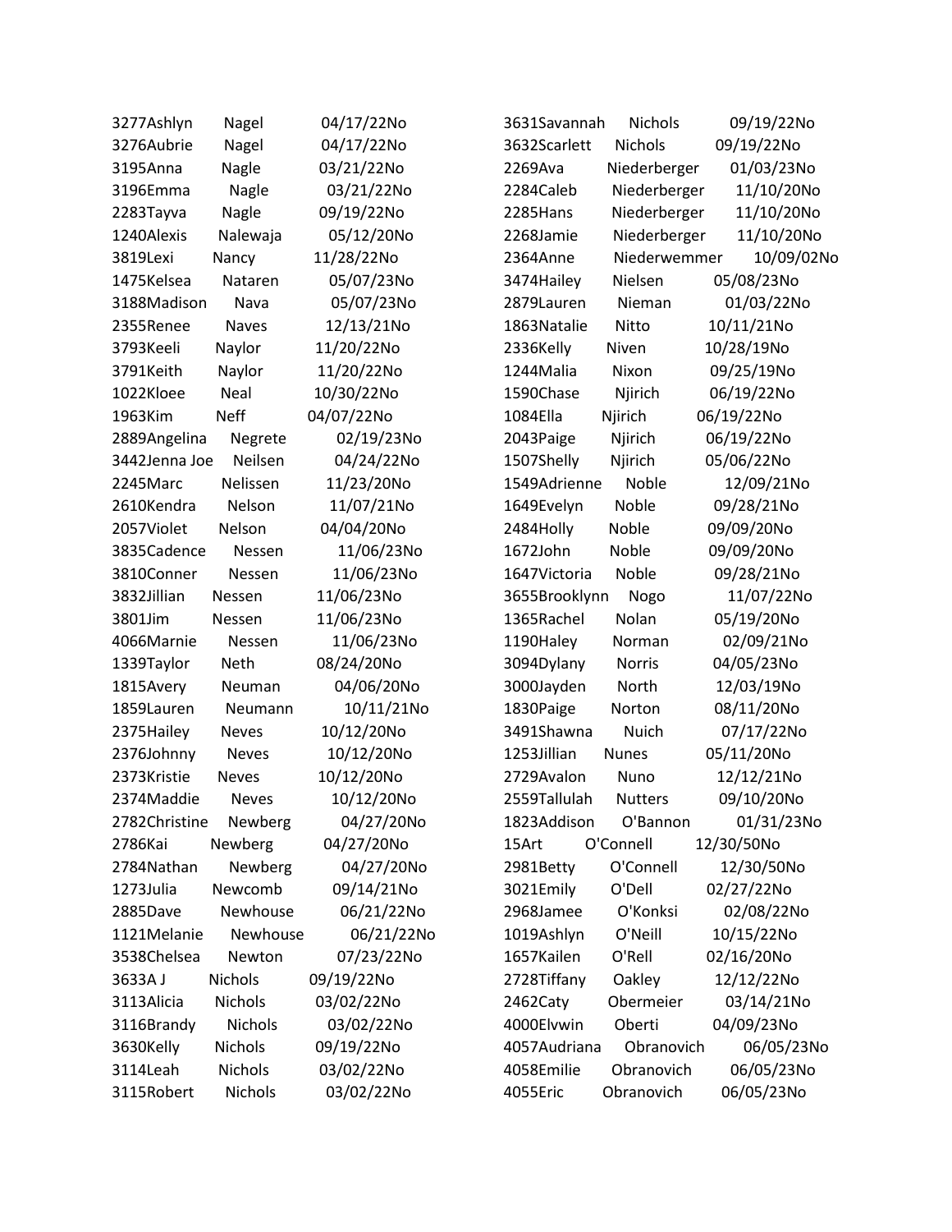3277Ashlyn Nagel 04/17/22No
3276Aubrie Nagel 04/17/22No
3195Anna Nagle 03/21/22No
3196Emma Nagle 03/21/22No
2283Tayva Nagle 09/19/22No
1240Alexis Nalewaja 05/12/20No
3819Lexi Nancy 11/28/22No
1475Kelsea Nataren 05/07/23No
3188Madison Nava 05/07/23No
2355Renee Naves 12/13/21No
3793Keeli Naylor 11/20/22No
3791Keith Naylor 11/20/22No
1022Kloee Neal 10/30/22No
1963Kim Neff 04/07/22No
2889Angelina Negrete 02/19/23No
3442Jenna Joe Neilsen 04/24/22No
2245Marc Nelissen 11/23/20No
2610Kendra Nelson 11/07/21No
2057Violet Nelson 04/04/20No
3835Cadence Nessen 11/06/23No
3810Conner Nessen 11/06/23No
3832Jillian Nessen 11/06/23No
3801Jim Nessen 11/06/23No
4066Marnie Nessen 11/06/23No
1339Taylor Neth 08/24/20No
1815Avery Neuman 04/06/20No
1859Lauren Neumann 10/11/21No
2375Hailey Neves 10/12/20No
2376Johnny Neves 10/12/20No
2373Kristie Neves 10/12/20No
2374Maddie Neves 10/12/20No
2782Christine Newberg 04/27/20No
2786Kai Newberg 04/27/20No
2784Nathan Newberg 04/27/20No
1273Julia Newcomb 09/14/21No
2885Dave Newhouse 06/21/22No
1121Melanie Newhouse 06/21/22No
3538Chelsea Newton 07/23/22No
3633A J Nichols 09/19/22No
3113Alicia Nichols 03/02/22No
3116Brandy Nichols 03/02/22No
3630Kelly Nichols 09/19/22No
3114Leah Nichols 03/02/22No
3115Robert Nichols 03/02/22No
3631Savannah Nichols 09/19/22No
3632Scarlett Nichols 09/19/22No
2269Ava Niederberger 01/03/23No
2284Caleb Niederberger 11/10/20No
2285Hans Niederberger 11/10/20No
2268Jamie Niederberger 11/10/20No
2364Anne Niederwemmer 10/09/02No
3474Hailey Nielsen 05/08/23No
2879Lauren Nieman 01/03/22No
1863Natalie Nitto 10/11/21No
2336Kelly Niven 10/28/19No
1244Malia Nixon 09/25/19No
1590Chase Njirich 06/19/22No
1084Ella Njirich 06/19/22No
2043Paige Njirich 06/19/22No
1507Shelly Njirich 05/06/22No
1549Adrienne Noble 12/09/21No
1649Evelyn Noble 09/28/21No
2484Holly Noble 09/09/20No
1672John Noble 09/09/20No
1647Victoria Noble 09/28/21No
3655Brooklynn Nogo 11/07/22No
1365Rachel Nolan 05/19/20No
1190Haley Norman 02/09/21No
3094Dylany Norris 04/05/23No
3000Jayden North 12/03/19No
1830Paige Norton 08/11/20No
3491Shawna Nuich 07/17/22No
1253Jillian Nunes 05/11/20No
2729Avalon Nuno 12/12/21No
2559Tallulah Nutters 09/10/20No
1823Addison O'Bannon 01/31/23No
15Art O'Connell 12/30/50No
2981Betty O'Connell 12/30/50No
3021Emily O'Dell 02/27/22No
2968Jamee O'Konksi 02/08/22No
1019Ashlyn O'Neill 10/15/22No
1657Kailen O'Rell 02/16/20No
2728Tiffany Oakley 12/12/22No
2462Caty Obermeier 03/14/21No
4000Elvwin Oberti 04/09/23No
4057Audriana Obranovich 06/05/23No
4058Emilie Obranovich 06/05/23No
4055Eric Obranovich 06/05/23No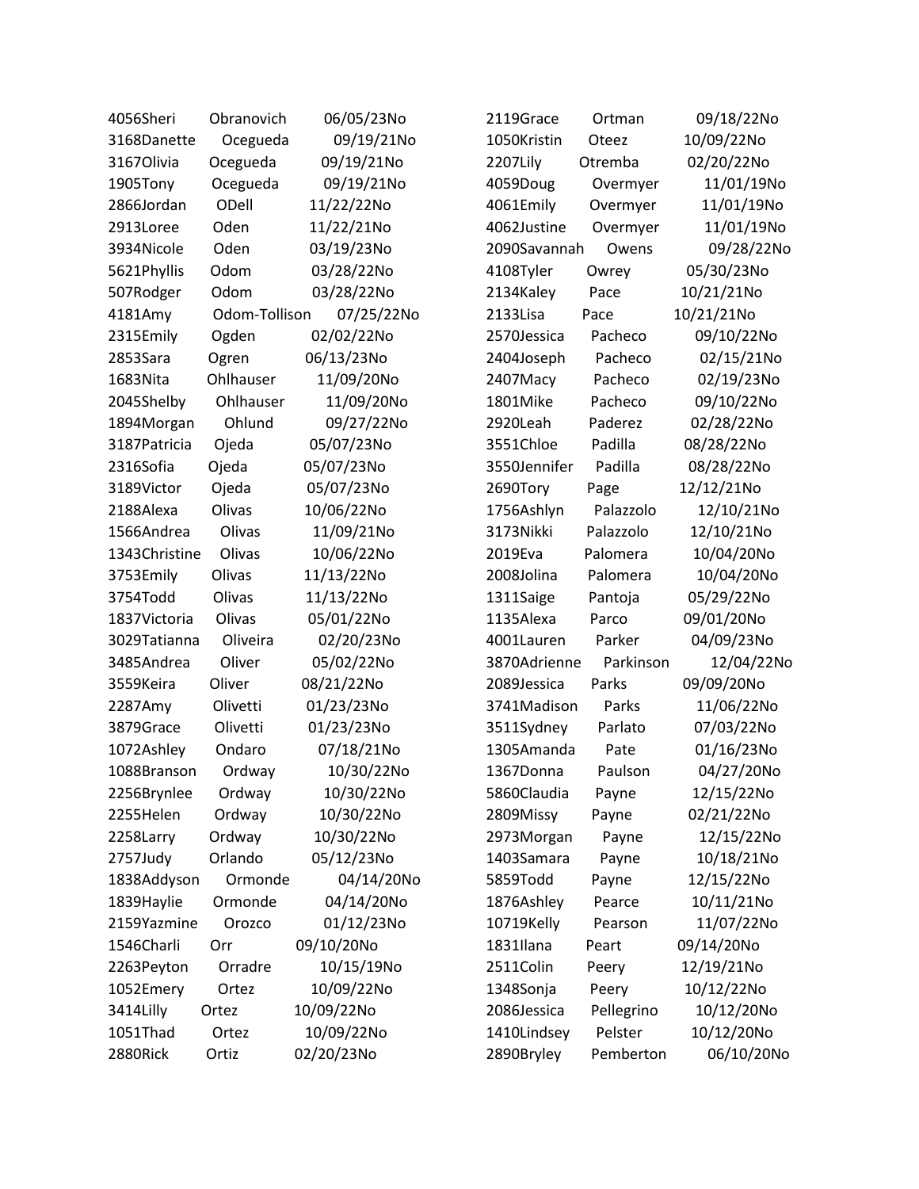4056Sheri Obranovich 06/05/23No
3168Danette Ocegueda 09/19/21No
3167Olivia Ocegueda 09/19/21No
1905Tony Ocegueda 09/19/21No
2866Jordan ODell 11/22/22No
2913Loree Oden 11/22/21No
3934Nicole Oden 03/19/23No
5621Phyllis Odom 03/28/22No
507Rodger Odom 03/28/22No
4181Amy Odom-Tollison 07/25/22No
2315Emily Ogden 02/02/22No
2853Sara Ogren 06/13/23No
1683Nita Ohlhauser 11/09/20No
2045Shelby Ohlhauser 11/09/20No
1894Morgan Ohlund 09/27/22No
3187Patricia Ojeda 05/07/23No
2316Sofia Ojeda 05/07/23No
3189Victor Ojeda 05/07/23No
2188Alexa Olivas 10/06/22No
1566Andrea Olivas 11/09/21No
1343Christine Olivas 10/06/22No
3753Emily Olivas 11/13/22No
3754Todd Olivas 11/13/22No
1837Victoria Olivas 05/01/22No
3029Tatianna Oliveira 02/20/23No
3485Andrea Oliver 05/02/22No
3559Keira Oliver 08/21/22No
2287Amy Olivetti 01/23/23No
3879Grace Olivetti 01/23/23No
1072Ashley Ondaro 07/18/21No
1088Branson Ordway 10/30/22No
2256Brynlee Ordway 10/30/22No
2255Helen Ordway 10/30/22No
2258Larry Ordway 10/30/22No
2757Judy Orlando 05/12/23No
1838Addyson Ormonde 04/14/20No
1839Haylie Ormonde 04/14/20No
2159Yazmine Orozco 01/12/23No
1546Charli Orr 09/10/20No
2263Peyton Orradre 10/15/19No
1052Emery Ortez 10/09/22No
3414Lilly Ortez 10/09/22No
1051Thad Ortez 10/09/22No
2880Rick Ortiz 02/20/23No
2119Grace Ortman 09/18/22No
1050Kristin Oteez 10/09/22No
2207Lily Otremba 02/20/22No
4059Doug Overmyer 11/01/19No
4061Emily Overmyer 11/01/19No
4062Justine Overmyer 11/01/19No
2090Savannah Owens 09/28/22No
4108Tyler Owrey 05/30/23No
2134Kaley Pace 10/21/21No
2133Lisa Pace 10/21/21No
2570Jessica Pacheco 09/10/22No
2404Joseph Pacheco 02/15/21No
2407Macy Pacheco 02/19/23No
1801Mike Pacheco 09/10/22No
2920Leah Paderez 02/28/22No
3551Chloe Padilla 08/28/22No
3550Jennifer Padilla 08/28/22No
2690Tory Page 12/12/21No
1756Ashlyn Palazzolo 12/10/21No
3173Nikki Palazzolo 12/10/21No
2019Eva Palomera 10/04/20No
2008Jolina Palomera 10/04/20No
1311Saige Pantoja 05/29/22No
1135Alexa Parco 09/01/20No
4001Lauren Parker 04/09/23No
3870Adrienne Parkinson 12/04/22No
2089Jessica Parks 09/09/20No
3741Madison Parks 11/06/22No
3511Sydney Parlato 07/03/22No
1305Amanda Pate 01/16/23No
1367Donna Paulson 04/27/20No
5860Claudia Payne 12/15/22No
2809Missy Payne 02/21/22No
2973Morgan Payne 12/15/22No
1403Samara Payne 10/18/21No
5859Todd Payne 12/15/22No
1876Ashley Pearce 10/11/21No
10719Kelly Pearson 11/07/22No
1831Ilana Peart 09/14/20No
2511Colin Peery 12/19/21No
1348Sonja Peery 10/12/22No
2086Jessica Pellegrino 10/12/20No
1410Lindsey Pelster 10/12/20No
2890Bryley Pemberton 06/10/20No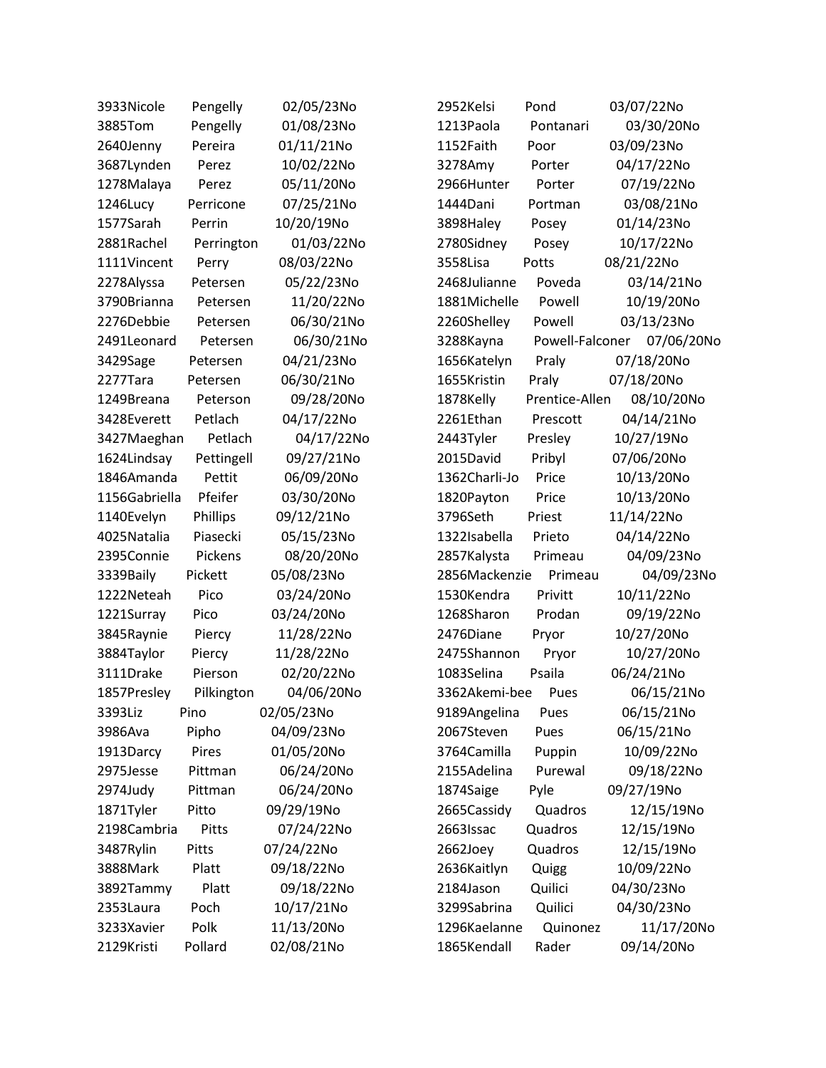3933Nicole Pengelly 02/05/23No
3885Tom Pengelly 01/08/23No
2640Jenny Pereira 01/11/21No
3687Lynden Perez 10/02/22No
1278Malaya Perez 05/11/20No
1246Lucy Perricone 07/25/21No
1577Sarah Perrin 10/20/19No
2881Rachel Perrington 01/03/22No
1111Vincent Perry 08/03/22No
2278Alyssa Petersen 05/22/23No
3790Brianna Petersen 11/20/22No
2276Debbie Petersen 06/30/21No
2491Leonard Petersen 06/30/21No
3429Sage Petersen 04/21/23No
2277Tara Petersen 06/30/21No
1249Breana Peterson 09/28/20No
3428Everett Petlach 04/17/22No
3427Maeghan Petlach 04/17/22No
1624Lindsay Pettingell 09/27/21No
1846Amanda Pettit 06/09/20No
1156Gabriella Pfeifer 03/30/20No
1140Evelyn Phillips 09/12/21No
4025Natalia Piasecki 05/15/23No
2395Connie Pickens 08/20/20No
3339Baily Pickett 05/08/23No
1222Neteah Pico 03/24/20No
1221Surray Pico 03/24/20No
3845Raynie Piercy 11/28/22No
3884Taylor Piercy 11/28/22No
3111Drake Pierson 02/20/22No
1857Presley Pilkington 04/06/20No
3393Liz Pino 02/05/23No
3986Ava Pipho 04/09/23No
1913Darcy Pires 01/05/20No
2975Jesse Pittman 06/24/20No
2974Judy Pittman 06/24/20No
1871Tyler Pitto 09/29/19No
2198Cambria Pitts 07/24/22No
3487Rylin Pitts 07/24/22No
3888Mark Platt 09/18/22No
3892Tammy Platt 09/18/22No
2353Laura Poch 10/17/21No
3233Xavier Polk 11/13/20No
2129Kristi Pollard 02/08/21No
2952Kelsi Pond 03/07/22No
1213Paola Pontanari 03/30/20No
1152Faith Poor 03/09/23No
3278Amy Porter 04/17/22No
2966Hunter Porter 07/19/22No
1444Dani Portman 03/08/21No
3898Haley Posey 01/14/23No
2780Sidney Posey 10/17/22No
3558Lisa Potts 08/21/22No
2468Julianne Poveda 03/14/21No
1881Michelle Powell 10/19/20No
2260Shelley Powell 03/13/23No
3288Kayna Powell-Falconer 07/06/20No
1656Katelyn Praly 07/18/20No
1655Kristin Praly 07/18/20No
1878Kelly Prentice-Allen 08/10/20No
2261Ethan Prescott 04/14/21No
2443Tyler Presley 10/27/19No
2015David Pribyl 07/06/20No
1362Charli-Jo Price 10/13/20No
1820Payton Price 10/13/20No
3796Seth Priest 11/14/22No
1322Isabella Prieto 04/14/22No
2857Kalysta Primeau 04/09/23No
2856Mackenzie Primeau 04/09/23No
1530Kendra Privitt 10/11/22No
1268Sharon Prodan 09/19/22No
2476Diane Pryor 10/27/20No
2475Shannon Pryor 10/27/20No
1083Selina Psaila 06/24/21No
3362Akemi-bee Pues 06/15/21No
9189Angelina Pues 06/15/21No
2067Steven Pues 06/15/21No
3764Camilla Puppin 10/09/22No
2155Adelina Purewal 09/18/22No
1874Saige Pyle 09/27/19No
2665Cassidy Quadros 12/15/19No
2663Issac Quadros 12/15/19No
2662Joey Quadros 12/15/19No
2636Kaitlyn Quigg 10/09/22No
2184Jason Quilici 04/30/23No
3299Sabrina Quilici 04/30/23No
1296Kaelanne Quinonez 11/17/20No
1865Kendall Rader 09/14/20No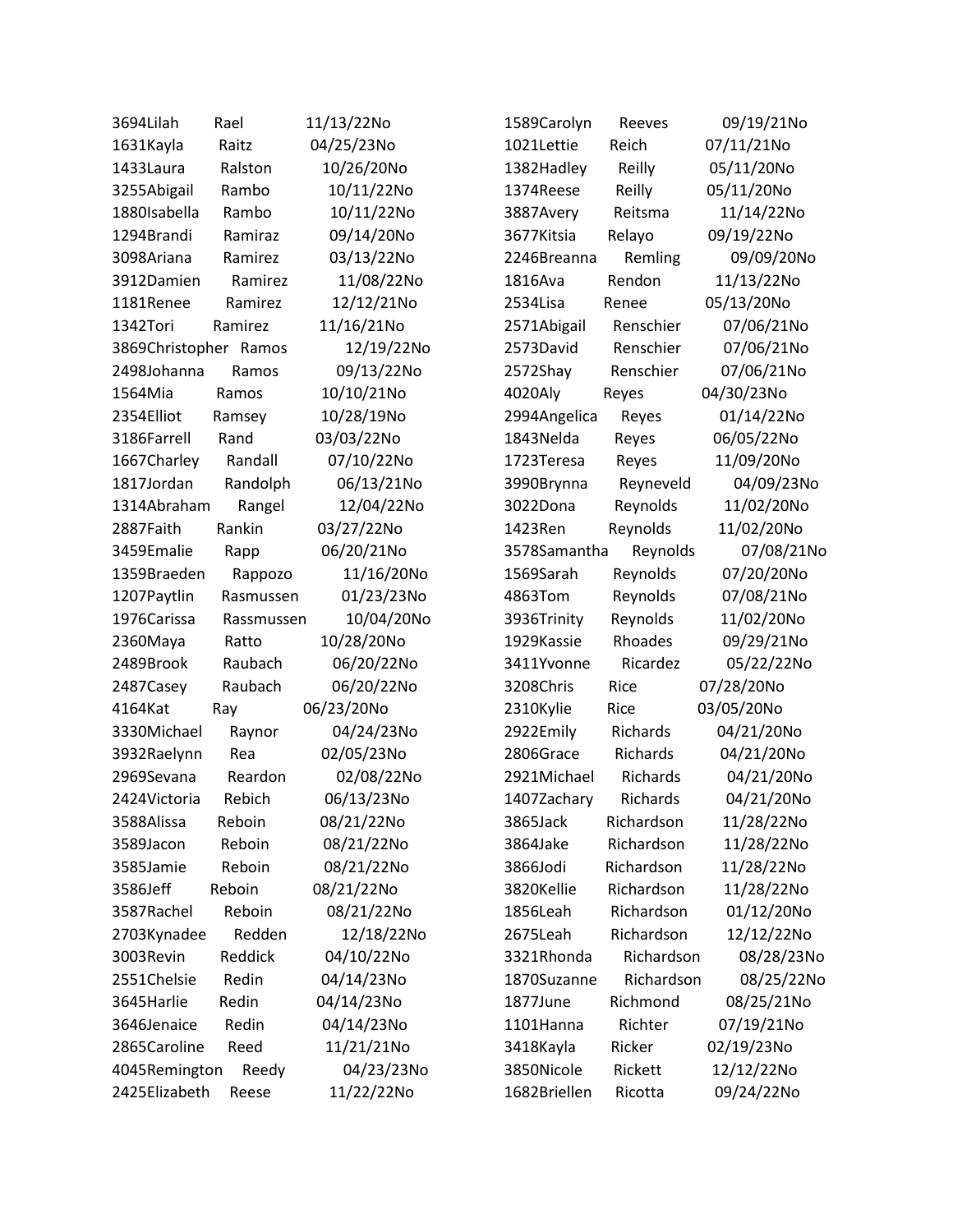3694Lilah Rael 11/13/22No
1631Kayla Raitz 04/25/23No
1433Laura Ralston 10/26/20No
3255Abigail Rambo 10/11/22No
1880Isabella Rambo 10/11/22No
1294Brandi Ramiraz 09/14/20No
3098Ariana Ramirez 03/13/22No
3912Damien Ramirez 11/08/22No
1181Renee Ramirez 12/12/21No
1342Tori Ramirez 11/16/21No
3869Christopher Ramos 12/19/22No
2498Johanna Ramos 09/13/22No
1564Mia Ramos 10/10/21No
2354Elliot Ramsey 10/28/19No
3186Farrell Rand 03/03/22No
1667Charley Randall 07/10/22No
1817Jordan Randolph 06/13/21No
1314Abraham Rangel 12/04/22No
2887Faith Rankin 03/27/22No
3459Emalie Rapp 06/20/21No
1359Braeden Rappozo 11/16/20No
1207Paytlin Rasmussen 01/23/23No
1976Carissa Rassmussen 10/04/20No
2360Maya Ratto 10/28/20No
2489Brook Raubach 06/20/22No
2487Casey Raubach 06/20/22No
4164Kat Ray 06/23/20No
3330Michael Raynor 04/24/23No
3932Raelynn Rea 02/05/23No
2969Sevana Reardon 02/08/22No
2424Victoria Rebich 06/13/23No
3588Alissa Reboin 08/21/22No
3589Jacon Reboin 08/21/22No
3585Jamie Reboin 08/21/22No
3586Jeff Reboin 08/21/22No
3587Rachel Reboin 08/21/22No
2703Kynadee Redden 12/18/22No
3003Revin Reddick 04/10/22No
2551Chelsie Redin 04/14/23No
3645Harlie Redin 04/14/23No
3646Jenaice Redin 04/14/23No
2865Caroline Reed 11/21/21No
4045Remington Reedy 04/23/23No
2425Elizabeth Reese 11/22/22No
1589Carolyn Reeves 09/19/21No
1021Lettie Reich 07/11/21No
1382Hadley Reilly 05/11/20No
1374Reese Reilly 05/11/20No
3887Avery Reitsma 11/14/22No
3677Kitsia Relayo 09/19/22No
2246Breanna Remling 09/09/20No
1816Ava Rendon 11/13/22No
2534Lisa Renee 05/13/20No
2571Abigail Renschier 07/06/21No
2573David Renschier 07/06/21No
2572Shay Renschier 07/06/21No
4020Aly Reyes 04/30/23No
2994Angelica Reyes 01/14/22No
1843Nelda Reyes 06/05/22No
1723Teresa Reyes 11/09/20No
3990Brynna Reyneveld 04/09/23No
3022Dona Reynolds 11/02/20No
1423Ren Reynolds 11/02/20No
3578Samantha Reynolds 07/08/21No
1569Sarah Reynolds 07/20/20No
4863Tom Reynolds 07/08/21No
3936Trinity Reynolds 11/02/20No
1929Kassie Rhoades 09/29/21No
3411Yvonne Ricardez 05/22/22No
3208Chris Rice 07/28/20No
2310Kylie Rice 03/05/20No
2922Emily Richards 04/21/20No
2806Grace Richards 04/21/20No
2921Michael Richards 04/21/20No
1407Zachary Richards 04/21/20No
3865Jack Richardson 11/28/22No
3864Jake Richardson 11/28/22No
3866Jodi Richardson 11/28/22No
3820Kellie Richardson 11/28/22No
1856Leah Richardson 01/12/20No
2675Leah Richardson 12/12/22No
3321Rhonda Richardson 08/28/23No
1870Suzanne Richardson 08/25/22No
1877June Richmond 08/25/21No
1101Hanna Richter 07/19/21No
3418Kayla Ricker 02/19/23No
3850Nicole Rickett 12/12/22No
1682Briellen Ricotta 09/24/22No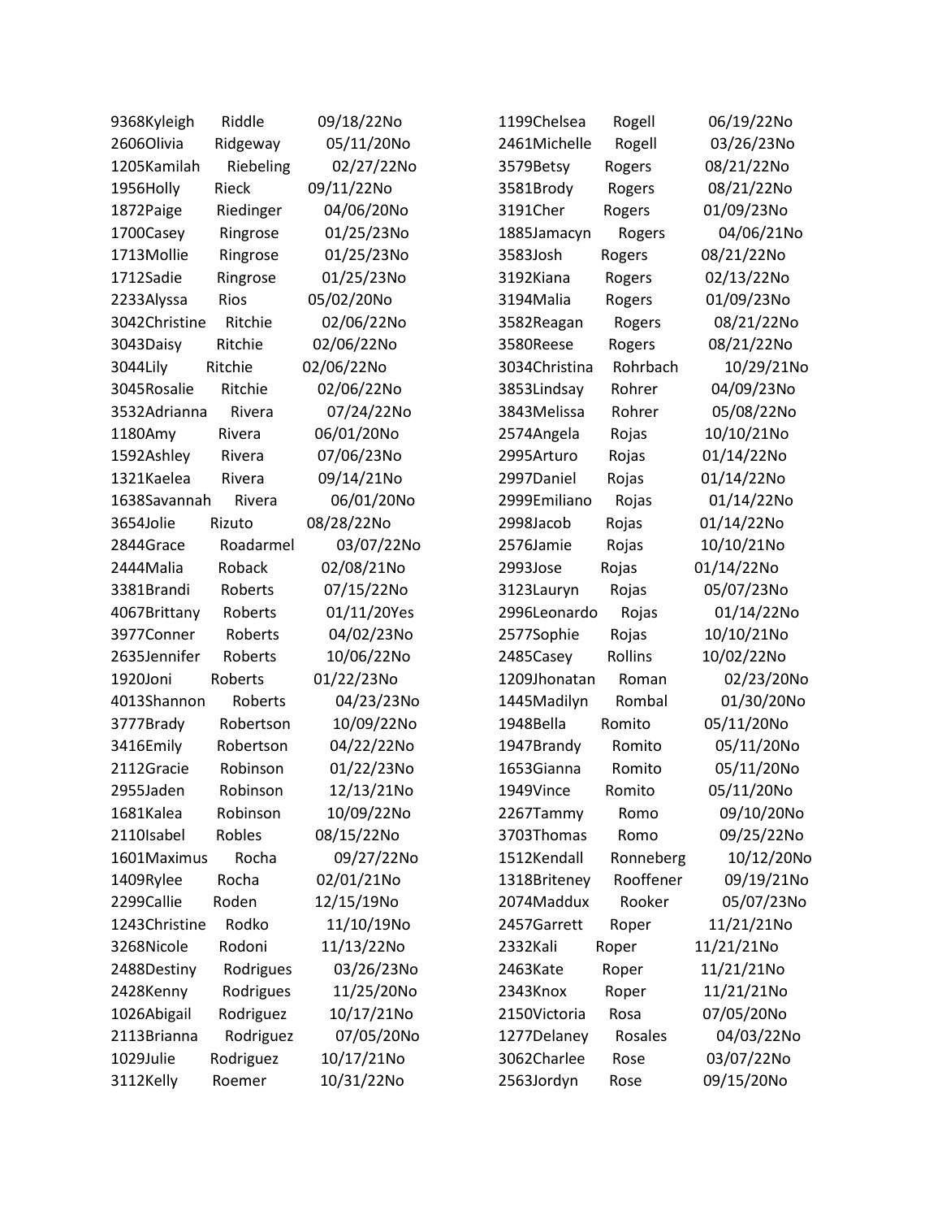9368Kyleigh Riddle 09/18/22No
2606Olivia Ridgeway 05/11/20No
1205Kamilah Riebeling 02/27/22No
1956Holly Rieck 09/11/22No
1872Paige Riedinger 04/06/20No
1700Casey Ringrose 01/25/23No
1713Mollie Ringrose 01/25/23No
1712Sadie Ringrose 01/25/23No
2233Alyssa Rios 05/02/20No
3042Christine Ritchie 02/06/22No
3043Daisy Ritchie 02/06/22No
3044Lily Ritchie 02/06/22No
3045Rosalie Ritchie 02/06/22No
3532Adrianna Rivera 07/24/22No
1180Amy Rivera 06/01/20No
1592Ashley Rivera 07/06/23No
1321Kaelea Rivera 09/14/21No
1638Savannah Rivera 06/01/20No
3654Jolie Rizuto 08/28/22No
2844Grace Roadarmel 03/07/22No
2444Malia Roback 02/08/21No
3381Brandi Roberts 07/15/22No
4067Brittany Roberts 01/11/20Yes
3977Conner Roberts 04/02/23No
2635Jennifer Roberts 10/06/22No
1920Joni Roberts 01/22/23No
4013Shannon Roberts 04/23/23No
3777Brady Robertson 10/09/22No
3416Emily Robertson 04/22/22No
2112Gracie Robinson 01/22/23No
2955Jaden Robinson 12/13/21No
1681Kalea Robinson 10/09/22No
2110Isabel Robles 08/15/22No
1601Maximus Rocha 09/27/22No
1409Rylee Rocha 02/01/21No
2299Callie Roden 12/15/19No
1243Christine Rodko 11/10/19No
3268Nicole Rodoni 11/13/22No
2488Destiny Rodrigues 03/26/23No
2428Kenny Rodrigues 11/25/20No
1026Abigail Rodriguez 10/17/21No
2113Brianna Rodriguez 07/05/20No
1029Julie Rodriguez 10/17/21No
3112Kelly Roemer 10/31/22No
1199Chelsea Rogell 06/19/22No
2461Michelle Rogell 03/26/23No
3579Betsy Rogers 08/21/22No
3581Brody Rogers 08/21/22No
3191Cher Rogers 01/09/23No
1885Jamacyn Rogers 04/06/21No
3583Josh Rogers 08/21/22No
3192Kiana Rogers 02/13/22No
3194Malia Rogers 01/09/23No
3582Reagan Rogers 08/21/22No
3580Reese Rogers 08/21/22No
3034Christina Rohrbach 10/29/21No
3853Lindsay Rohrer 04/09/23No
3843Melissa Rohrer 05/08/22No
2574Angela Rojas 10/10/21No
2995Arturo Rojas 01/14/22No
2997Daniel Rojas 01/14/22No
2999Emiliano Rojas 01/14/22No
2998Jacob Rojas 01/14/22No
2576Jamie Rojas 10/10/21No
2993Jose Rojas 01/14/22No
3123Lauryn Rojas 05/07/23No
2996Leonardo Rojas 01/14/22No
2577Sophie Rojas 10/10/21No
2485Casey Rollins 10/02/22No
1209Jhonatan Roman 02/23/20No
1445Madilyn Rombal 01/30/20No
1948Bella Romito 05/11/20No
1947Brandy Romito 05/11/20No
1653Gianna Romito 05/11/20No
1949Vince Romito 05/11/20No
2267Tammy Romo 09/10/20No
3703Thomas Romo 09/25/22No
1512Kendall Ronneberg 10/12/20No
1318Briteney Rooffener 09/19/21No
2074Maddux Rooker 05/07/23No
2457Garrett Roper 11/21/21No
2332Kali Roper 11/21/21No
2463Kate Roper 11/21/21No
2343Knox Roper 11/21/21No
2150Victoria Rosa 07/05/20No
1277Delaney Rosales 04/03/22No
3062Charlee Rose 03/07/22No
2563Jordyn Rose 09/15/20No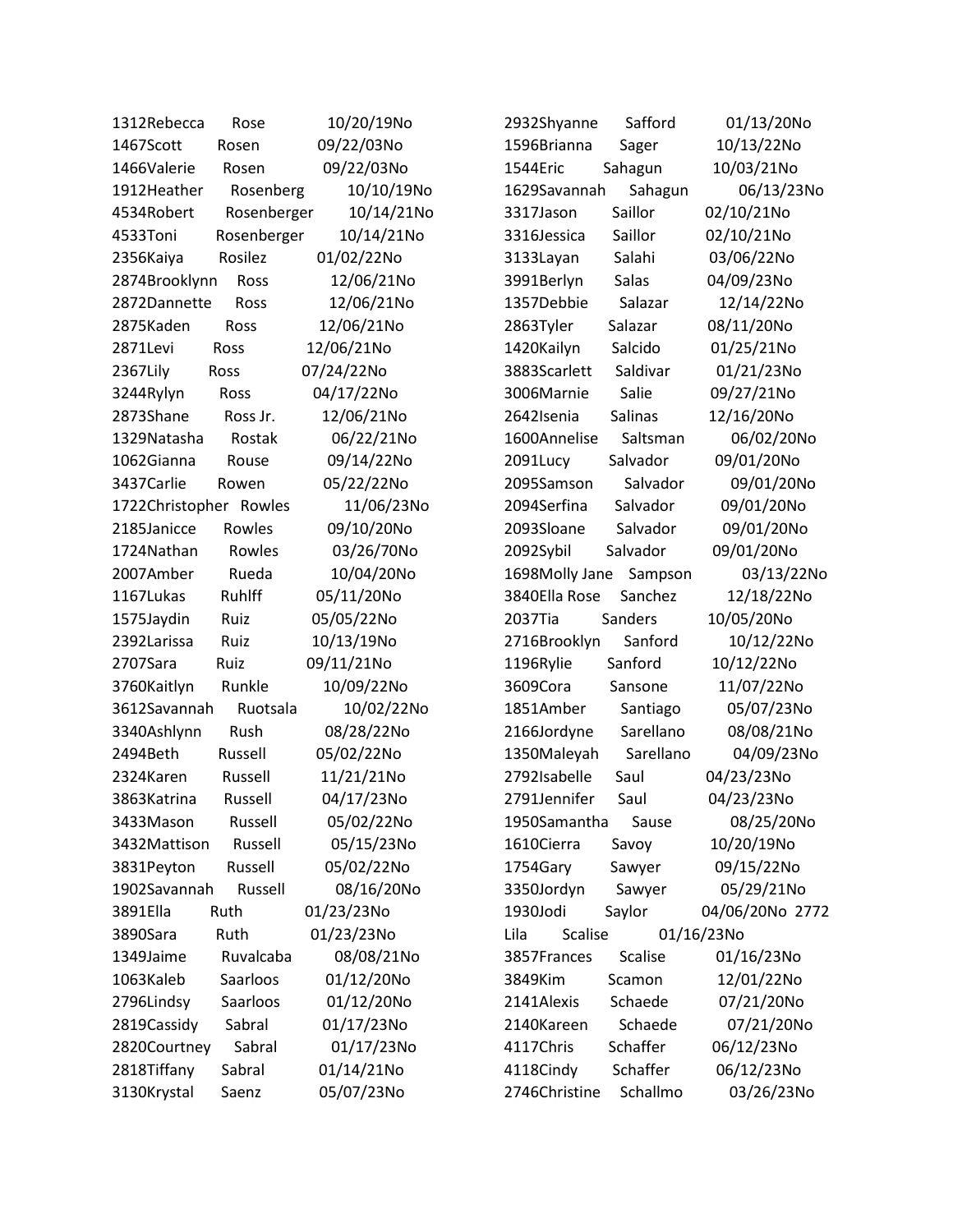1312Rebecca Rose 10/20/19No
1467Scott Rosen 09/22/03No
1466Valerie Rosen 09/22/03No
1912Heather Rosenberg 10/10/19No
4534Robert Rosenberger 10/14/21No
4533Toni Rosenberger 10/14/21No
2356Kaiya Rosilez 01/02/22No
2874Brooklynn Ross 12/06/21No
2872Dannette Ross 12/06/21No
2875Kaden Ross 12/06/21No
2871Levi Ross 12/06/21No
2367Lily Ross 07/24/22No
3244Rylyn Ross 04/17/22No
2873Shane Ross Jr. 12/06/21No
1329Natasha Rostak 06/22/21No
1062Gianna Rouse 09/14/22No
3437Carlie Rowen 05/22/22No
1722Christopher Rowles 11/06/23No
2185Janicce Rowles 09/10/20No
1724Nathan Rowles 03/26/70No
2007Amber Rueda 10/04/20No
1167Lukas Ruhlff 05/11/20No
1575Jaydin Ruiz 05/05/22No
2392Larissa Ruiz 10/13/19No
2707Sara Ruiz 09/11/21No
3760Kaitlyn Runkle 10/09/22No
3612Savannah Ruotsala 10/02/22No
3340Ashlynn Rush 08/28/22No
2494Beth Russell 05/02/22No
2324Karen Russell 11/21/21No
3863Katrina Russell 04/17/23No
3433Mason Russell 05/02/22No
3432Mattison Russell 05/15/23No
3831Peyton Russell 05/02/22No
1902Savannah Russell 08/16/20No
3891Ella Ruth 01/23/23No
3890Sara Ruth 01/23/23No
1349Jaime Ruvalcaba 08/08/21No
1063Kaleb Saarloos 01/12/20No
2796Lindsy Saarloos 01/12/20No
2819Cassidy Sabral 01/17/23No
2820Courtney Sabral 01/17/23No
2818Tiffany Sabral 01/14/21No
3130Krystal Saenz 05/07/23No
2932Shyanne Safford 01/13/20No
1596Brianna Sager 10/13/22No
1544Eric Sahagun 10/03/21No
1629Savannah Sahagun 06/13/23No
3317Jason Saillor 02/10/21No
3316Jessica Saillor 02/10/21No
3133Layan Salahi 03/06/22No
3991Berlyn Salas 04/09/23No
1357Debbie Salazar 12/14/22No
2863Tyler Salazar 08/11/20No
1420Kailyn Salcido 01/25/21No
3883Scarlett Saldivar 01/21/23No
3006Marnie Salie 09/27/21No
2642Isenia Salinas 12/16/20No
1600Annelise Saltsman 06/02/20No
2091Lucy Salvador 09/01/20No
2095Samson Salvador 09/01/20No
2094Serfina Salvador 09/01/20No
2093Sloane Salvador 09/01/20No
2092Sybil Salvador 09/01/20No
1698Molly Jane Sampson 03/13/22No
3840Ella Rose Sanchez 12/18/22No
2037Tia Sanders 10/05/20No
2716Brooklyn Sanford 10/12/22No
1196Rylie Sanford 10/12/22No
3609Cora Sansone 11/07/22No
1851Amber Santiago 05/07/23No
2166Jordyne Sarellano 08/08/21No
1350Maleyah Sarellano 04/09/23No
2792Isabelle Saul 04/23/23No
2791Jennifer Saul 04/23/23No
1950Samantha Sause 08/25/20No
1610Cierra Savoy 10/20/19No
1754Gary Sawyer 09/15/22No
3350Jordyn Sawyer 05/29/21No
1930Jodi Saylor 04/06/20No 2772
Lila Scalise 01/16/23No
3857Frances Scalise 01/16/23No
3849Kim Scamon 12/01/22No
2141Alexis Schaede 07/21/20No
2140Kareen Schaede 07/21/20No
4117Chris Schaffer 06/12/23No
4118Cindy Schaffer 06/12/23No
2746Christine Schallmo 03/26/23No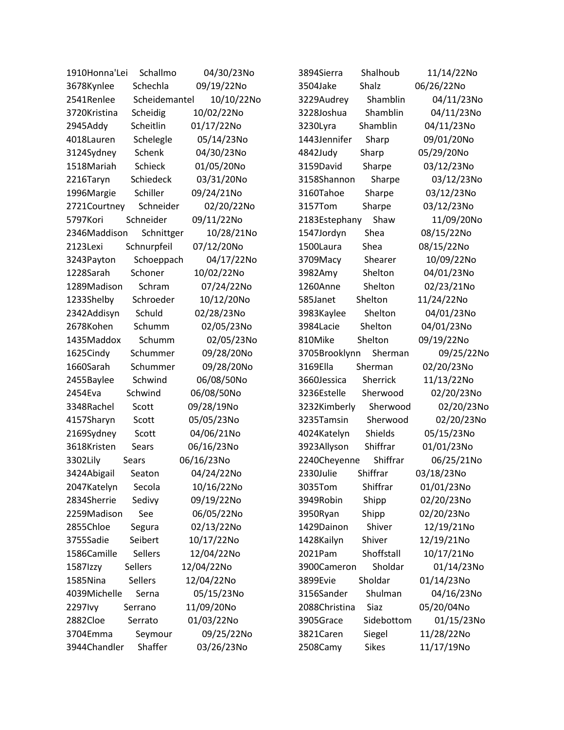1910Honna'Lei Schallmo 04/30/23No
3678Kynlee Schechla 09/19/22No
2541Renlee Scheidemantel 10/10/22No
3720Kristina Scheidig 10/02/22No
2945Addy Scheitlin 01/17/22No
4018Lauren Schelegle 05/14/23No
3124Sydney Schenk 04/30/23No
1518Mariah Schieck 01/05/20No
2216Taryn Schiedeck 03/31/20No
1996Margie Schiller 09/24/21No
2721Courtney Schneider 02/20/22No
5797Kori Schneider 09/11/22No
2346Maddison Schnittger 10/28/21No
2123Lexi Schnurpfeil 07/12/20No
3243Payton Schoeppach 04/17/22No
1228Sarah Schoner 10/02/22No
1289Madison Schram 07/24/22No
1233Shelby Schroeder 10/12/20No
2342Addisyn Schuld 02/28/23No
2678Kohen Schumm 02/05/23No
1435Maddox Schumm 02/05/23No
1625Cindy Schummer 09/28/20No
1660Sarah Schummer 09/28/20No
2455Baylee Schwind 06/08/50No
2454Eva Schwind 06/08/50No
3348Rachel Scott 09/28/19No
4157Sharyn Scott 05/05/23No
2169Sydney Scott 04/06/21No
3618Kristen Sears 06/16/23No
3302Lily Sears 06/16/23No
3424Abigail Seaton 04/24/22No
2047Katelyn Secola 10/16/22No
2834Sherrie Sedivy 09/19/22No
2259Madison See 06/05/22No
2855Chloe Segura 02/13/22No
3755Sadie Seibert 10/17/22No
1586Camille Sellers 12/04/22No
1587Izzy Sellers 12/04/22No
1585Nina Sellers 12/04/22No
4039Michelle Serna 05/15/23No
2297Ivy Serrano 11/09/20No
2882Cloe Serrato 01/03/22No
3704Emma Seymour 09/25/22No
3944Chandler Shaffer 03/26/23No
3894Sierra Shalhoub 11/14/22No
3504Jake Shalz 06/26/22No
3229Audrey Shamblin 04/11/23No
3228Joshua Shamblin 04/11/23No
3230Lyra Shamblin 04/11/23No
1443Jennifer Sharp 09/01/20No
4842Judy Sharp 05/29/20No
3159David Sharpe 03/12/23No
3158Shannon Sharpe 03/12/23No
3160Tahoe Sharpe 03/12/23No
3157Tom Sharpe 03/12/23No
2183Estephany Shaw 11/09/20No
1547Jordyn Shea 08/15/22No
1500Laura Shea 08/15/22No
3709Macy Shearer 10/09/22No
3982Amy Shelton 04/01/23No
1260Anne Shelton 02/23/21No
585Janet Shelton 11/24/22No
3983Kaylee Shelton 04/01/23No
3984Lacie Shelton 04/01/23No
810Mike Shelton 09/19/22No
3705Brooklynn Sherman 09/25/22No
3169Ella Sherman 02/20/23No
3660Jessica Sherrick 11/13/22No
3236Estelle Sherwood 02/20/23No
3232Kimberly Sherwood 02/20/23No
3235Tamsin Sherwood 02/20/23No
4024Katelyn Shields 05/15/23No
3923Allyson Shiffrar 01/01/23No
2240Cheyenne Shiffrar 06/25/21No
2330Julie Shiffrar 03/18/23No
3035Tom Shiffrar 01/01/23No
3949Robin Shipp 02/20/23No
3950Ryan Shipp 02/20/23No
1429Dainon Shiver 12/19/21No
1428Kailyn Shiver 12/19/21No
2021Pam Shoffstall 10/17/21No
3900Cameron Sholdar 01/14/23No
3899Evie Sholdar 01/14/23No
3156Sander Shulman 04/16/23No
2088Christina Siaz 05/20/04No
3905Grace Sidebottom 01/15/23No
3821Caren Siegel 11/28/22No
2508Camy Sikes 11/17/19No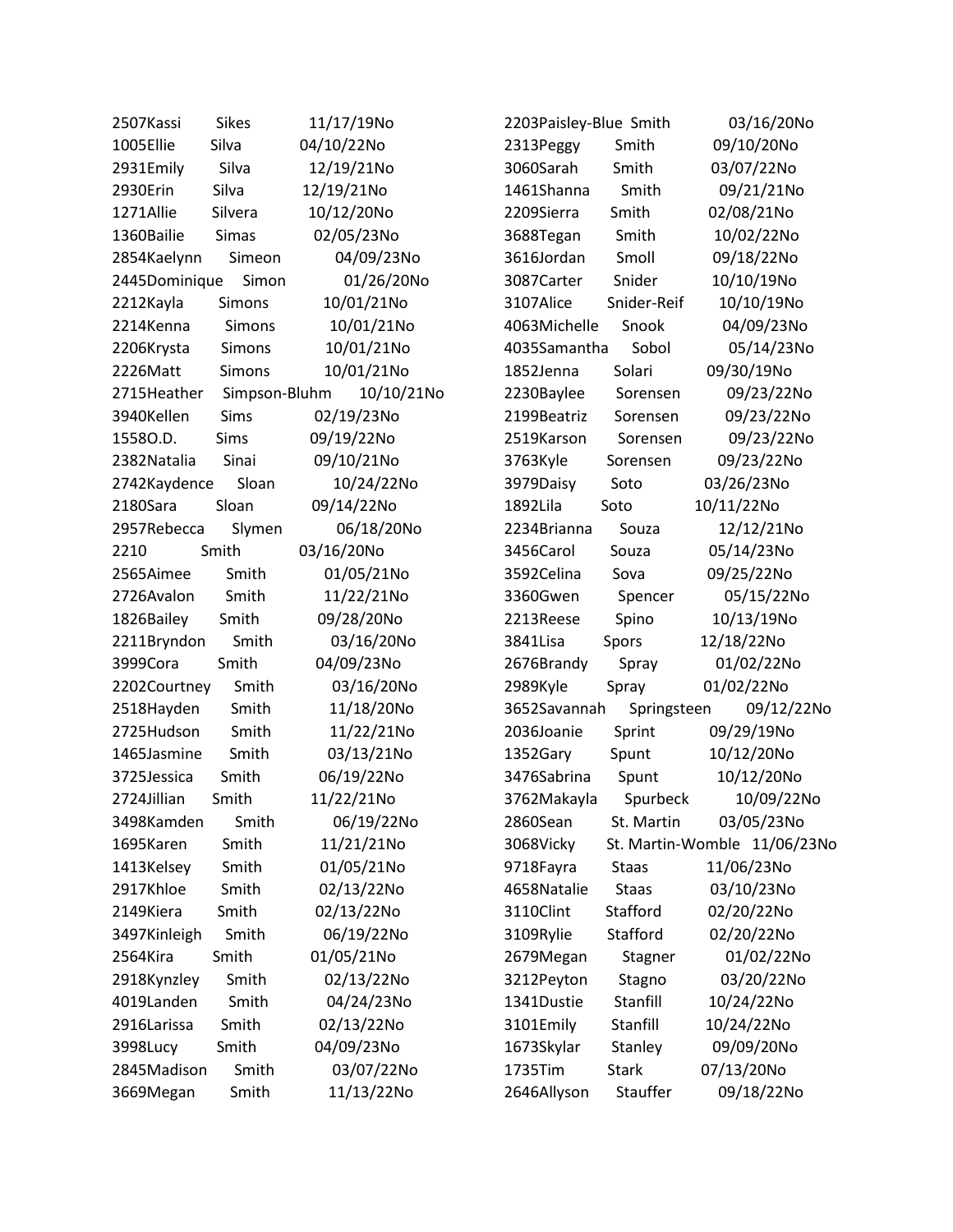| ID | First Name | Last Name | Date | |
|---|---|---|---|---|
| 2507 | Kassi | Sikes | 11/17/19 | No |
| 1005 | Ellie | Silva | 04/10/22 | No |
| 2931 | Emily | Silva | 12/19/21 | No |
| 2930 | Erin | Silva | 12/19/21 | No |
| 1271 | Allie | Silvera | 10/12/20 | No |
| 1360 | Bailie | Simas | 02/05/23 | No |
| 2854 | Kaelynn | Simeon | 04/09/23 | No |
| 2445 | Dominique | Simon | 01/26/20 | No |
| 2212 | Kayla | Simons | 10/01/21 | No |
| 2214 | Kenna | Simons | 10/01/21 | No |
| 2206 | Krysta | Simons | 10/01/21 | No |
| 2226 | Matt | Simons | 10/01/21 | No |
| 2715 | Heather | Simpson-Bluhm | 10/10/21 | No |
| 3940 | Kellen | Sims | 02/19/23 | No |
| 1558 | O.D. | Sims | 09/19/22 | No |
| 2382 | Natalia | Sinai | 09/10/21 | No |
| 2742 | Kaydence | Sloan | 10/24/22 | No |
| 2180 | Sara | Sloan | 09/14/22 | No |
| 2957 | Rebecca | Slymen | 06/18/20 | No |
| 2210 | | Smith | 03/16/20 | No |
| 2565 | Aimee | Smith | 01/05/21 | No |
| 2726 | Avalon | Smith | 11/22/21 | No |
| 1826 | Bailey | Smith | 09/28/20 | No |
| 2211 | Bryndon | Smith | 03/16/20 | No |
| 3999 | Cora | Smith | 04/09/23 | No |
| 2202 | Courtney | Smith | 03/16/20 | No |
| 2518 | Hayden | Smith | 11/18/20 | No |
| 2725 | Hudson | Smith | 11/22/21 | No |
| 1465 | Jasmine | Smith | 03/13/21 | No |
| 3725 | Jessica | Smith | 06/19/22 | No |
| 2724 | Jillian | Smith | 11/22/21 | No |
| 3498 | Kamden | Smith | 06/19/22 | No |
| 1695 | Karen | Smith | 11/21/21 | No |
| 1413 | Kelsey | Smith | 01/05/21 | No |
| 2917 | Khloe | Smith | 02/13/22 | No |
| 2149 | Kiera | Smith | 02/13/22 | No |
| 3497 | Kinleigh | Smith | 06/19/22 | No |
| 2564 | Kira | Smith | 01/05/21 | No |
| 2918 | Kynzley | Smith | 02/13/22 | No |
| 4019 | Landen | Smith | 04/24/23 | No |
| 2916 | Larissa | Smith | 02/13/22 | No |
| 3998 | Lucy | Smith | 04/09/23 | No |
| 2845 | Madison | Smith | 03/07/22 | No |
| 3669 | Megan | Smith | 11/13/22 | No |
| 2203 | Paisley-Blue | Smith | 03/16/20 | No |
| 2313 | Peggy | Smith | 09/10/20 | No |
| 3060 | Sarah | Smith | 03/07/22 | No |
| 1461 | Shanna | Smith | 09/21/21 | No |
| 2209 | Sierra | Smith | 02/08/21 | No |
| 3688 | Tegan | Smith | 10/02/22 | No |
| 3616 | Jordan | Smoll | 09/18/22 | No |
| 3087 | Carter | Snider | 10/10/19 | No |
| 3107 | Alice | Snider-Reif | 10/10/19 | No |
| 4063 | Michelle | Snook | 04/09/23 | No |
| 4035 | Samantha | Sobol | 05/14/23 | No |
| 1852 | Jenna | Solari | 09/30/19 | No |
| 2230 | Baylee | Sorensen | 09/23/22 | No |
| 2199 | Beatriz | Sorensen | 09/23/22 | No |
| 2519 | Karson | Sorensen | 09/23/22 | No |
| 3763 | Kyle | Sorensen | 09/23/22 | No |
| 3979 | Daisy | Soto | 03/26/23 | No |
| 1892 | Lila | Soto | 10/11/22 | No |
| 2234 | Brianna | Souza | 12/12/21 | No |
| 3456 | Carol | Souza | 05/14/23 | No |
| 3592 | Celina | Sova | 09/25/22 | No |
| 3360 | Gwen | Spencer | 05/15/22 | No |
| 2213 | Reese | Spino | 10/13/19 | No |
| 3841 | Lisa | Spors | 12/18/22 | No |
| 2676 | Brandy | Spray | 01/02/22 | No |
| 2989 | Kyle | Spray | 01/02/22 | No |
| 3652 | Savannah | Springsteen | 09/12/22 | No |
| 2036 | Joanie | Sprint | 09/29/19 | No |
| 1352 | Gary | Spunt | 10/12/20 | No |
| 3476 | Sabrina | Spunt | 10/12/20 | No |
| 3762 | Makayla | Spurbeck | 10/09/22 | No |
| 2860 | Sean | St. Martin | 03/05/23 | No |
| 3068 | Vicky | St. Martin-Womble | 11/06/23 | No |
| 9718 | Fayra | Staas | 11/06/23 | No |
| 4658 | Natalie | Staas | 03/10/23 | No |
| 3110 | Clint | Stafford | 02/20/22 | No |
| 3109 | Rylie | Stafford | 02/20/22 | No |
| 2679 | Megan | Stagner | 01/02/22 | No |
| 3212 | Peyton | Stagno | 03/20/22 | No |
| 1341 | Dustie | Stanfill | 10/24/22 | No |
| 3101 | Emily | Stanfill | 10/24/22 | No |
| 1673 | Skylar | Stanley | 09/09/20 | No |
| 1735 | Tim | Stark | 07/13/20 | No |
| 2646 | Allyson | Stauffer | 09/18/22 | No |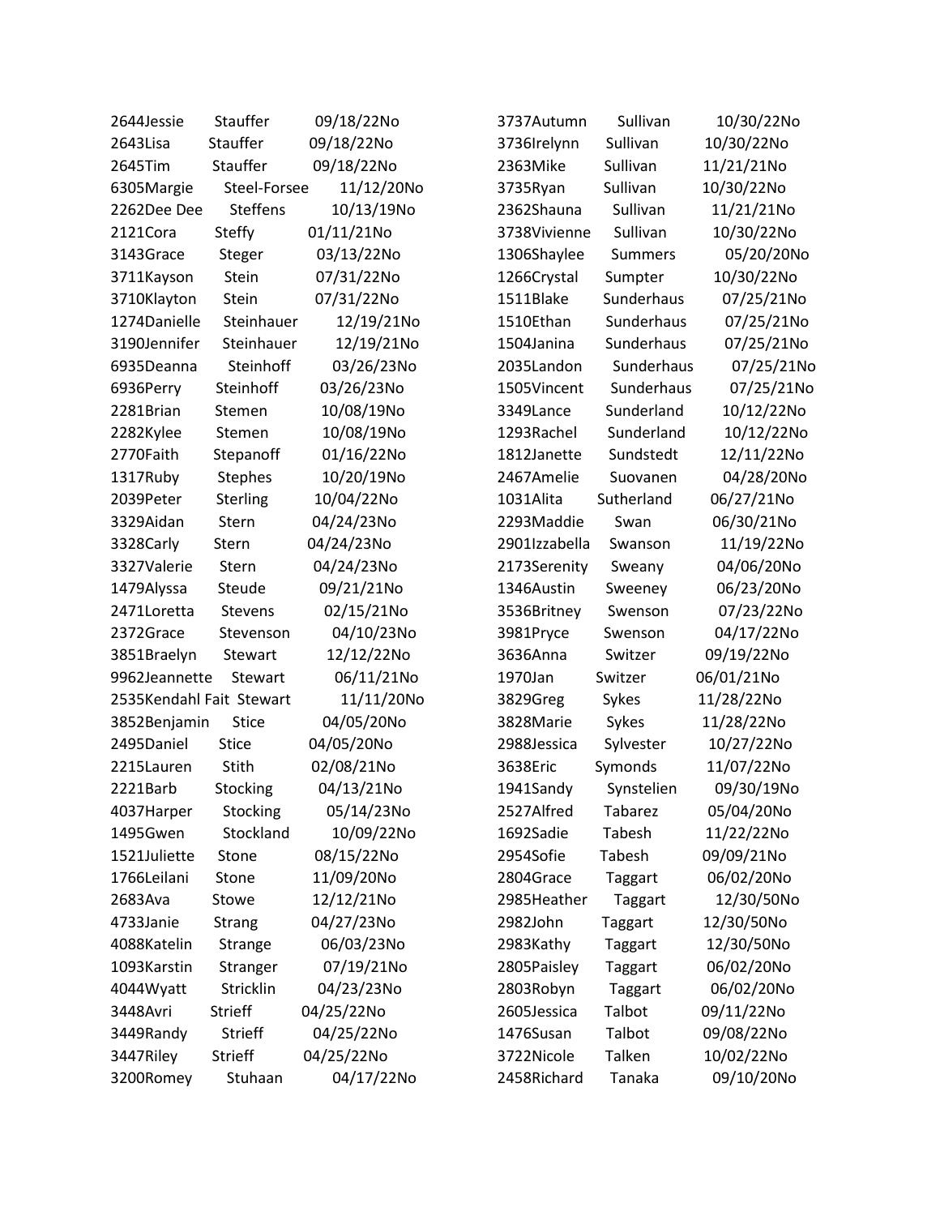| ID | First Name | Last Name | Date | Status |
|---|---|---|---|---|
| 2644 | Jessie | Stauffer | 09/18/22 | No |
| 2643 | Lisa | Stauffer | 09/18/22 | No |
| 2645 | Tim | Stauffer | 09/18/22 | No |
| 6305 | Margie | Steel-Forsee | 11/12/20 | No |
| 2262 | Dee Dee | Steffens | 10/13/19 | No |
| 2121 | Cora | Steffy | 01/11/21 | No |
| 3143 | Grace | Steger | 03/13/22 | No |
| 3711 | Kayson | Stein | 07/31/22 | No |
| 3710 | Klayton | Stein | 07/31/22 | No |
| 1274 | Danielle | Steinhauer | 12/19/21 | No |
| 3190 | Jennifer | Steinhauer | 12/19/21 | No |
| 6935 | Deanna | Steinhoff | 03/26/23 | No |
| 6936 | Perry | Steinhoff | 03/26/23 | No |
| 2281 | Brian | Stemen | 10/08/19 | No |
| 2282 | Kylee | Stemen | 10/08/19 | No |
| 2770 | Faith | Stepanoff | 01/16/22 | No |
| 1317 | Ruby | Stephes | 10/20/19 | No |
| 2039 | Peter | Sterling | 10/04/22 | No |
| 3329 | Aidan | Stern | 04/24/23 | No |
| 3328 | Carly | Stern | 04/24/23 | No |
| 3327 | Valerie | Stern | 04/24/23 | No |
| 1479 | Alyssa | Steude | 09/21/21 | No |
| 2471 | Loretta | Stevens | 02/15/21 | No |
| 2372 | Grace | Stevenson | 04/10/23 | No |
| 3851 | Braelyn | Stewart | 12/12/22 | No |
| 9962 | Jeannette | Stewart | 06/11/21 | No |
| 2535 | Kendahl Fait | Stewart | 11/11/20 | No |
| 3852 | Benjamin | Stice | 04/05/20 | No |
| 2495 | Daniel | Stice | 04/05/20 | No |
| 2215 | Lauren | Stith | 02/08/21 | No |
| 2221 | Barb | Stocking | 04/13/21 | No |
| 4037 | Harper | Stocking | 05/14/23 | No |
| 1495 | Gwen | Stockland | 10/09/22 | No |
| 1521 | Juliette | Stone | 08/15/22 | No |
| 1766 | Leilani | Stone | 11/09/20 | No |
| 2683 | Ava | Stowe | 12/12/21 | No |
| 4733 | Janie | Strang | 04/27/23 | No |
| 4088 | Katelin | Strange | 06/03/23 | No |
| 1093 | Karstin | Stranger | 07/19/21 | No |
| 4044 | Wyatt | Stricklin | 04/23/23 | No |
| 3448 | Avri | Strieff | 04/25/22 | No |
| 3449 | Randy | Strieff | 04/25/22 | No |
| 3447 | Riley | Strieff | 04/25/22 | No |
| 3200 | Romey | Stuhaan | 04/17/22 | No |
| 3737 | Autumn | Sullivan | 10/30/22 | No |
| 3736 | Irelynn | Sullivan | 10/30/22 | No |
| 2363 | Mike | Sullivan | 11/21/21 | No |
| 3735 | Ryan | Sullivan | 10/30/22 | No |
| 2362 | Shauna | Sullivan | 11/21/21 | No |
| 3738 | Vivienne | Sullivan | 10/30/22 | No |
| 1306 | Shaylee | Summers | 05/20/20 | No |
| 1266 | Crystal | Sumpter | 10/30/22 | No |
| 1511 | Blake | Sunderhaus | 07/25/21 | No |
| 1510 | Ethan | Sunderhaus | 07/25/21 | No |
| 1504 | Janina | Sunderhaus | 07/25/21 | No |
| 2035 | Landon | Sunderhaus | 07/25/21 | No |
| 1505 | Vincent | Sunderhaus | 07/25/21 | No |
| 3349 | Lance | Sunderland | 10/12/22 | No |
| 1293 | Rachel | Sunderland | 10/12/22 | No |
| 1812 | Janette | Sundstedt | 12/11/22 | No |
| 2467 | Amelie | Suovanen | 04/28/20 | No |
| 1031 | Alita | Sutherland | 06/27/21 | No |
| 2293 | Maddie | Swan | 06/30/21 | No |
| 2901 | Izzabella | Swanson | 11/19/22 | No |
| 2173 | Serenity | Sweany | 04/06/20 | No |
| 1346 | Austin | Sweeney | 06/23/20 | No |
| 3536 | Britney | Swenson | 07/23/22 | No |
| 3981 | Pryce | Swenson | 04/17/22 | No |
| 3636 | Anna | Switzer | 09/19/22 | No |
| 1970 | Jan | Switzer | 06/01/21 | No |
| 3829 | Greg | Sykes | 11/28/22 | No |
| 3828 | Marie | Sykes | 11/28/22 | No |
| 2988 | Jessica | Sylvester | 10/27/22 | No |
| 3638 | Eric | Symonds | 11/07/22 | No |
| 1941 | Sandy | Synstelien | 09/30/19 | No |
| 2527 | Alfred | Tabarez | 05/04/20 | No |
| 1692 | Sadie | Tabesh | 11/22/22 | No |
| 2954 | Sofie | Tabesh | 09/09/21 | No |
| 2804 | Grace | Taggart | 06/02/20 | No |
| 2985 | Heather | Taggart | 12/30/50 | No |
| 2982 | John | Taggart | 12/30/50 | No |
| 2983 | Kathy | Taggart | 12/30/50 | No |
| 2805 | Paisley | Taggart | 06/02/20 | No |
| 2803 | Robyn | Taggart | 06/02/20 | No |
| 2605 | Jessica | Talbot | 09/11/22 | No |
| 1476 | Susan | Talbot | 09/08/22 | No |
| 3722 | Nicole | Talken | 10/02/22 | No |
| 2458 | Richard | Tanaka | 09/10/20 | No |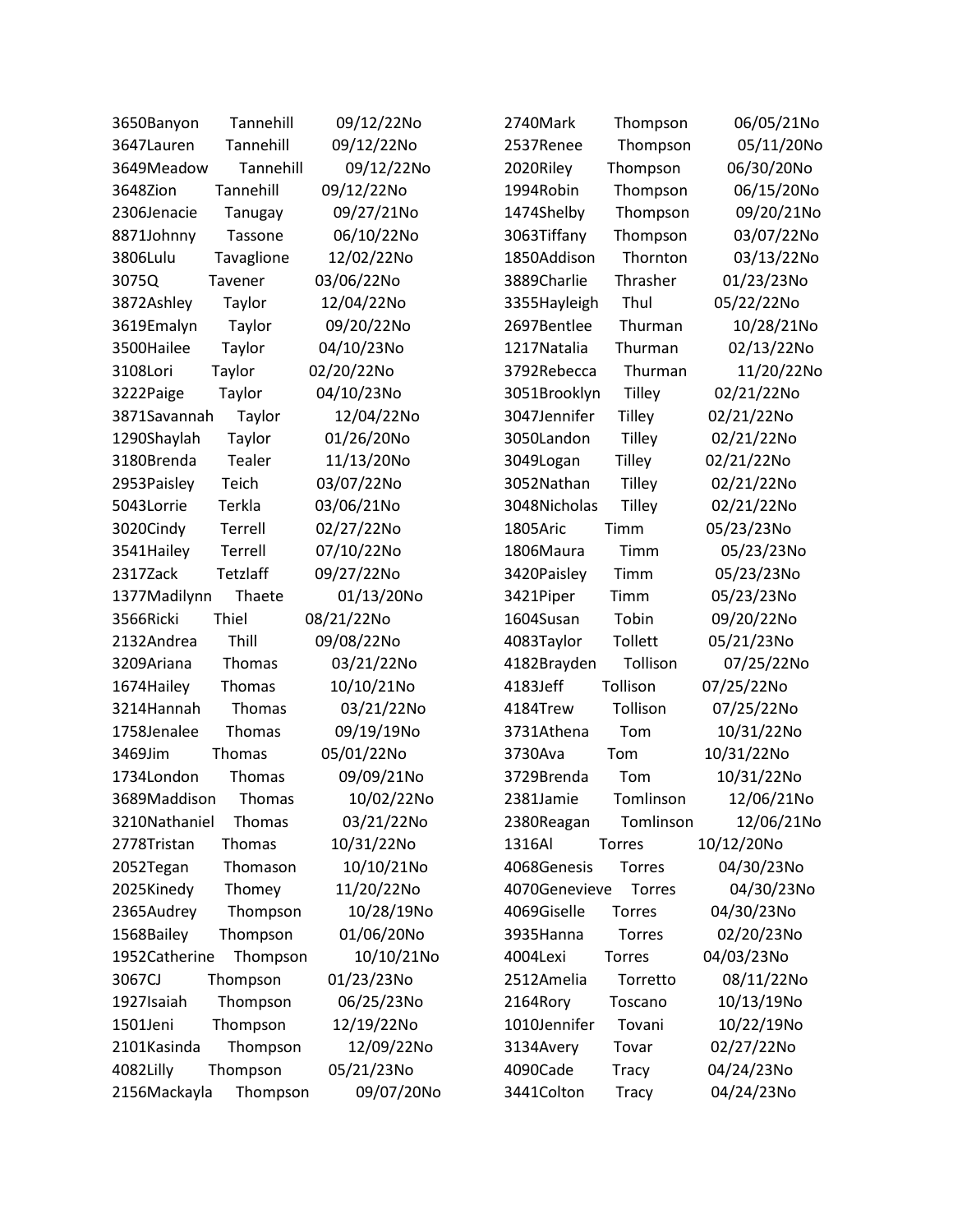3650Banyon Tannehill 09/12/22No
3647Lauren Tannehill 09/12/22No
3649Meadow Tannehill 09/12/22No
3648Zion Tannehill 09/12/22No
2306Jenacie Tanugay 09/27/21No
8871Johnny Tassone 06/10/22No
3806Lulu Tavaglione 12/02/22No
3075Q Tavener 03/06/22No
3872Ashley Taylor 12/04/22No
3619Emalyn Taylor 09/20/22No
3500Hailee Taylor 04/10/23No
3108Lori Taylor 02/20/22No
3222Paige Taylor 04/10/23No
3871Savannah Taylor 12/04/22No
1290Shaylah Taylor 01/26/20No
3180Brenda Tealer 11/13/20No
2953Paisley Teich 03/07/22No
5043Lorrie Terkla 03/06/21No
3020Cindy Terrell 02/27/22No
3541Hailey Terrell 07/10/22No
2317Zack Tetzlaff 09/27/22No
1377Madilynn Thaete 01/13/20No
3566Ricki Thiel 08/21/22No
2132Andrea Thill 09/08/22No
3209Ariana Thomas 03/21/22No
1674Hailey Thomas 10/10/21No
3214Hannah Thomas 03/21/22No
1758Jenalee Thomas 09/19/19No
3469Jim Thomas 05/01/22No
1734London Thomas 09/09/21No
3689Maddison Thomas 10/02/22No
3210Nathaniel Thomas 03/21/22No
2778Tristan Thomas 10/31/22No
2052Tegan Thomason 10/10/21No
2025Kinedy Thomey 11/20/22No
2365Audrey Thompson 10/28/19No
1568Bailey Thompson 01/06/20No
1952Catherine Thompson 10/10/21No
3067CJ Thompson 01/23/23No
1927Isaiah Thompson 06/25/23No
1501Jeni Thompson 12/19/22No
2101Kasinda Thompson 12/09/22No
4082Lilly Thompson 05/21/23No
2156Mackayla Thompson 09/07/20No
2740Mark Thompson 06/05/21No
2537Renee Thompson 05/11/20No
2020Riley Thompson 06/30/20No
1994Robin Thompson 06/15/20No
1474Shelby Thompson 09/20/21No
3063Tiffany Thompson 03/07/22No
1850Addison Thornton 03/13/22No
3889Charlie Thrasher 01/23/23No
3355Hayleigh Thul 05/22/22No
2697Bentlee Thurman 10/28/21No
1217Natalia Thurman 02/13/22No
3792Rebecca Thurman 11/20/22No
3051Brooklyn Tilley 02/21/22No
3047Jennifer Tilley 02/21/22No
3050Landon Tilley 02/21/22No
3049Logan Tilley 02/21/22No
3052Nathan Tilley 02/21/22No
3048Nicholas Tilley 02/21/22No
1805Aric Timm 05/23/23No
1806Maura Timm 05/23/23No
3420Paisley Timm 05/23/23No
3421Piper Timm 05/23/23No
1604Susan Tobin 09/20/22No
4083Taylor Tollett 05/21/23No
4182Brayden Tollison 07/25/22No
4183Jeff Tollison 07/25/22No
4184Trew Tollison 07/25/22No
3731Athena Tom 10/31/22No
3730Ava Tom 10/31/22No
3729Brenda Tom 10/31/22No
2381Jamie Tomlinson 12/06/21No
2380Reagan Tomlinson 12/06/21No
1316Al Torres 10/12/20No
4068Genesis Torres 04/30/23No
4070Genevieve Torres 04/30/23No
4069Giselle Torres 04/30/23No
3935Hanna Torres 02/20/23No
4004Lexi Torres 04/03/23No
2512Amelia Torretto 08/11/22No
2164Rory Toscano 10/13/19No
1010Jennifer Tovani 10/22/19No
3134Avery Tovar 02/27/22No
4090Cade Tracy 04/24/23No
3441Colton Tracy 04/24/23No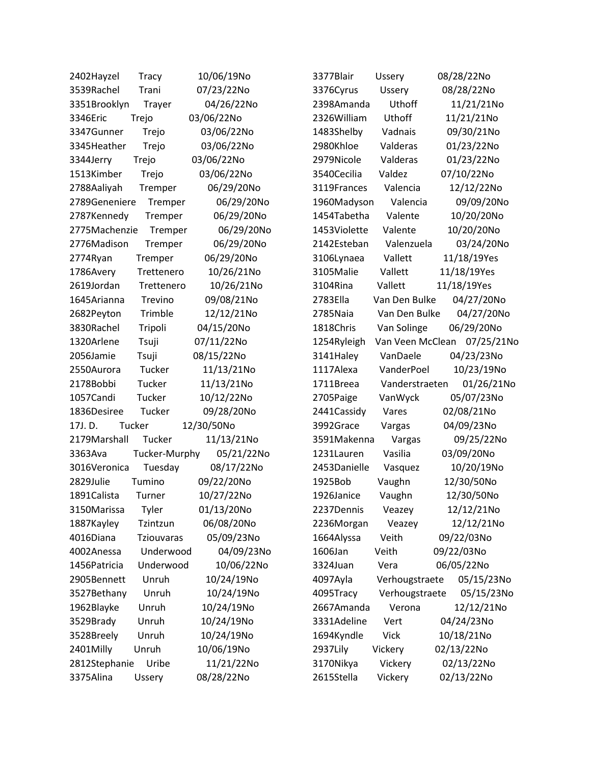2402Hayzel Tracy 10/06/19No
3539Rachel Trani 07/23/22No
3351Brooklyn Trayer 04/26/22No
3346Eric Trejo 03/06/22No
3347Gunner Trejo 03/06/22No
3345Heather Trejo 03/06/22No
3344Jerry Trejo 03/06/22No
1513Kimber Trejo 03/06/22No
2788Aaliyah Tremper 06/29/20No
2789Geneniere Tremper 06/29/20No
2787Kennedy Tremper 06/29/20No
2775Machenzie Tremper 06/29/20No
2776Madison Tremper 06/29/20No
2774Ryan Tremper 06/29/20No
1786Avery Trettenero 10/26/21No
2619Jordan Trettenero 10/26/21No
1645Arianna Trevino 09/08/21No
2682Peyton Trimble 12/12/21No
3830Rachel Tripoli 04/15/20No
1320Arlene Tsuji 07/11/22No
2056Jamie Tsuji 08/15/22No
2550Aurora Tucker 11/13/21No
2178Bobbi Tucker 11/13/21No
1057Candi Tucker 10/12/22No
1836Desiree Tucker 09/28/20No
17J. D. Tucker 12/30/50No
2179Marshall Tucker 11/13/21No
3363Ava Tucker-Murphy 05/21/22No
3016Veronica Tuesday 08/17/22No
2829Julie Tumino 09/22/20No
1891Calista Turner 10/27/22No
3150Marissa Tyler 01/13/20No
1887Kayley Tzintzun 06/08/20No
4016Diana Tziouvaras 05/09/23No
4002Anessa Underwood 04/09/23No
1456Patricia Underwood 10/06/22No
2905Bennett Unruh 10/24/19No
3527Bethany Unruh 10/24/19No
1962Blayke Unruh 10/24/19No
3529Brady Unruh 10/24/19No
3528Breely Unruh 10/24/19No
2401Milly Unruh 10/06/19No
2812Stephanie Uribe 11/21/22No
3375Alina Ussery 08/28/22No
3377Blair Ussery 08/28/22No
3376Cyrus Ussery 08/28/22No
2398Amanda Uthoff 11/21/21No
2326William Uthoff 11/21/21No
1483Shelby Vadnais 09/30/21No
2980Khloe Valderas 01/23/22No
2979Nicole Valderas 01/23/22No
3540Cecilia Valdez 07/10/22No
3119Frances Valencia 12/12/22No
1960Madyson Valencia 09/09/20No
1454Tabetha Valente 10/20/20No
1453Violette Valente 10/20/20No
2142Esteban Valenzuela 03/24/20No
3106Lynaea Vallett 11/18/19Yes
3105Malie Vallett 11/18/19Yes
3104Rina Vallett 11/18/19Yes
2783Ella Van Den Bulke 04/27/20No
2785Naia Van Den Bulke 04/27/20No
1818Chris Van Solinge 06/29/20No
1254Ryleigh Van Veen McClean 07/25/21No
3141Haley VanDaele 04/23/23No
1117Alexa VanderPoel 10/23/19No
1711Breea Vanderstraeten 01/26/21No
2705Paige VanWyck 05/07/23No
2441Cassidy Vares 02/08/21No
3992Grace Vargas 04/09/23No
3591Makenna Vargas 09/25/22No
1231Lauren Vasilia 03/09/20No
2453Danielle Vasquez 10/20/19No
1925Bob Vaughn 12/30/50No
1926Janice Vaughn 12/30/50No
2237Dennis Veazey 12/12/21No
2236Morgan Veazey 12/12/21No
1664Alyssa Veith 09/22/03No
1606Jan Veith 09/22/03No
3324Juan Vera 06/05/22No
4097Ayla Verhougstraete 05/15/23No
4095Tracy Verhougstraete 05/15/23No
2667Amanda Verona 12/12/21No
3331Adeline Vert 04/24/23No
1694Kyndle Vick 10/18/21No
2937Lily Vickery 02/13/22No
3170Nikya Vickery 02/13/22No
2615Stella Vickery 02/13/22No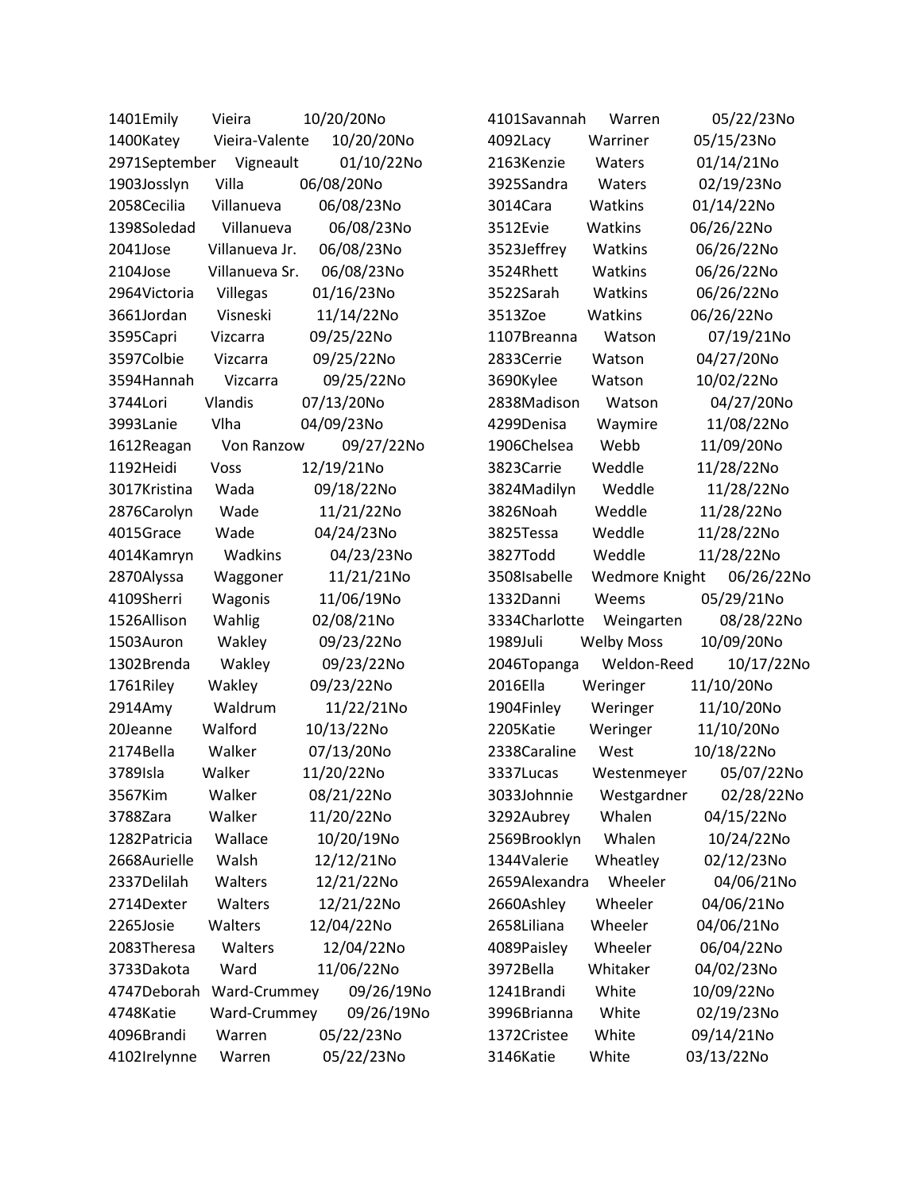1401Emily Vieira 10/20/20No
1400Katey Vieira-Valente 10/20/20No
2971September Vigneault 01/10/22No
1903Josslyn Villa 06/08/20No
2058Cecilia Villanueva 06/08/23No
1398Soledad Villanueva 06/08/23No
2041Jose Villanueva Jr. 06/08/23No
2104Jose Villanueva Sr. 06/08/23No
2964Victoria Villegas 01/16/23No
3661Jordan Visneski 11/14/22No
3595Capri Vizcarra 09/25/22No
3597Colbie Vizcarra 09/25/22No
3594Hannah Vizcarra 09/25/22No
3744Lori Vlandis 07/13/20No
3993Lanie Vlha 04/09/23No
1612Reagan Von Ranzow 09/27/22No
1192Heidi Voss 12/19/21No
3017Kristina Wada 09/18/22No
2876Carolyn Wade 11/21/22No
4015Grace Wade 04/24/23No
4014Kamryn Wadkins 04/23/23No
2870Alyssa Waggoner 11/21/21No
4109Sherri Wagonis 11/06/19No
1526Allison Wahlig 02/08/21No
1503Auron Wakley 09/23/22No
1302Brenda Wakley 09/23/22No
1761Riley Wakley 09/23/22No
2914Amy Waldrum 11/22/21No
20Jeanne Walford 10/13/22No
2174Bella Walker 07/13/20No
3789Isla Walker 11/20/22No
3567Kim Walker 08/21/22No
3788Zara Walker 11/20/22No
1282Patricia Wallace 10/20/19No
2668Aurielle Walsh 12/12/21No
2337Delilah Walters 12/21/22No
2714Dexter Walters 12/21/22No
2265Josie Walters 12/04/22No
2083Theresa Walters 12/04/22No
3733Dakota Ward 11/06/22No
4747Deborah Ward-Crummey 09/26/19No
4748Katie Ward-Crummey 09/26/19No
4096Brandi Warren 05/22/23No
4102Irelynne Warren 05/22/23No
4101Savannah Warren 05/22/23No
4092Lacy Warriner 05/15/23No
2163Kenzie Waters 01/14/21No
3925Sandra Waters 02/19/23No
3014Cara Watkins 01/14/22No
3512Evie Watkins 06/26/22No
3523Jeffrey Watkins 06/26/22No
3524Rhett Watkins 06/26/22No
3522Sarah Watkins 06/26/22No
3513Zoe Watkins 06/26/22No
1107Breanna Watson 07/19/21No
2833Cerrie Watson 04/27/20No
3690Kylee Watson 10/02/22No
2838Madison Watson 04/27/20No
4299Denisa Waymire 11/08/22No
1906Chelsea Webb 11/09/20No
3823Carrie Weddle 11/28/22No
3824Madilyn Weddle 11/28/22No
3826Noah Weddle 11/28/22No
3825Tessa Weddle 11/28/22No
3827Todd Weddle 11/28/22No
3508Isabelle Wedmore Knight 06/26/22No
1332Danni Weems 05/29/21No
3334Charlotte Weingarten 08/28/22No
1989Juli Welby Moss 10/09/20No
2046Topanga Weldon-Reed 10/17/22No
2016Ella Weringer 11/10/20No
1904Finley Weringer 11/10/20No
2205Katie Weringer 11/10/20No
2338Caraline West 10/18/22No
3337Lucas Westenmeyer 05/07/22No
3033Johnnie Westgardner 02/28/22No
3292Aubrey Whalen 04/15/22No
2569Brooklyn Whalen 10/24/22No
1344Valerie Wheatley 02/12/23No
2659Alexandra Wheeler 04/06/21No
2660Ashley Wheeler 04/06/21No
2658Liliana Wheeler 04/06/21No
4089Paisley Wheeler 06/04/22No
3972Bella Whitaker 04/02/23No
1241Brandi White 10/09/22No
3996Brianna White 02/19/23No
1372Cristee White 09/14/21No
3146Katie White 03/13/22No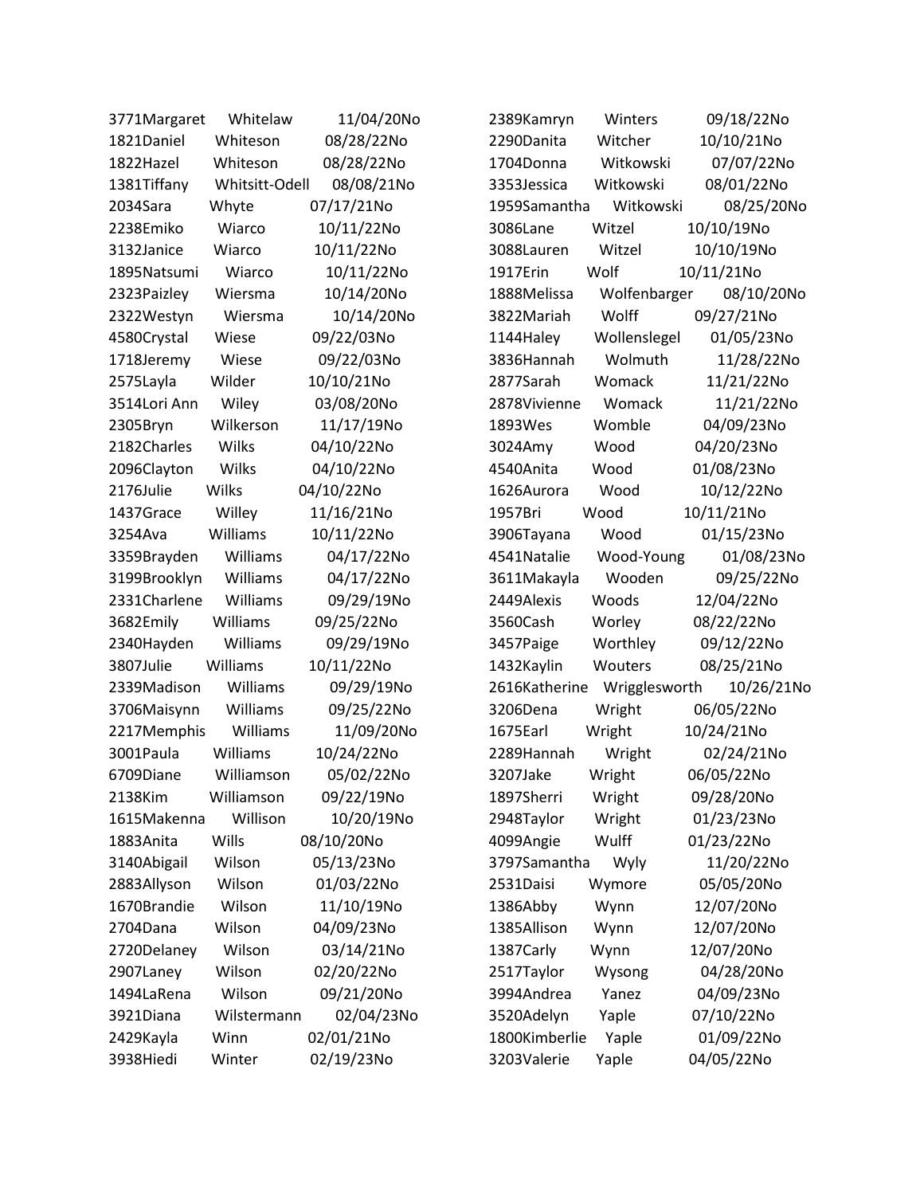3771Margaret Whitelaw 11/04/20No
1821Daniel Whiteson 08/28/22No
1822Hazel Whiteson 08/28/22No
1381Tiffany Whitsitt-Odell 08/08/21No
2034Sara Whyte 07/17/21No
2238Emiko Wiarco 10/11/22No
3132Janice Wiarco 10/11/22No
1895Natsumi Wiarco 10/11/22No
2323Paizley Wiersma 10/14/20No
2322Westyn Wiersma 10/14/20No
4580Crystal Wiese 09/22/03No
1718Jeremy Wiese 09/22/03No
2575Layla Wilder 10/10/21No
3514Lori Ann Wiley 03/08/20No
2305Bryn Wilkerson 11/17/19No
2182Charles Wilks 04/10/22No
2096Clayton Wilks 04/10/22No
2176Julie Wilks 04/10/22No
1437Grace Willey 11/16/21No
3254Ava Williams 10/11/22No
3359Brayden Williams 04/17/22No
3199Brooklyn Williams 04/17/22No
2331Charlene Williams 09/29/19No
3682Emily Williams 09/25/22No
2340Hayden Williams 09/29/19No
3807Julie Williams 10/11/22No
2339Madison Williams 09/29/19No
3706Maisynn Williams 09/25/22No
2217Memphis Williams 11/09/20No
3001Paula Williams 10/24/22No
6709Diane Williamson 05/02/22No
2138Kim Williamson 09/22/19No
1615Makenna Willison 10/20/19No
1883Anita Wills 08/10/20No
3140Abigail Wilson 05/13/23No
2883Allyson Wilson 01/03/22No
1670Brandie Wilson 11/10/19No
2704Dana Wilson 04/09/23No
2720Delaney Wilson 03/14/21No
2907Laney Wilson 02/20/22No
1494LaRena Wilson 09/21/20No
3921Diana Wilstermann 02/04/23No
2429Kayla Winn 02/01/21No
3938Hiedi Winter 02/19/23No
2389Kamryn Winters 09/18/22No
2290Danita Witcher 10/10/21No
1704Donna Witkowski 07/07/22No
3353Jessica Witkowski 08/01/22No
1959Samantha Witkowski 08/25/20No
3086Lane Witzel 10/10/19No
3088Lauren Witzel 10/10/19No
1917Erin Wolf 10/11/21No
1888Melissa Wolfenbarger 08/10/20No
3822Mariah Wolff 09/27/21No
1144Haley Wollenslegel 01/05/23No
3836Hannah Wolmuth 11/28/22No
2877Sarah Womack 11/21/22No
2878Vivienne Womack 11/21/22No
1893Wes Womble 04/09/23No
3024Amy Wood 04/20/23No
4540Anita Wood 01/08/23No
1626Aurora Wood 10/12/22No
1957Bri Wood 10/11/21No
3906Tayana Wood 01/15/23No
4541Natalie Wood-Young 01/08/23No
3611Makayla Wooden 09/25/22No
2449Alexis Woods 12/04/22No
3560Cash Worley 08/22/22No
3457Paige Worthley 09/12/22No
1432Kaylin Wouters 08/25/21No
2616Katherine Wrigglesworth 10/26/21No
3206Dena Wright 06/05/22No
1675Earl Wright 10/24/21No
2289Hannah Wright 02/24/21No
3207Jake Wright 06/05/22No
1897Sherri Wright 09/28/20No
2948Taylor Wright 01/23/23No
4099Angie Wulff 01/23/22No
3797Samantha Wyly 11/20/22No
2531Daisi Wymore 05/05/20No
1386Abby Wynn 12/07/20No
1385Allison Wynn 12/07/20No
1387Carly Wynn 12/07/20No
2517Taylor Wysong 04/28/20No
3994Andrea Yanez 04/09/23No
3520Adelyn Yaple 07/10/22No
1800Kimberlie Yaple 01/09/22No
3203Valerie Yaple 04/05/22No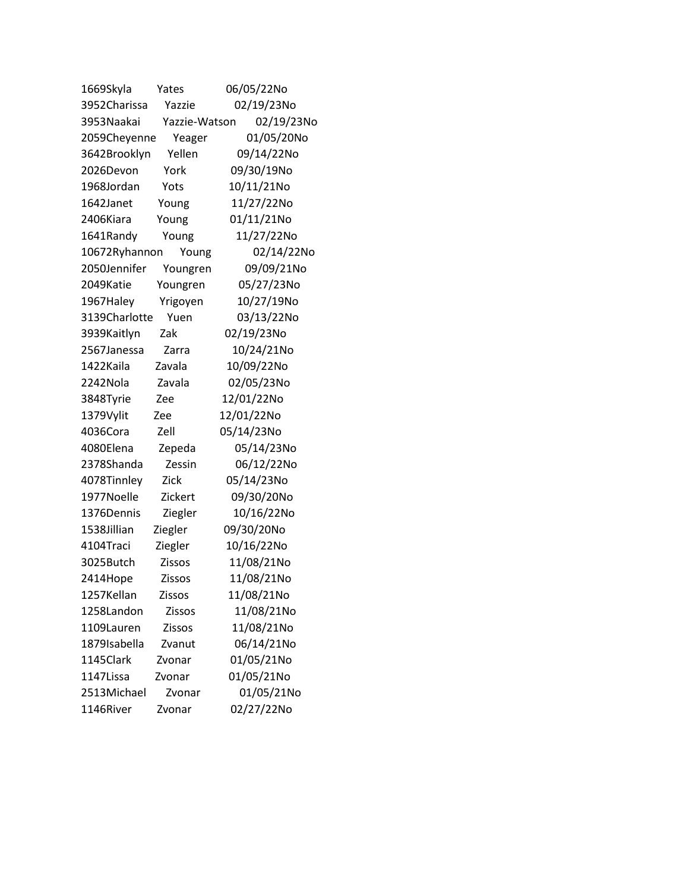| | | |
|---|---|---|
| 1669Skyla | Yates | 06/05/22No |
| 3952Charissa | Yazzie | 02/19/23No |
| 3953Naakai | Yazzie-Watson | 02/19/23No |
| 2059Cheyenne | Yeager | 01/05/20No |
| 3642Brooklyn | Yellen | 09/14/22No |
| 2026Devon | York | 09/30/19No |
| 1968Jordan | Yots | 10/11/21No |
| 1642Janet | Young | 11/27/22No |
| 2406Kiara | Young | 01/11/21No |
| 1641Randy | Young | 11/27/22No |
| 10672Ryhannon | Young | 02/14/22No |
| 2050Jennifer | Youngren | 09/09/21No |
| 2049Katie | Youngren | 05/27/23No |
| 1967Haley | Yrigoyen | 10/27/19No |
| 3139Charlotte | Yuen | 03/13/22No |
| 3939Kaitlyn | Zak | 02/19/23No |
| 2567Janessa | Zarra | 10/24/21No |
| 1422Kaila | Zavala | 10/09/22No |
| 2242Nola | Zavala | 02/05/23No |
| 3848Tyrie | Zee | 12/01/22No |
| 1379Vylit | Zee | 12/01/22No |
| 4036Cora | Zell | 05/14/23No |
| 4080Elena | Zepeda | 05/14/23No |
| 2378Shanda | Zessin | 06/12/22No |
| 4078Tinnley | Zick | 05/14/23No |
| 1977Noelle | Zickert | 09/30/20No |
| 1376Dennis | Ziegler | 10/16/22No |
| 1538Jillian | Ziegler | 09/30/20No |
| 4104Traci | Ziegler | 10/16/22No |
| 3025Butch | Zissos | 11/08/21No |
| 2414Hope | Zissos | 11/08/21No |
| 1257Kellan | Zissos | 11/08/21No |
| 1258Landon | Zissos | 11/08/21No |
| 1109Lauren | Zissos | 11/08/21No |
| 1879Isabella | Zvanut | 06/14/21No |
| 1145Clark | Zvonar | 01/05/21No |
| 1147Lissa | Zvonar | 01/05/21No |
| 2513Michael | Zvonar | 01/05/21No |
| 1146River | Zvonar | 02/27/22No |